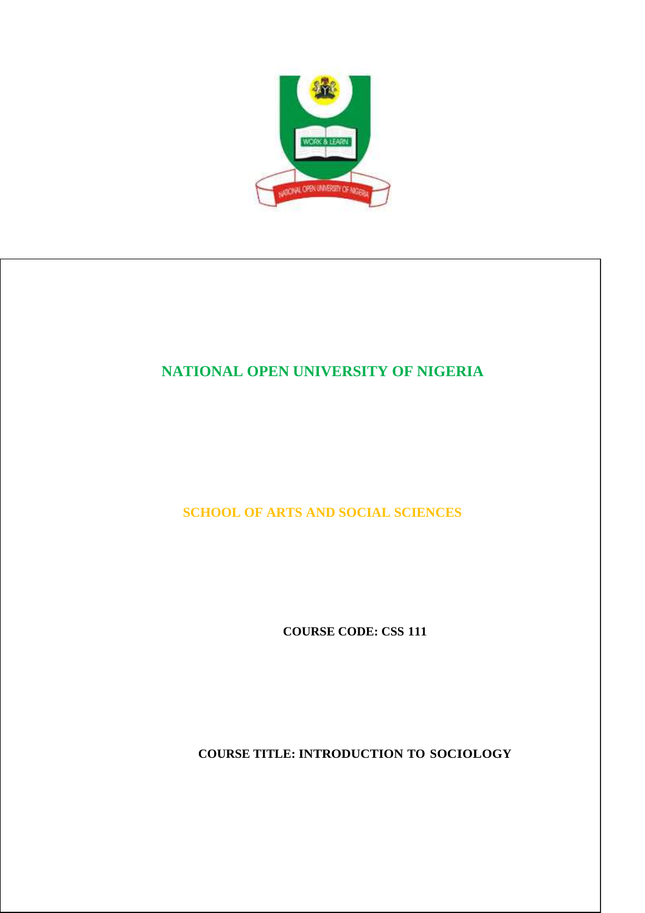# NATIONAL OPEN UNIVERSITY OF NIGERIA

## SCHOOL OF ARTS AND SOCIAL SCIENCES

**COURSE CODE: CSS 111**

**COURSE TITLE: INTRODUCTION TO SOCIOLOGY**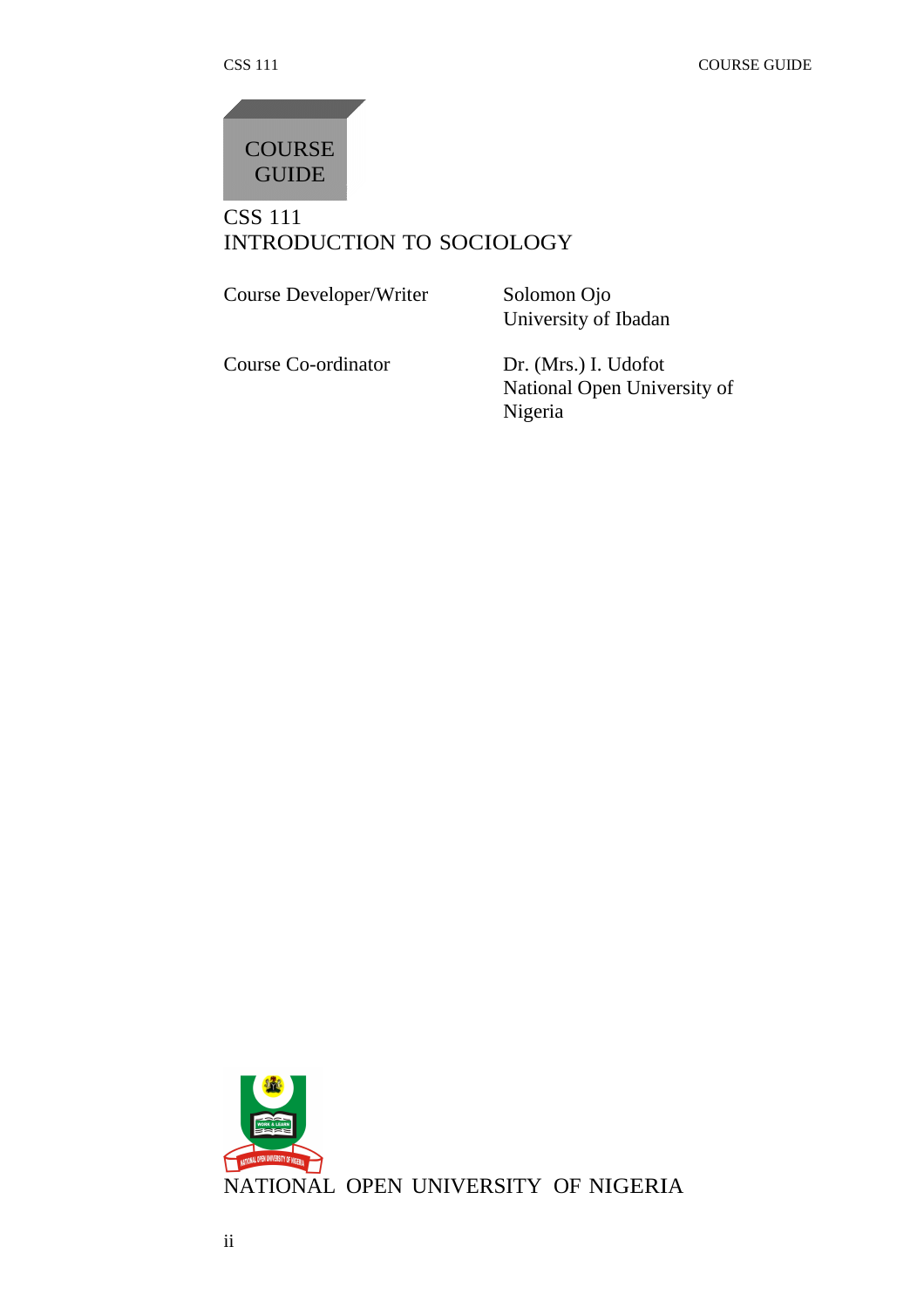# COURSE GUIDE

## CSS 111
## INTRODUCTION TO SOCIOLOGY

| | |
|---|---|
| Course Developer/Writer | Solomon Ojo<br>University of Ibadan |
| Course Co-ordinator | Dr. (Mrs.) I. Udofot<br>National Open University of Nigeria |

NATIONAL OPEN UNIVERSITY OF NIGERIA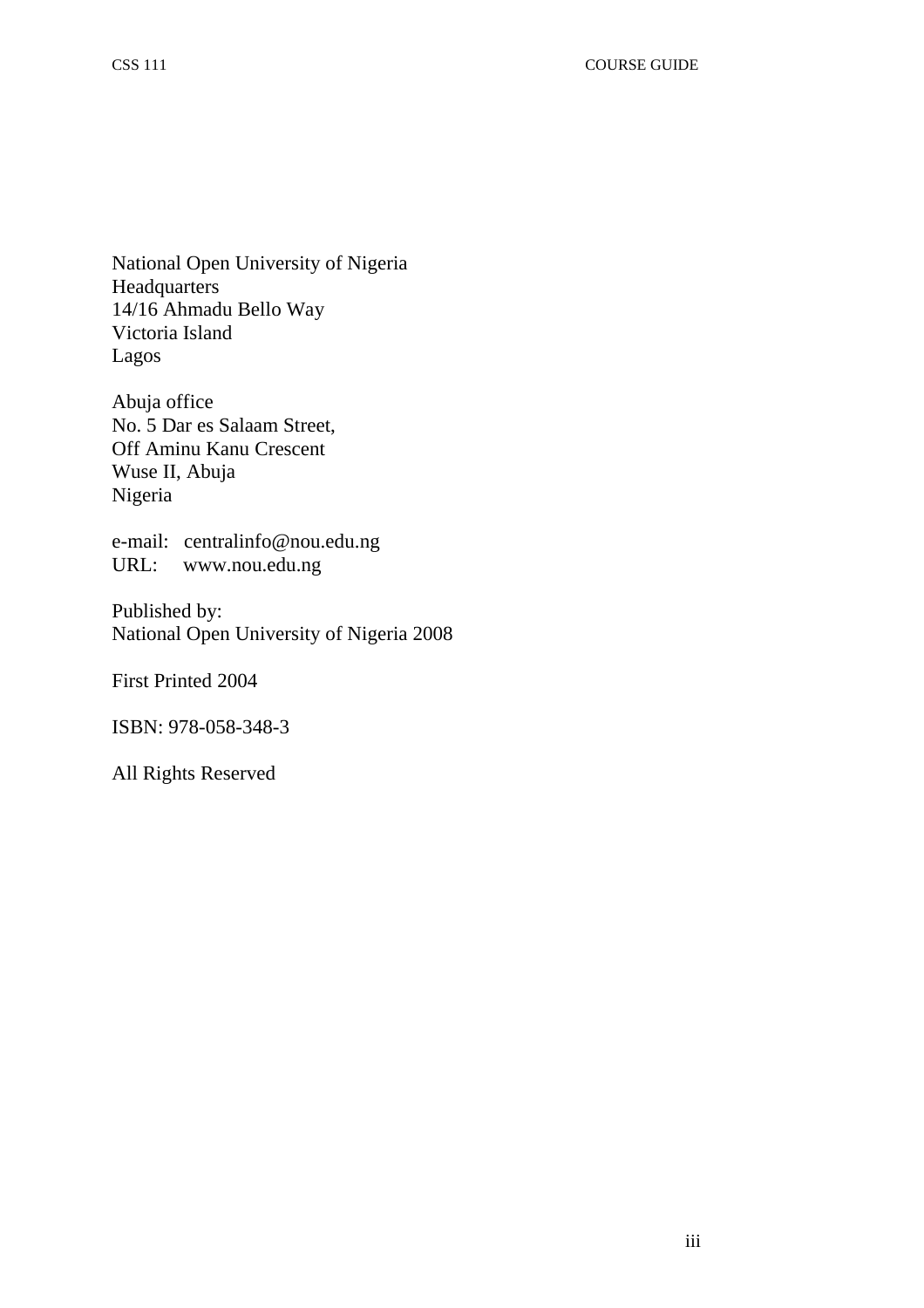National Open University of Nigeria
Headquarters
14/16 Ahmadu Bello Way
Victoria Island
Lagos

Abuja office
No. 5 Dar es Salaam Street,
Off Aminu Kanu Crescent
Wuse II, Abuja
Nigeria

e-mail: centralinfo@nou.edu.ng
URL: www.nou.edu.ng

Published by:
National Open University of Nigeria 2008

First Printed 2004

ISBN: 978-058-348-3

All Rights Reserved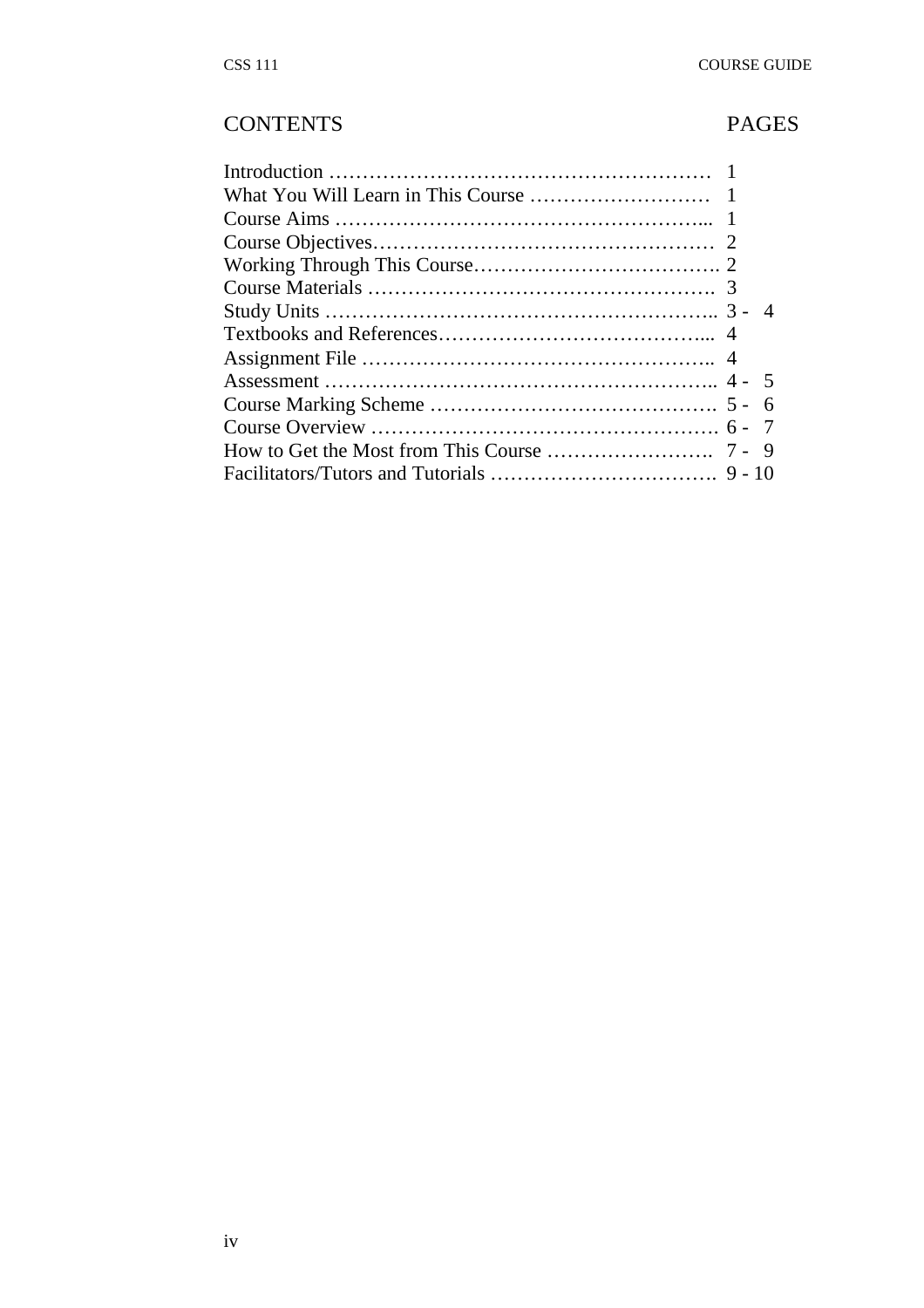| CONTENTS | PAGES |
| --- | --- |
| Introduction | 1 |
| What You Will Learn in This Course | 1 |
| Course Aims | 1 |
| Course Objectives | 2 |
| Working Through This Course | 2 |
| Course Materials | 3 |
| Study Units | 3 - 4 |
| Textbooks and References | 4 |
| Assignment File | 4 |
| Assessment | 4 - 5 |
| Course Marking Scheme | 5 - 6 |
| Course Overview | 6 - 7 |
| How to Get the Most from This Course | 7 - 9 |
| Facilitators/Tutors and Tutorials | 9 - 10 |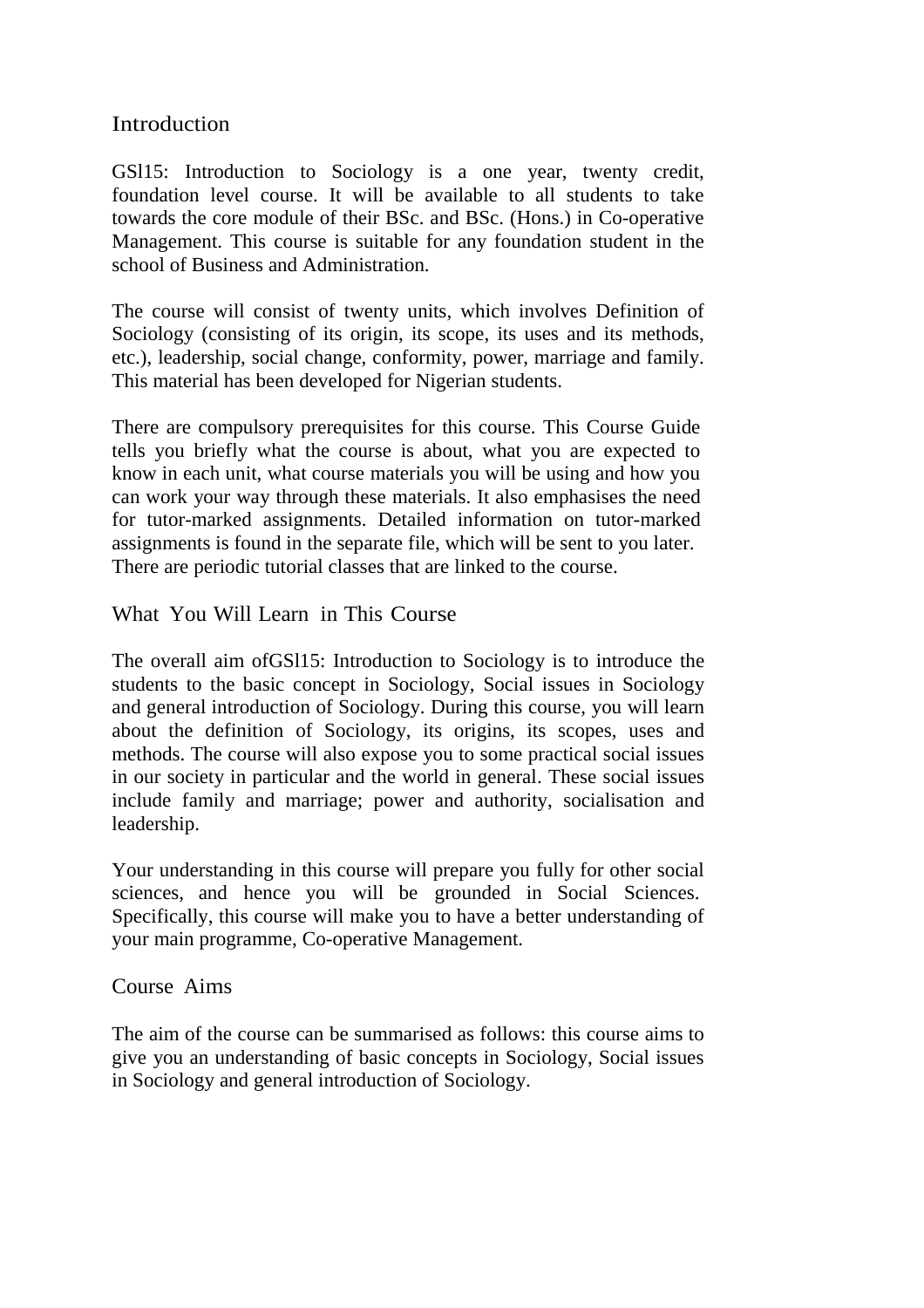## Introduction

GSl15: Introduction to Sociology is a one year, twenty credit, foundation level course. It will be available to all students to take towards the core module of their BSc. and BSc. (Hons.) in Co-operative Management. This course is suitable for any foundation student in the school of Business and Administration.

The course will consist of twenty units, which involves Definition of Sociology (consisting of its origin, its scope, its uses and its methods, etc.), leadership, social change, conformity, power, marriage and family. This material has been developed for Nigerian students.

There are compulsory prerequisites for this course. This Course Guide tells you briefly what the course is about, what you are expected to know in each unit, what course materials you will be using and how you can work your way through these materials. It also emphasises the need for tutor-marked assignments. Detailed information on tutor-marked assignments is found in the separate file, which will be sent to you later. There are periodic tutorial classes that are linked to the course.

## What You Will Learn in This Course

The overall aim ofGSl15: Introduction to Sociology is to introduce the students to the basic concept in Sociology, Social issues in Sociology and general introduction of Sociology. During this course, you will learn about the definition of Sociology, its origins, its scopes, uses and methods. The course will also expose you to some practical social issues in our society in particular and the world in general. These social issues include family and marriage; power and authority, socialisation and leadership.

Your understanding in this course will prepare you fully for other social sciences, and hence you will be grounded in Social Sciences. Specifically, this course will make you to have a better understanding of your main programme, Co-operative Management.

## Course Aims

The aim of the course can be summarised as follows: this course aims to give you an understanding of basic concepts in Sociology, Social issues in Sociology and general introduction of Sociology.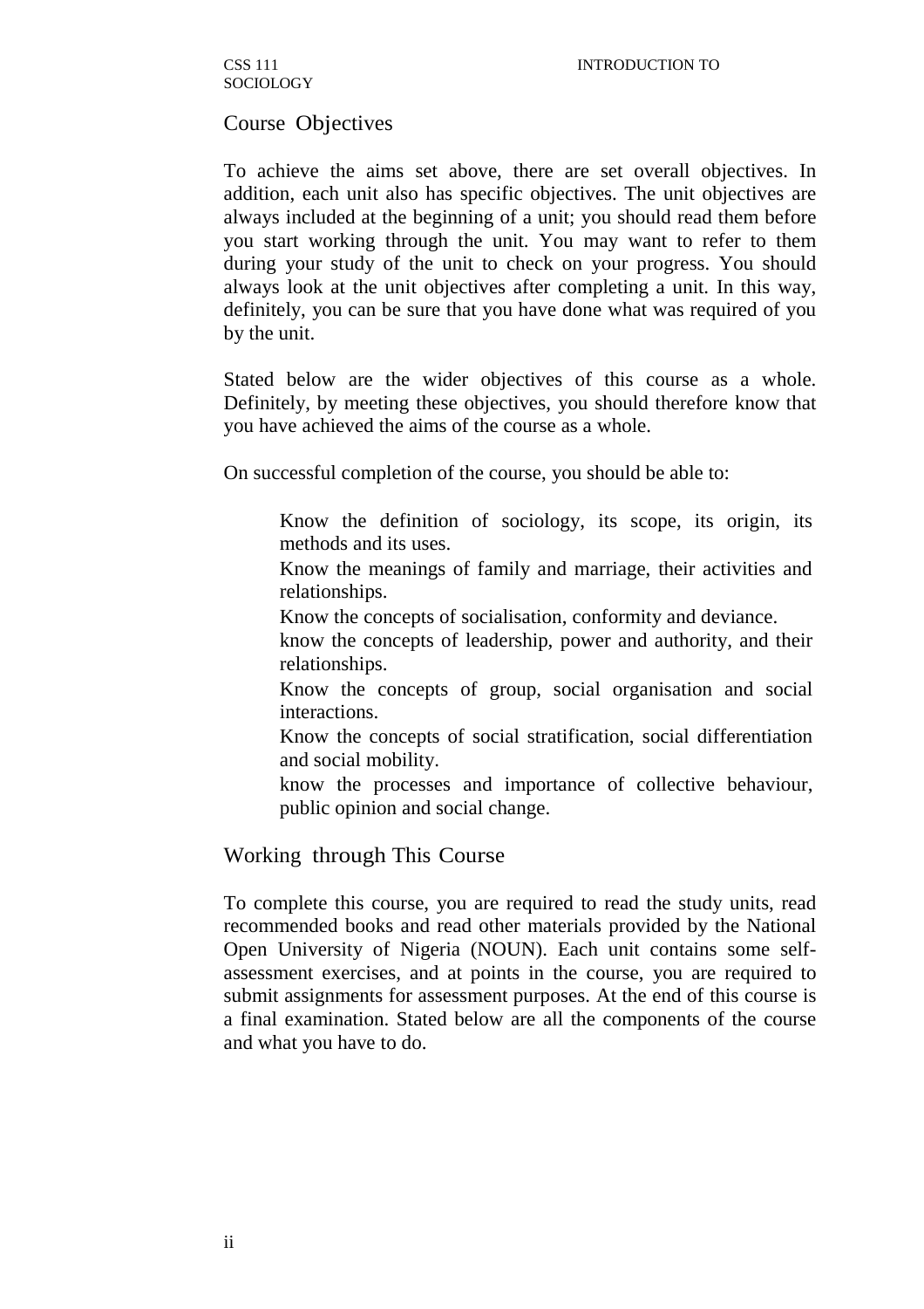## Course Objectives

To achieve the aims set above, there are set overall objectives. In addition, each unit also has specific objectives. The unit objectives are always included at the beginning of a unit; you should read them before you start working through the unit. You may want to refer to them during your study of the unit to check on your progress. You should always look at the unit objectives after completing a unit. In this way, definitely, you can be sure that you have done what was required of you by the unit.

Stated below are the wider objectives of this course as a whole. Definitely, by meeting these objectives, you should therefore know that you have achieved the aims of the course as a whole.

On successful completion of the course, you should be able to:

- Know the definition of sociology, its scope, its origin, its methods and its uses.
- Know the meanings of family and marriage, their activities and relationships.
- Know the concepts of socialisation, conformity and deviance.
- know the concepts of leadership, power and authority, and their relationships.
- Know the concepts of group, social organisation and social interactions.
- Know the concepts of social stratification, social differentiation and social mobility.
- know the processes and importance of collective behaviour, public opinion and social change.

## Working through This Course

To complete this course, you are required to read the study units, read recommended books and read other materials provided by the National Open University of Nigeria (NOUN). Each unit contains some self-assessment exercises, and at points in the course, you are required to submit assignments for assessment purposes. At the end of this course is a final examination. Stated below are all the components of the course and what you have to do.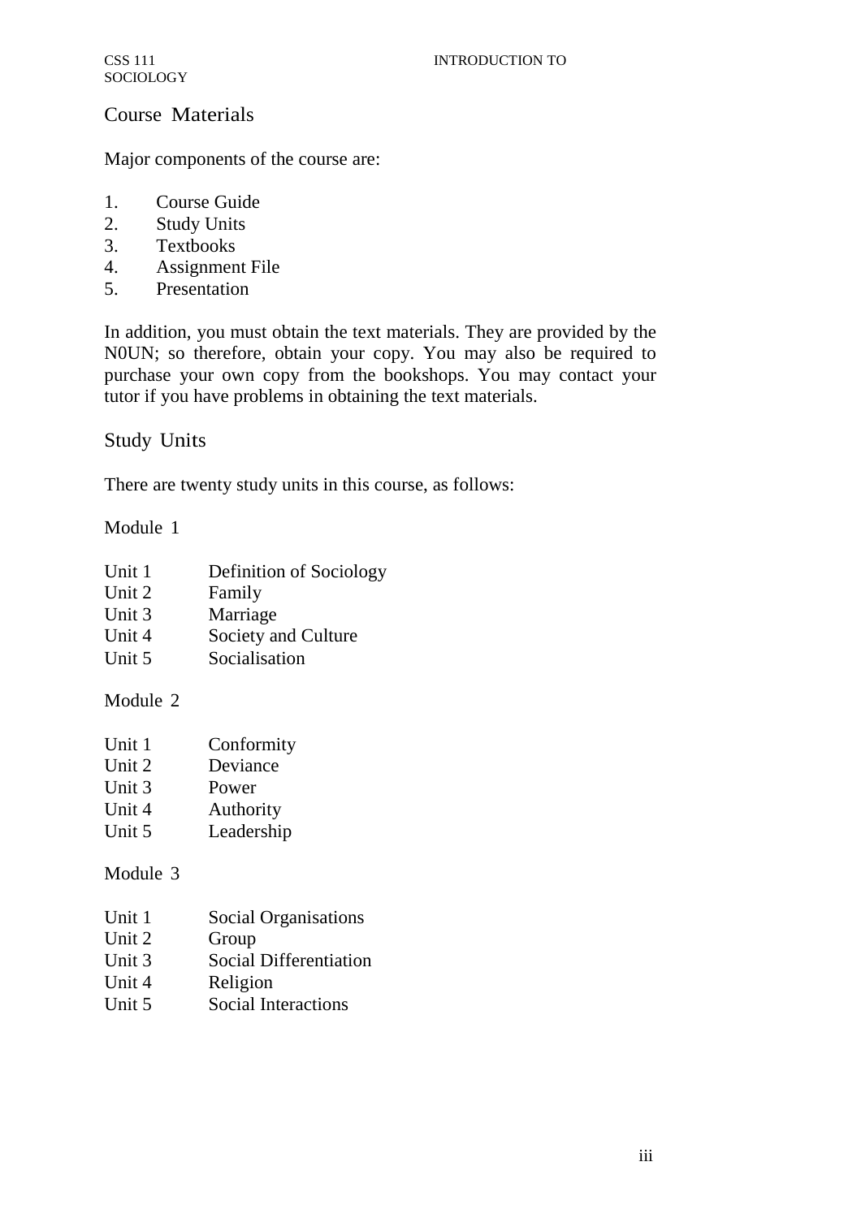## Course Materials

Major components of the course are:

1. Course Guide
2. Study Units
3. Textbooks
4. Assignment File
5. Presentation

In addition, you must obtain the text materials. They are provided by the N0UN; so therefore, obtain your copy. You may also be required to purchase your own copy from the bookshops. You may contact your tutor if you have problems in obtaining the text materials.

## Study Units

There are twenty study units in this course, as follows:

### Module 1

Unit 1 Definition of Sociology
Unit 2 Family
Unit 3 Marriage
Unit 4 Society and Culture
Unit 5 Socialisation

### Module 2

Unit 1 Conformity
Unit 2 Deviance
Unit 3 Power
Unit 4 Authority
Unit 5 Leadership

### Module 3

Unit 1 Social Organisations
Unit 2 Group
Unit 3 Social Differentiation
Unit 4 Religion
Unit 5 Social Interactions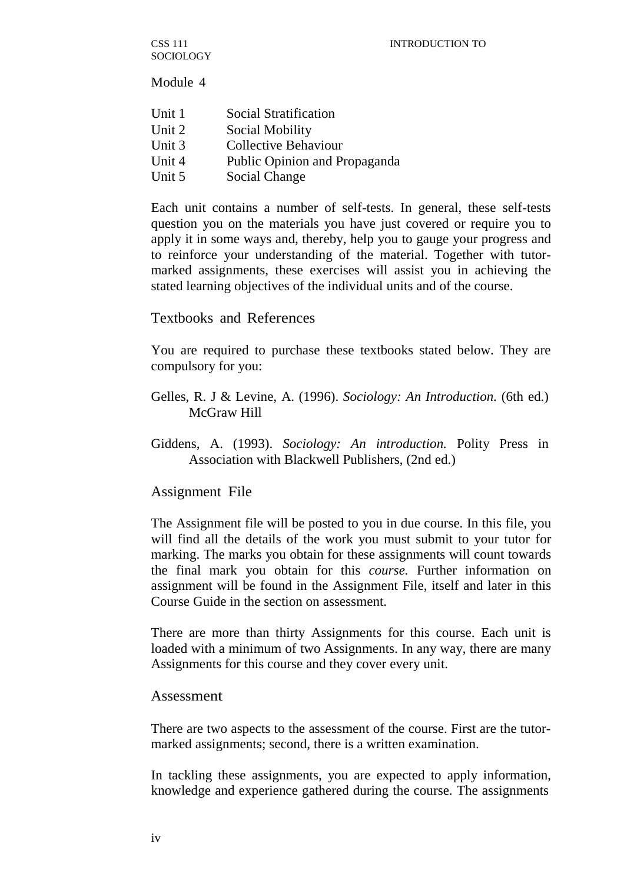Module 4

| | |
|---|---|
| Unit 1 | Social Stratification |
| Unit 2 | Social Mobility |
| Unit 3 | Collective Behaviour |
| Unit 4 | Public Opinion and Propaganda |
| Unit 5 | Social Change |

Each unit contains a number of self-tests. In general, these self-tests question you on the materials you have just covered or require you to apply it in some ways and, thereby, help you to gauge your progress and to reinforce your understanding of the material. Together with tutor-marked assignments, these exercises will assist you in achieving the stated learning objectives of the individual units and of the course.

## Textbooks and References

You are required to purchase these textbooks stated below. They are compulsory for you:

Gelles, R. J & Levine, A. (1996). *Sociology: An Introduction.* (6th ed.) McGraw Hill

Giddens, A. (1993). *Sociology: An introduction.* Polity Press in Association with Blackwell Publishers, (2nd ed.)

## Assignment File

The Assignment file will be posted to you in due course. In this file, you will find all the details of the work you must submit to your tutor for marking. The marks you obtain for these assignments will count towards the final mark you obtain for this *course.* Further information on assignment will be found in the Assignment File, itself and later in this Course Guide in the section on assessment.

There are more than thirty Assignments for this course. Each unit is loaded with a minimum of two Assignments. In any way, there are many Assignments for this course and they cover every unit.

## Assessment

There are two aspects to the assessment of the course. First are the tutor-marked assignments; second, there is a written examination.

In tackling these assignments, you are expected to apply information, knowledge and experience gathered during the course. The assignments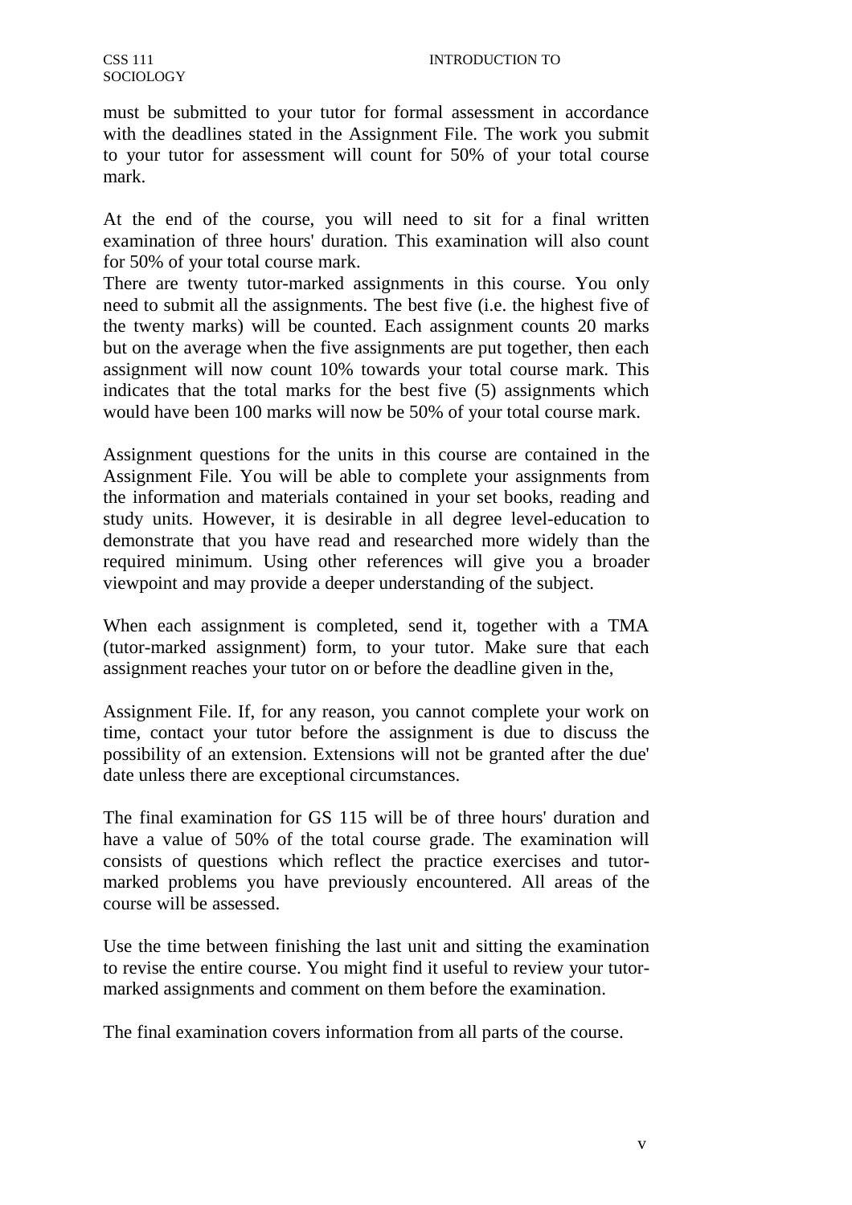must be submitted to your tutor for formal assessment in accordance with the deadlines stated in the Assignment File. The work you submit to your tutor for assessment will count for 50% of your total course mark.

At the end of the course, you will need to sit for a final written examination of three hours' duration. This examination will also count for 50% of your total course mark.

There are twenty tutor-marked assignments in this course. You only need to submit all the assignments. The best five (i.e. the highest five of the twenty marks) will be counted. Each assignment counts 20 marks but on the average when the five assignments are put together, then each assignment will now count 10% towards your total course mark. This indicates that the total marks for the best five (5) assignments which would have been 100 marks will now be 50% of your total course mark.

Assignment questions for the units in this course are contained in the Assignment File. You will be able to complete your assignments from the information and materials contained in your set books, reading and study units. However, it is desirable in all degree level-education to demonstrate that you have read and researched more widely than the required minimum. Using other references will give you a broader viewpoint and may provide a deeper understanding of the subject.

When each assignment is completed, send it, together with a TMA (tutor-marked assignment) form, to your tutor. Make sure that each assignment reaches your tutor on or before the deadline given in the,

Assignment File. If, for any reason, you cannot complete your work on time, contact your tutor before the assignment is due to discuss the possibility of an extension. Extensions will not be granted after the due' date unless there are exceptional circumstances.

The final examination for GS 115 will be of three hours' duration and have a value of 50% of the total course grade. The examination will consists of questions which reflect the practice exercises and tutor-marked problems you have previously encountered. All areas of the course will be assessed.

Use the time between finishing the last unit and sitting the examination to revise the entire course. You might find it useful to review your tutor-marked assignments and comment on them before the examination.

The final examination covers information from all parts of the course.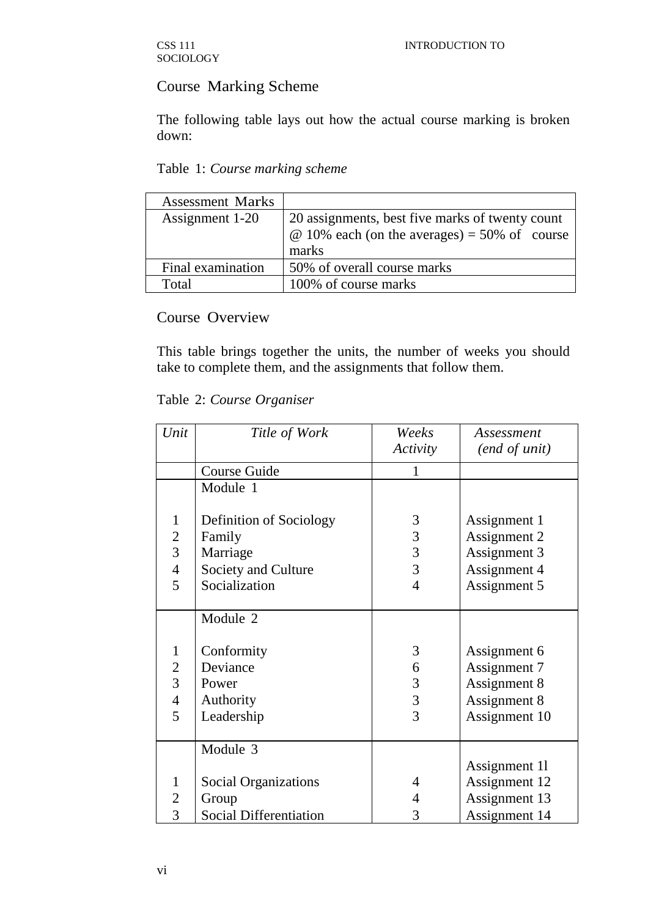## Course Marking Scheme

The following table lays out how the actual course marking is broken down:

Table 1: *Course marking scheme*

| Assessment Marks | |
|---|---|
| Assignment 1-20 | 20 assignments, best five marks of twenty count @ 10% each (on the averages) = 50% of course marks |
| Final examination | 50% of overall course marks |
| Total | 100% of course marks |

## Course Overview

This table brings together the units, the number of weeks you should take to complete them, and the assignments that follow them.

Table 2: *Course Organiser*

| *Unit* | *Title of Work* | *Weeks Activity* | *Assessment (end of unit)* |
|---|---|---|---|
| | Course Guide | 1 | |
| | Module 1 | | |
| 1 | Definition of Sociology | 3 | Assignment 1 |
| 2 | Family | 3 | Assignment 2 |
| 3 | Marriage | 3 | Assignment 3 |
| 4 | Society and Culture | 3 | Assignment 4 |
| 5 | Socialization | 4 | Assignment 5 |
| | Module 2 | | |
| 1 | Conformity | 3 | Assignment 6 |
| 2 | Deviance | 6 | Assignment 7 |
| 3 | Power | 3 | Assignment 8 |
| 4 | Authority | 3 | Assignment 8 |
| 5 | Leadership | 3 | Assignment 10 |
| | Module 3 | | |
| | | | Assignment 1l |
| 1 | Social Organizations | 4 | Assignment 12 |
| 2 | Group | 4 | Assignment 13 |
| 3 | Social Differentiation | 3 | Assignment 14 |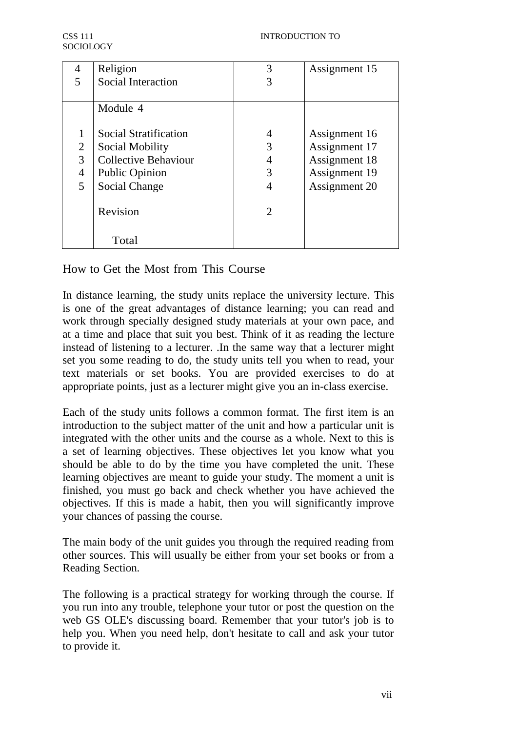| | | | |
|---|---|---|---|
| 4 | Religion | 3 | Assignment 15 |
| 5 | Social Interaction | 3 | |
| | Module 4 | | |
| 1 | Social Stratification | 4 | Assignment 16 |
| 2 | Social Mobility | 3 | Assignment 17 |
| 3 | Collective Behaviour | 4 | Assignment 18 |
| 4 | Public Opinion | 3 | Assignment 19 |
| 5 | Social Change | 4 | Assignment 20 |
| | Revision | 2 | |
| | Total | | |

## How to Get the Most from This Course

In distance learning, the study units replace the university lecture. This is one of the great advantages of distance learning; you can read and work through specially designed study materials at your own pace, and at a time and place that suit you best. Think of it as reading the lecture instead of listening to a lecturer. .In the same way that a lecturer might set you some reading to do, the study units tell you when to read, your text materials or set books. You are provided exercises to do at appropriate points, just as a lecturer might give you an in-class exercise.

Each of the study units follows a common format. The first item is an introduction to the subject matter of the unit and how a particular unit is integrated with the other units and the course as a whole. Next to this is a set of learning objectives. These objectives let you know what you should be able to do by the time you have completed the unit. These learning objectives are meant to guide your study. The moment a unit is finished, you must go back and check whether you have achieved the objectives. If this is made a habit, then you will significantly improve your chances of passing the course.

The main body of the unit guides you through the required reading from other sources. This will usually be either from your set books or from a Reading Section.

The following is a practical strategy for working through the course. If you run into any trouble, telephone your tutor or post the question on the web GS OLE's discussing board. Remember that your tutor's job is to help you. When you need help, don't hesitate to call and ask your tutor to provide it.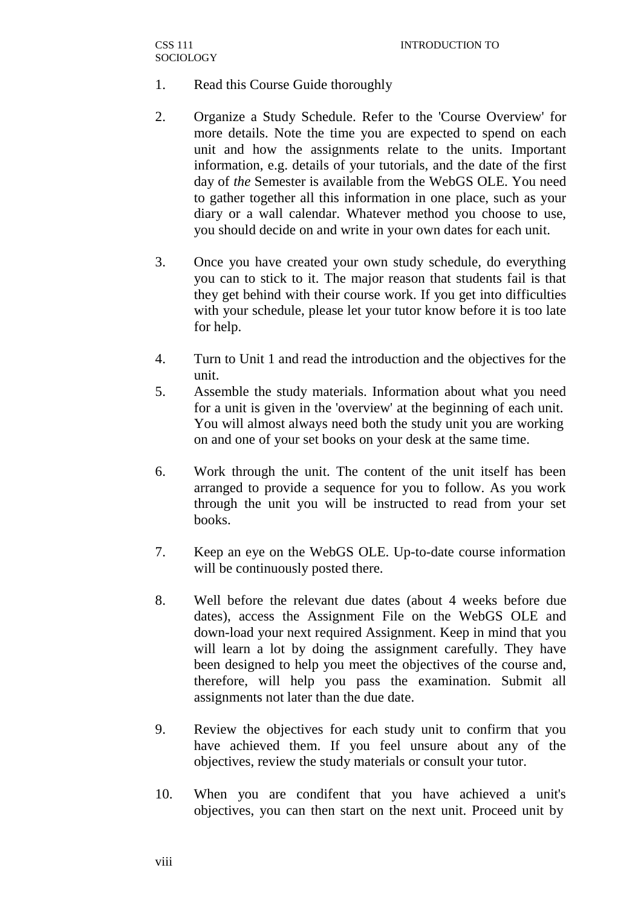1. Read this Course Guide thoroughly

2. Organize a Study Schedule. Refer to the 'Course Overview' for more details. Note the time you are expected to spend on each unit and how the assignments relate to the units. Important information, e.g. details of your tutorials, and the date of the first day of *the* Semester is available from the WebGS OLE. You need to gather together all this information in one place, such as your diary or a wall calendar. Whatever method you choose to use, you should decide on and write in your own dates for each unit.

3. Once you have created your own study schedule, do everything you can to stick to it. The major reason that students fail is that they get behind with their course work. If you get into difficulties with your schedule, please let your tutor know before it is too late for help.

4. Turn to Unit 1 and read the introduction and the objectives for the unit.

5. Assemble the study materials. Information about what you need for a unit is given in the 'overview' at the beginning of each unit. You will almost always need both the study unit you are working on and one of your set books on your desk at the same time.

6. Work through the unit. The content of the unit itself has been arranged to provide a sequence for you to follow. As you work through the unit you will be instructed to read from your set books.

7. Keep an eye on the WebGS OLE. Up-to-date course information will be continuously posted there.

8. Well before the relevant due dates (about 4 weeks before due dates), access the Assignment File on the WebGS OLE and down-load your next required Assignment. Keep in mind that you will learn a lot by doing the assignment carefully. They have been designed to help you meet the objectives of the course and, therefore, will help you pass the examination. Submit all assignments not later than the due date.

9. Review the objectives for each study unit to confirm that you have achieved them. If you feel unsure about any of the objectives, review the study materials or consult your tutor.

10. When you are condifent that you have achieved a unit's objectives, you can then start on the next unit. Proceed unit by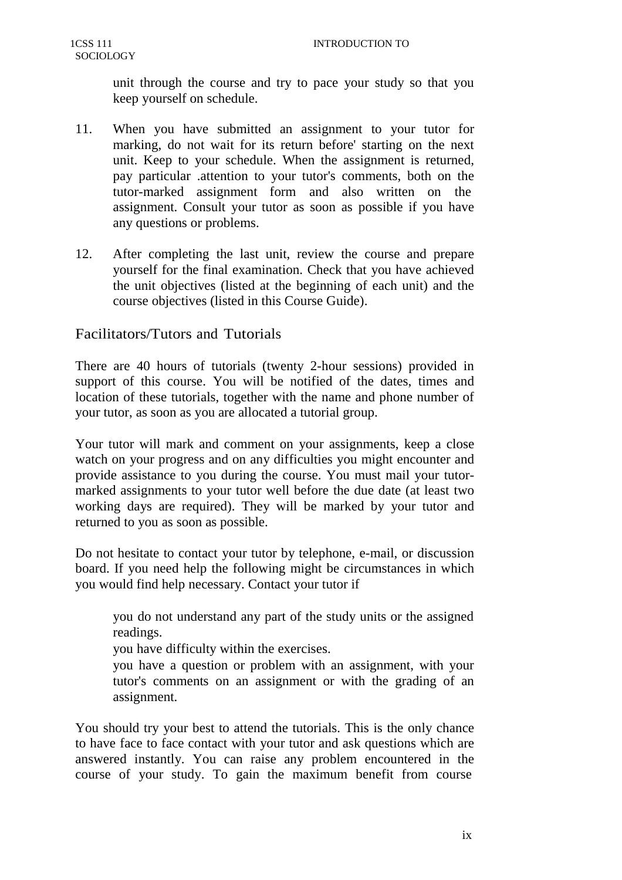unit through the course and try to pace your study so that you keep yourself on schedule.

11. When you have submitted an assignment to your tutor for marking, do not wait for its return before' starting on the next unit. Keep to your schedule. When the assignment is returned, pay particular .attention to your tutor's comments, both on the tutor-marked assignment form and also written on the assignment. Consult your tutor as soon as possible if you have any questions or problems.

12. After completing the last unit, review the course and prepare yourself for the final examination. Check that you have achieved the unit objectives (listed at the beginning of each unit) and the course objectives (listed in this Course Guide).

## Facilitators/Tutors and Tutorials

There are 40 hours of tutorials (twenty 2-hour sessions) provided in support of this course. You will be notified of the dates, times and location of these tutorials, together with the name and phone number of your tutor, as soon as you are allocated a tutorial group.

Your tutor will mark and comment on your assignments, keep a close watch on your progress and on any difficulties you might encounter and provide assistance to you during the course. You must mail your tutor-marked assignments to your tutor well before the due date (at least two working days are required). They will be marked by your tutor and returned to you as soon as possible.

Do not hesitate to contact your tutor by telephone, e-mail, or discussion board. If you need help the following might be circumstances in which you would find help necessary. Contact your tutor if

- you do not understand any part of the study units or the assigned readings.
- you have difficulty within the exercises.
- you have a question or problem with an assignment, with your tutor's comments on an assignment or with the grading of an assignment.

You should try your best to attend the tutorials. This is the only chance to have face to face contact with your tutor and ask questions which are answered instantly. You can raise any problem encountered in the course of your study. To gain the maximum benefit from course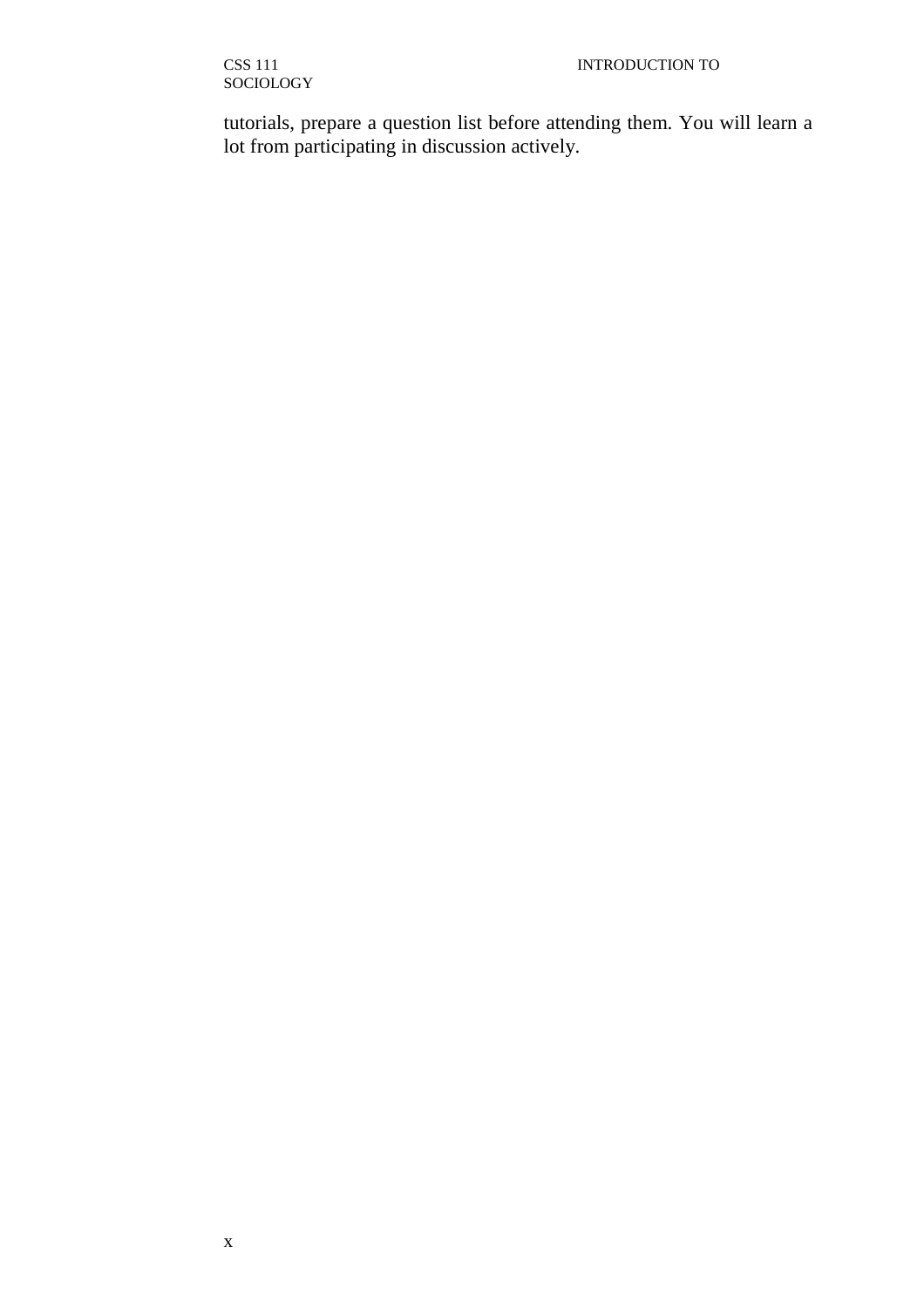tutorials, prepare a question list before attending them. You will learn a lot from participating in discussion actively.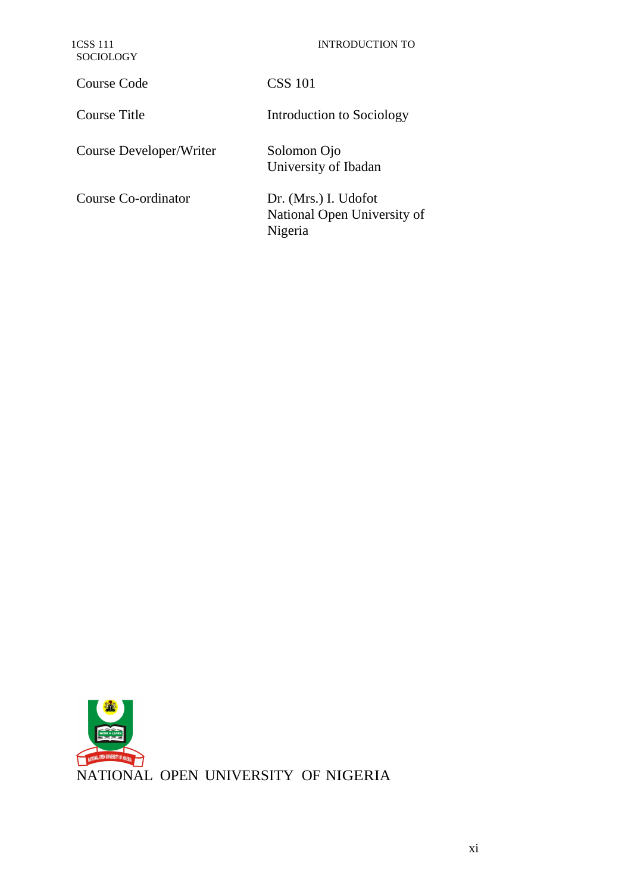| | |
|---|---|
| Course Code | CSS 101 |
| Course Title | Introduction to Sociology |
| Course Developer/Writer | Solomon Ojo<br>University of Ibadan |
| Course Co-ordinator | Dr. (Mrs.) I. Udofot<br>National Open University of Nigeria |

NATIONAL OPEN UNIVERSITY OF NIGERIA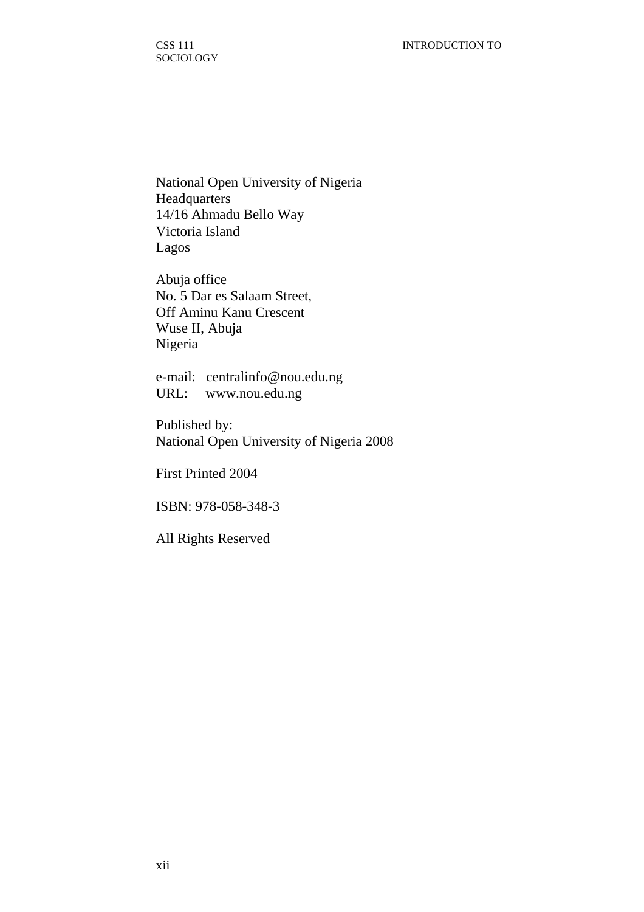National Open University of Nigeria
Headquarters
14/16 Ahmadu Bello Way
Victoria Island
Lagos

Abuja office
No. 5 Dar es Salaam Street,
Off Aminu Kanu Crescent
Wuse II, Abuja
Nigeria

e-mail: centralinfo@nou.edu.ng
URL: www.nou.edu.ng

Published by:
National Open University of Nigeria 2008

First Printed 2004

ISBN: 978-058-348-3

All Rights Reserved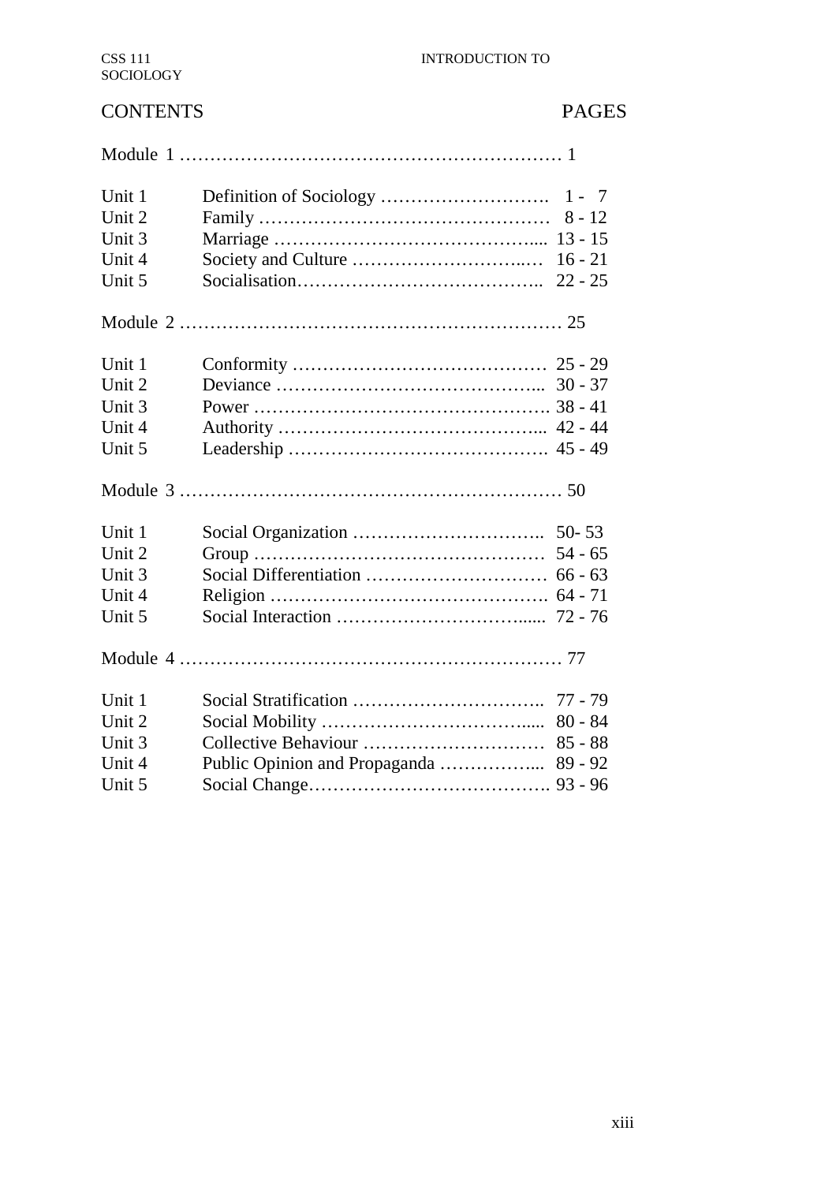# CONTENTS

| | | PAGES |
|---|---|---|
| Module 1 | | 1 |
| Unit 1 | Definition of Sociology | 1 - 7 |
| Unit 2 | Family | 8 - 12 |
| Unit 3 | Marriage | 13 - 15 |
| Unit 4 | Society and Culture | 16 - 21 |
| Unit 5 | Socialisation | 22 - 25 |
| Module 2 | | 25 |
| Unit 1 | Conformity | 25 - 29 |
| Unit 2 | Deviance | 30 - 37 |
| Unit 3 | Power | 38 - 41 |
| Unit 4 | Authority | 42 - 44 |
| Unit 5 | Leadership | 45 - 49 |
| Module 3 | | 50 |
| Unit 1 | Social Organization | 50- 53 |
| Unit 2 | Group | 54 - 65 |
| Unit 3 | Social Differentiation | 66 - 63 |
| Unit 4 | Religion | 64 - 71 |
| Unit 5 | Social Interaction | 72 - 76 |
| Module 4 | | 77 |
| Unit 1 | Social Stratification | 77 - 79 |
| Unit 2 | Social Mobility | 80 - 84 |
| Unit 3 | Collective Behaviour | 85 - 88 |
| Unit 4 | Public Opinion and Propaganda | 89 - 92 |
| Unit 5 | Social Change | 93 - 96 |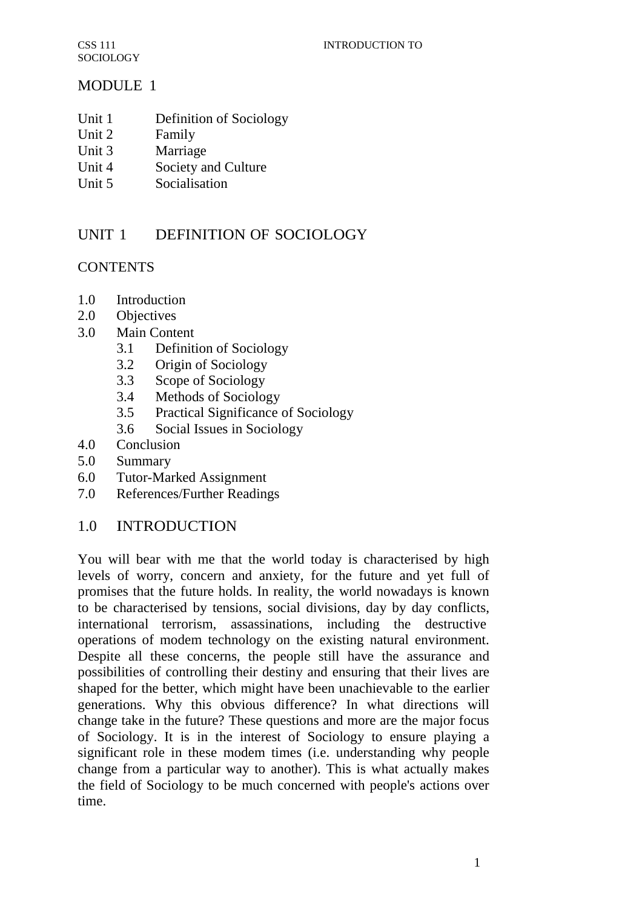# MODULE 1

Unit 1 Definition of Sociology
Unit 2 Family
Unit 3 Marriage
Unit 4 Society and Culture
Unit 5 Socialisation

## UNIT 1 DEFINITION OF SOCIOLOGY

### CONTENTS

- 1.0 Introduction
- 2.0 Objectives
- 3.0 Main Content
  - 3.1 Definition of Sociology
  - 3.2 Origin of Sociology
  - 3.3 Scope of Sociology
  - 3.4 Methods of Sociology
  - 3.5 Practical Significance of Sociology
  - 3.6 Social Issues in Sociology
- 4.0 Conclusion
- 5.0 Summary
- 6.0 Tutor-Marked Assignment
- 7.0 References/Further Readings

### 1.0 INTRODUCTION

You will bear with me that the world today is characterised by high levels of worry, concern and anxiety, for the future and yet full of promises that the future holds. In reality, the world nowadays is known to be characterised by tensions, social divisions, day by day conflicts, international terrorism, assassinations, including the destructive operations of modem technology on the existing natural environment. Despite all these concerns, the people still have the assurance and possibilities of controlling their destiny and ensuring that their lives are shaped for the better, which might have been unachievable to the earlier generations. Why this obvious difference? In what directions will change take in the future? These questions and more are the major focus of Sociology. It is in the interest of Sociology to ensure playing a significant role in these modem times (i.e. understanding why people change from a particular way to another). This is what actually makes the field of Sociology to be much concerned with people's actions over time.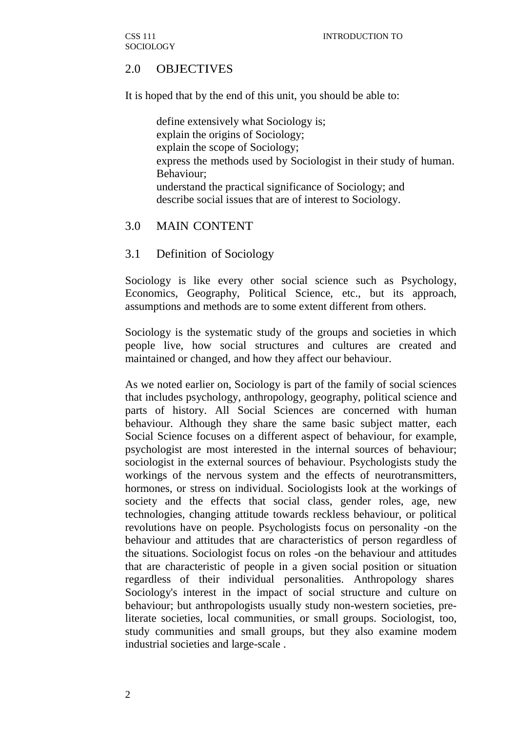## 2.0 OBJECTIVES

It is hoped that by the end of this unit, you should be able to:

- define extensively what Sociology is;
- explain the origins of Sociology;
- explain the scope of Sociology;
- express the methods used by Sociologist in their study of human. Behaviour;
- understand the practical significance of Sociology; and
- describe social issues that are of interest to Sociology.

## 3.0 MAIN CONTENT

### 3.1 Definition of Sociology

Sociology is like every other social science such as Psychology, Economics, Geography, Political Science, etc., but its approach, assumptions and methods are to some extent different from others.

Sociology is the systematic study of the groups and societies in which people live, how social structures and cultures are created and maintained or changed, and how they affect our behaviour.

As we noted earlier on, Sociology is part of the family of social sciences that includes psychology, anthropology, geography, political science and parts of history. All Social Sciences are concerned with human behaviour. Although they share the same basic subject matter, each Social Science focuses on a different aspect of behaviour, for example, psychologist are most interested in the internal sources of behaviour; sociologist in the external sources of behaviour. Psychologists study the workings of the nervous system and the effects of neurotransmitters, hormones, or stress on individual. Sociologists look at the workings of society and the effects that social class, gender roles, age, new technologies, changing attitude towards reckless behaviour, or political revolutions have on people. Psychologists focus on personality -on the behaviour and attitudes that are characteristics of person regardless of the situations. Sociologist focus on roles -on the behaviour and attitudes that are characteristic of people in a given social position or situation regardless of their individual personalities. Anthropology shares Sociology's interest in the impact of social structure and culture on behaviour; but anthropologists usually study non-western societies, pre-literate societies, local communities, or small groups. Sociologist, too, study communities and small groups, but they also examine modem industrial societies and large-scale .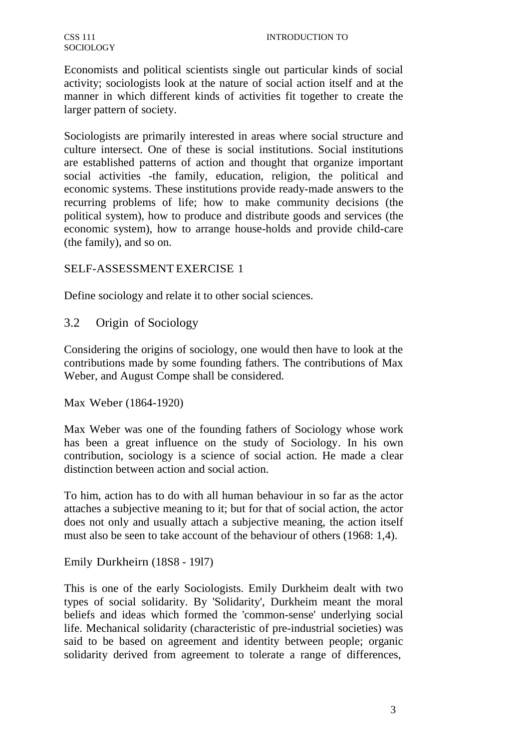Economists and political scientists single out particular kinds of social activity; sociologists look at the nature of social action itself and at the manner in which different kinds of activities fit together to create the larger pattern of society.

Sociologists are primarily interested in areas where social structure and culture intersect. One of these is social institutions. Social institutions are established patterns of action and thought that organize important social activities -the family, education, religion, the political and economic systems. These institutions provide ready-made answers to the recurring problems of life; how to make community decisions (the political system), how to produce and distribute goods and services (the economic system), how to arrange house-holds and provide child-care (the family), and so on.

SELF-ASSESSMENT EXERCISE 1

Define sociology and relate it to other social sciences.

## 3.2 Origin of Sociology

Considering the origins of sociology, one would then have to look at the contributions made by some founding fathers. The contributions of Max Weber, and August Compe shall be considered.

Max Weber (1864-1920)

Max Weber was one of the founding fathers of Sociology whose work has been a great influence on the study of Sociology. In his own contribution, sociology is a science of social action. He made a clear distinction between action and social action.

To him, action has to do with all human behaviour in so far as the actor attaches a subjective meaning to it; but for that of social action, the actor does not only and usually attach a subjective meaning, the action itself must also be seen to take account of the behaviour of others (1968: 1,4).

Emily Durkheirn (18S8 - 19l7)

This is one of the early Sociologists. Emily Durkheim dealt with two types of social solidarity. By 'Solidarity', Durkheim meant the moral beliefs and ideas which formed the 'common-sense' underlying social life. Mechanical solidarity (characteristic of pre-industrial societies) was said to be based on agreement and identity between people; organic solidarity derived from agreement to tolerate a range of differences,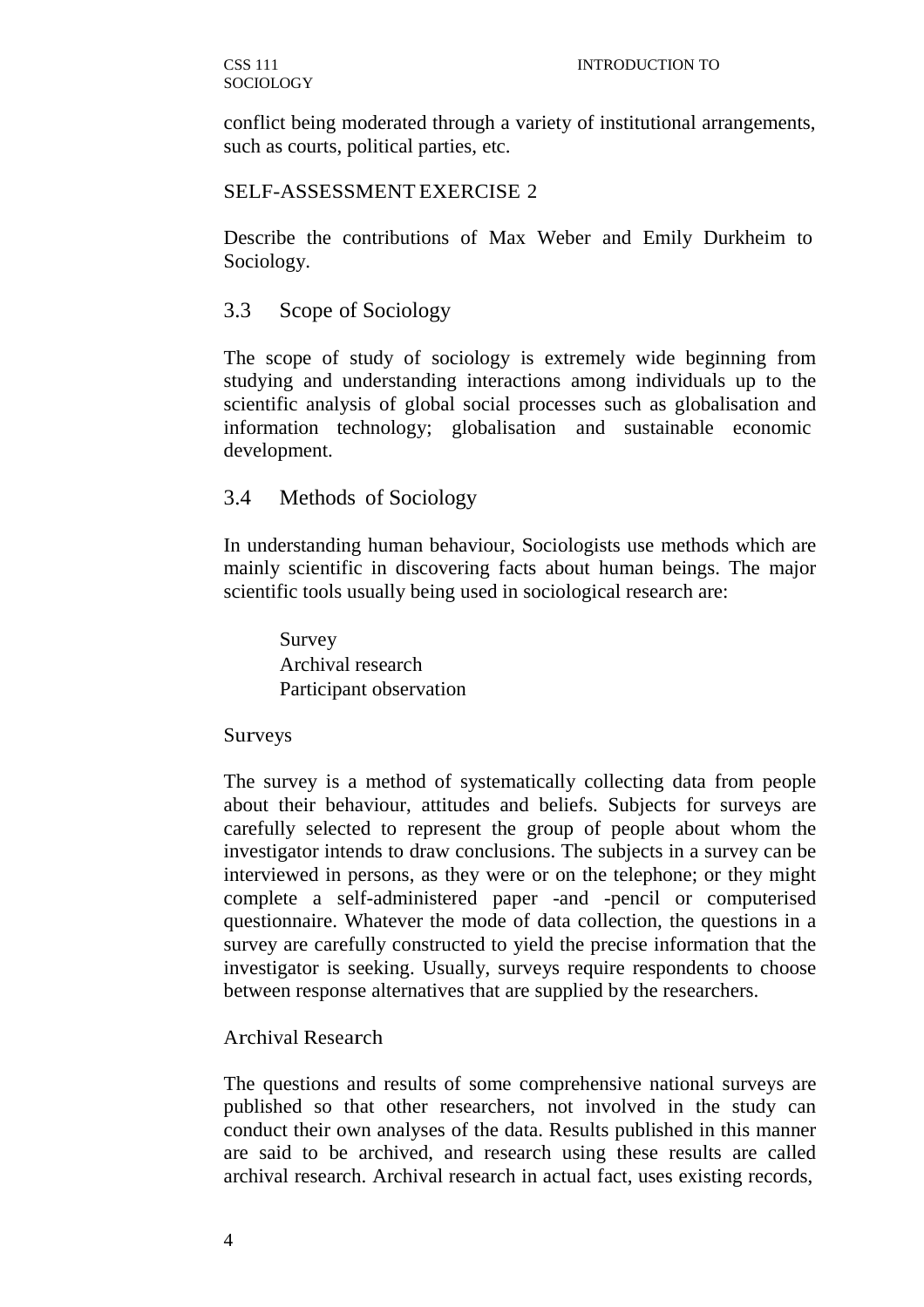conflict being moderated through a variety of institutional arrangements, such as courts, political parties, etc.

SELF-ASSESSMENT EXERCISE 2

Describe the contributions of Max Weber and Emily Durkheim to Sociology.

## 3.3 Scope of Sociology

The scope of study of sociology is extremely wide beginning from studying and understanding interactions among individuals up to the scientific analysis of global social processes such as globalisation and information technology; globalisation and sustainable economic development.

## 3.4 Methods of Sociology

In understanding human behaviour, Sociologists use methods which are mainly scientific in discovering facts about human beings. The major scientific tools usually being used in sociological research are:

- Survey
- Archival research
- Participant observation

### Surveys

The survey is a method of systematically collecting data from people about their behaviour, attitudes and beliefs. Subjects for surveys are carefully selected to represent the group of people about whom the investigator intends to draw conclusions. The subjects in a survey can be interviewed in persons, as they were or on the telephone; or they might complete a self-administered paper -and -pencil or computerised questionnaire. Whatever the mode of data collection, the questions in a survey are carefully constructed to yield the precise information that the investigator is seeking. Usually, surveys require respondents to choose between response alternatives that are supplied by the researchers.

### Archival Research

The questions and results of some comprehensive national surveys are published so that other researchers, not involved in the study can conduct their own analyses of the data. Results published in this manner are said to be archived, and research using these results are called archival research. Archival research in actual fact, uses existing records,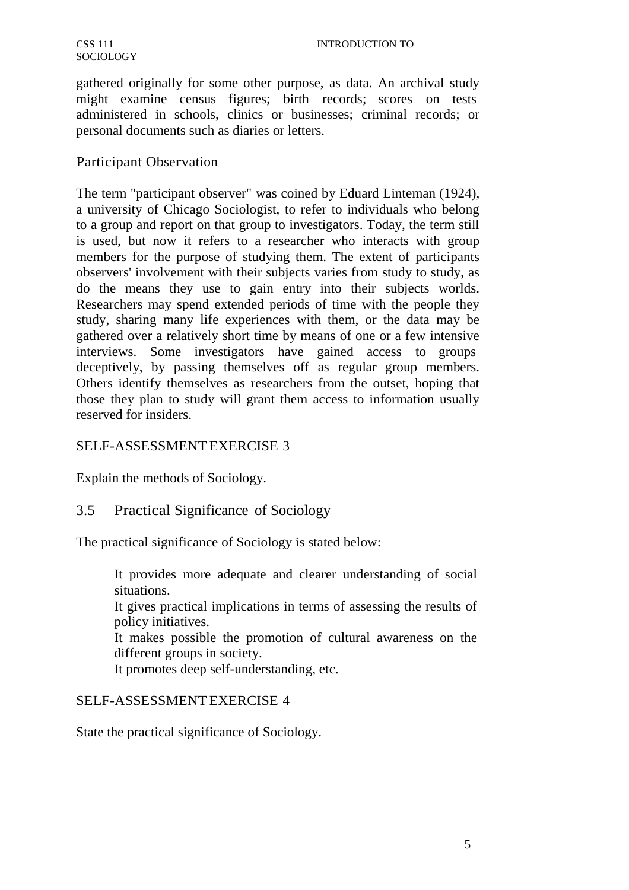gathered originally for some other purpose, as data. An archival study might examine census figures; birth records; scores on tests administered in schools, clinics or businesses; criminal records; or personal documents such as diaries or letters.

### Participant Observation

The term "participant observer" was coined by Eduard Linteman (1924), a university of Chicago Sociologist, to refer to individuals who belong to a group and report on that group to investigators. Today, the term still is used, but now it refers to a researcher who interacts with group members for the purpose of studying them. The extent of participants observers' involvement with their subjects varies from study to study, as do the means they use to gain entry into their subjects worlds. Researchers may spend extended periods of time with the people they study, sharing many life experiences with them, or the data may be gathered over a relatively short time by means of one or a few intensive interviews. Some investigators have gained access to groups deceptively, by passing themselves off as regular group members. Others identify themselves as researchers from the outset, hoping that those they plan to study will grant them access to information usually reserved for insiders.

SELF-ASSESSMENT EXERCISE 3

Explain the methods of Sociology.

## 3.5 Practical Significance of Sociology

The practical significance of Sociology is stated below:

- It provides more adequate and clearer understanding of social situations.
- It gives practical implications in terms of assessing the results of policy initiatives.
- It makes possible the promotion of cultural awareness on the different groups in society.
- It promotes deep self-understanding, etc.

SELF-ASSESSMENT EXERCISE 4

State the practical significance of Sociology.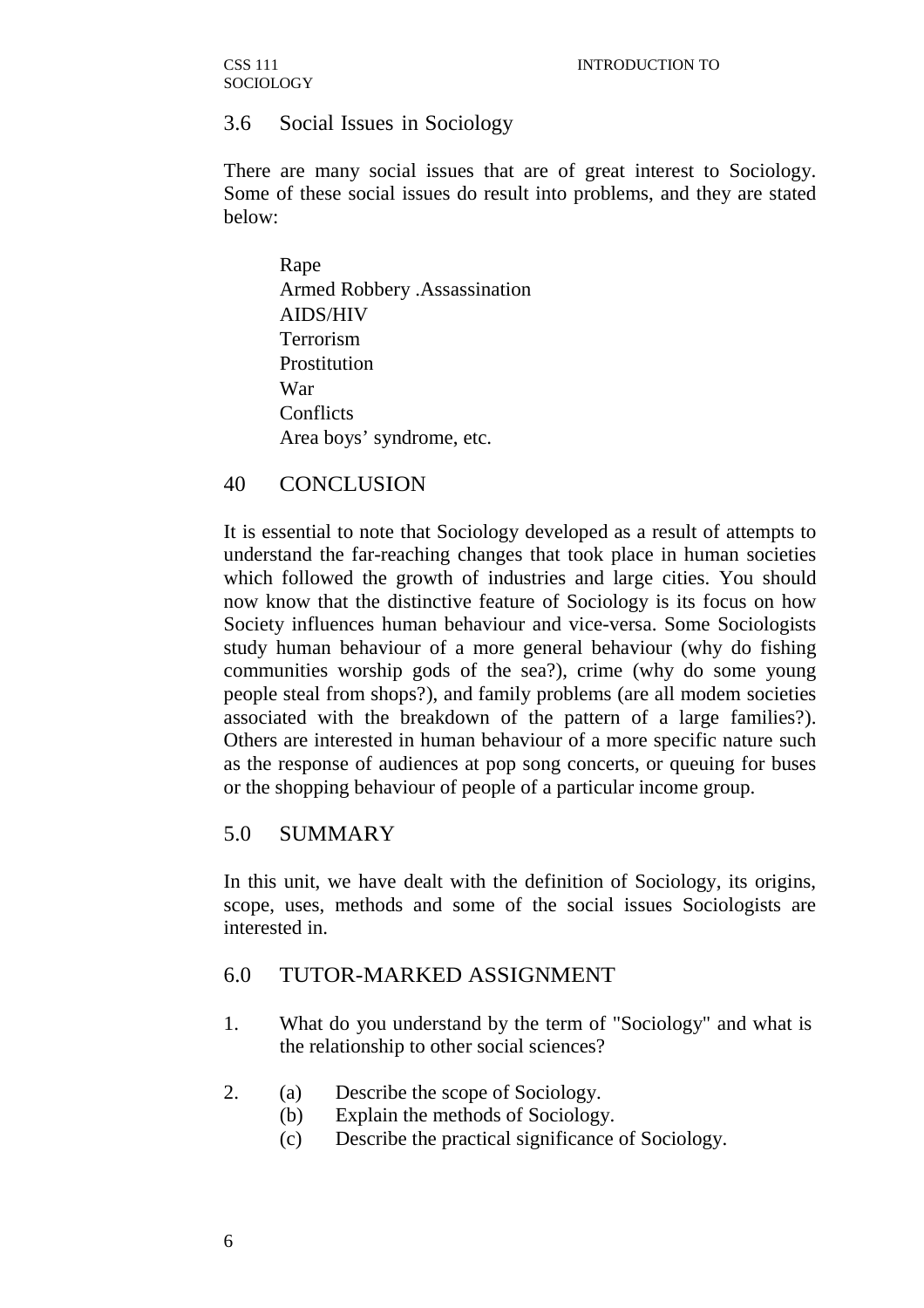## 3.6 Social Issues in Sociology

There are many social issues that are of great interest to Sociology. Some of these social issues do result into problems, and they are stated below:

Rape
Armed Robbery .Assassination
AIDS/HIV
Terrorism
Prostitution
War
Conflicts
Area boys' syndrome, etc.

## 40 CONCLUSION

It is essential to note that Sociology developed as a result of attempts to understand the far-reaching changes that took place in human societies which followed the growth of industries and large cities. You should now know that the distinctive feature of Sociology is its focus on how Society influences human behaviour and vice-versa. Some Sociologists study human behaviour of a more general behaviour (why do fishing communities worship gods of the sea?), crime (why do some young people steal from shops?), and family problems (are all modem societies associated with the breakdown of the pattern of a large families?). Others are interested in human behaviour of a more specific nature such as the response of audiences at pop song concerts, or queuing for buses or the shopping behaviour of people of a particular income group.

## 5.0 SUMMARY

In this unit, we have dealt with the definition of Sociology, its origins, scope, uses, methods and some of the social issues Sociologists are interested in.

## 6.0 TUTOR-MARKED ASSIGNMENT

1. What do you understand by the term of "Sociology" and what is the relationship to other social sciences?

2. (a) Describe the scope of Sociology.
   (b) Explain the methods of Sociology.
   (c) Describe the practical significance of Sociology.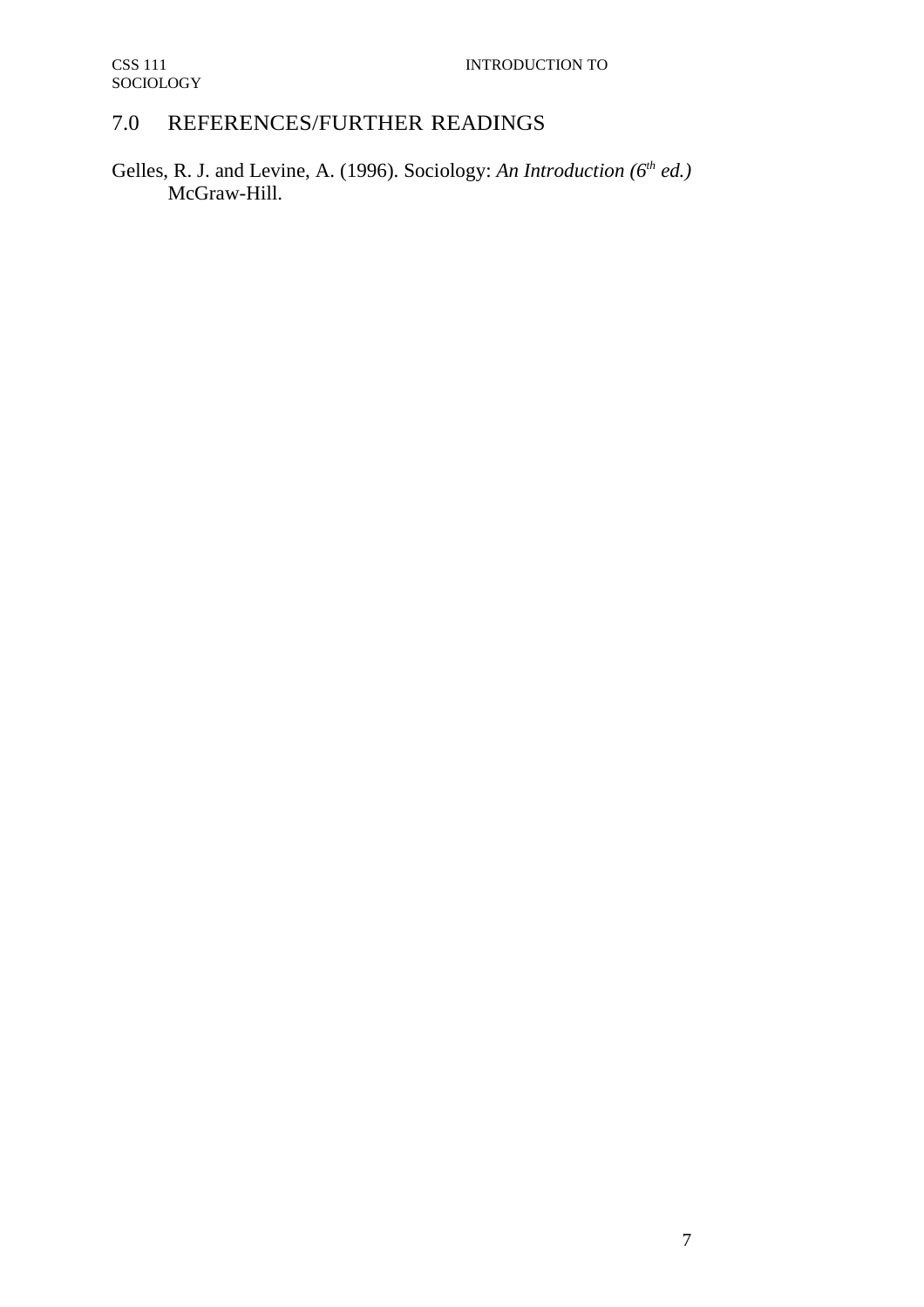## 7.0 REFERENCES/FURTHER READINGS

Gelles, R. J. and Levine, A. (1996). Sociology: *An Introduction (6th ed.)* McGraw-Hill.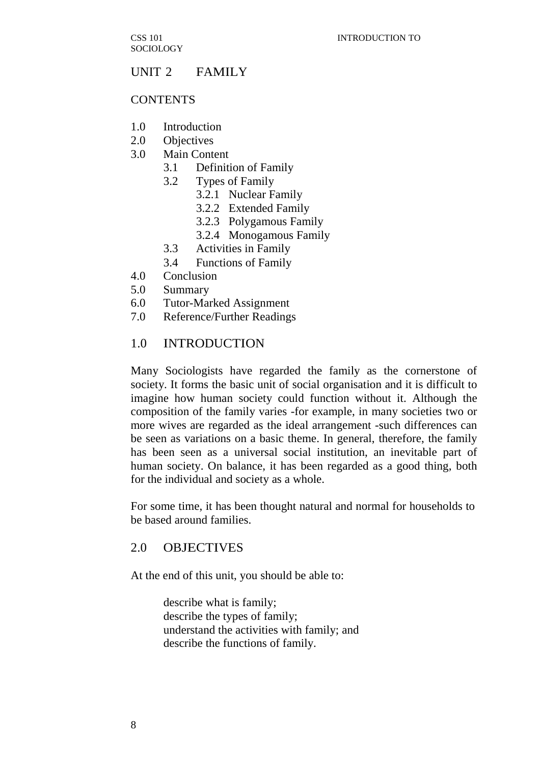# UNIT 2 FAMILY

## CONTENTS

1.0 Introduction
2.0 Objectives
3.0 Main Content
  - 3.1 Definition of Family
  - 3.2 Types of Family
    - 3.2.1 Nuclear Family
    - 3.2.2 Extended Family
    - 3.2.3 Polygamous Family
    - 3.2.4 Monogamous Family
  - 3.3 Activities in Family
  - 3.4 Functions of Family

4.0 Conclusion
5.0 Summary
6.0 Tutor-Marked Assignment
7.0 Reference/Further Readings

## 1.0 INTRODUCTION

Many Sociologists have regarded the family as the cornerstone of society. It forms the basic unit of social organisation and it is difficult to imagine how human society could function without it. Although the composition of the family varies -for example, in many societies two or more wives are regarded as the ideal arrangement -such differences can be seen as variations on a basic theme. In general, therefore, the family has been seen as a universal social institution, an inevitable part of human society. On balance, it has been regarded as a good thing, both for the individual and society as a whole.

For some time, it has been thought natural and normal for households to be based around families.

## 2.0 OBJECTIVES

At the end of this unit, you should be able to:

- describe what is family;
- describe the types of family;
- understand the activities with family; and
- describe the functions of family.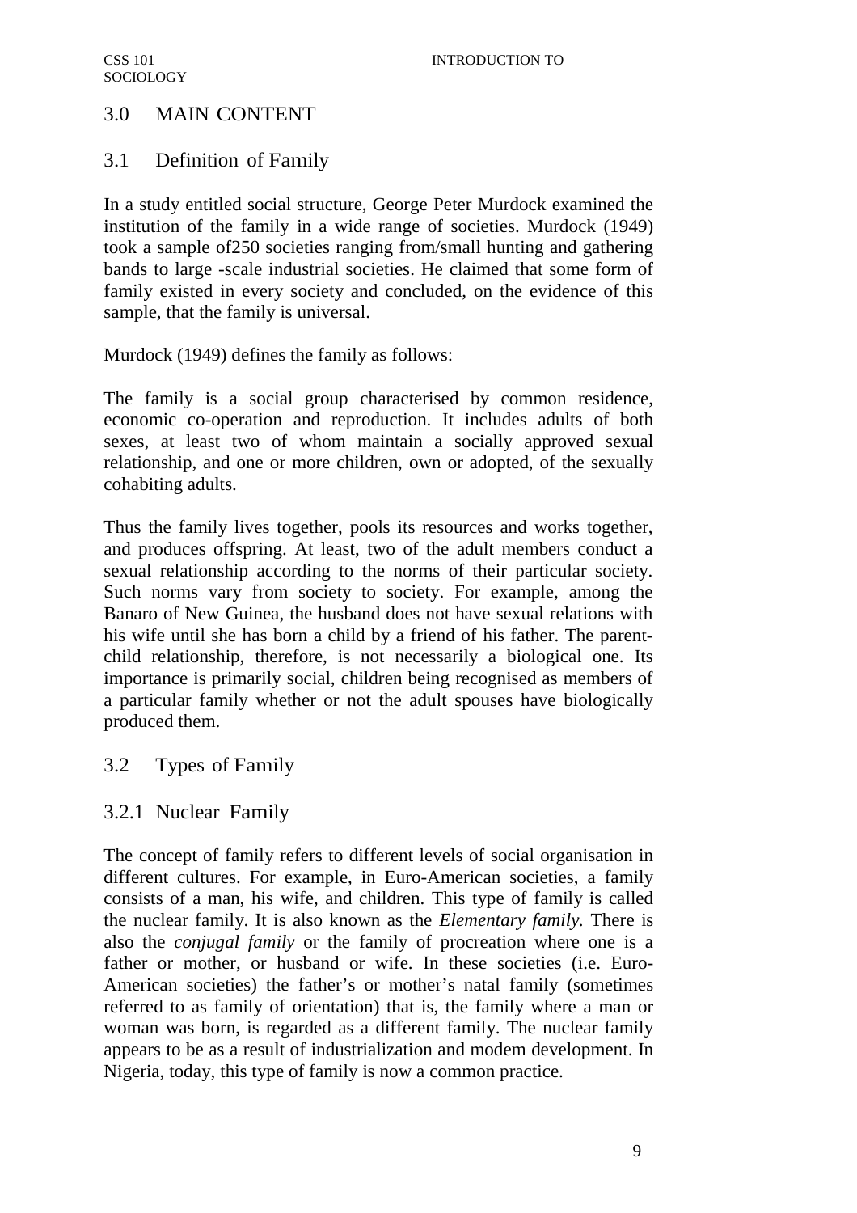## 3.0 MAIN CONTENT

### 3.1 Definition of Family

In a study entitled social structure, George Peter Murdock examined the institution of the family in a wide range of societies. Murdock (1949) took a sample of250 societies ranging from/small hunting and gathering bands to large -scale industrial societies. He claimed that some form of family existed in every society and concluded, on the evidence of this sample, that the family is universal.

Murdock (1949) defines the family as follows:

The family is a social group characterised by common residence, economic co-operation and reproduction. It includes adults of both sexes, at least two of whom maintain a socially approved sexual relationship, and one or more children, own or adopted, of the sexually cohabiting adults.

Thus the family lives together, pools its resources and works together, and produces offspring. At least, two of the adult members conduct a sexual relationship according to the norms of their particular society. Such norms vary from society to society. For example, among the Banaro of New Guinea, the husband does not have sexual relations with his wife until she has born a child by a friend of his father. The parent-child relationship, therefore, is not necessarily a biological one. Its importance is primarily social, children being recognised as members of a particular family whether or not the adult spouses have biologically produced them.

### 3.2 Types of Family

#### 3.2.1 Nuclear Family

The concept of family refers to different levels of social organisation in different cultures. For example, in Euro-American societies, a family consists of a man, his wife, and children. This type of family is called the nuclear family. It is also known as the *Elementary family.* There is also the *conjugal family* or the family of procreation where one is a father or mother, or husband or wife. In these societies (i.e. Euro-American societies) the father's or mother's natal family (sometimes referred to as family of orientation) that is, the family where a man or woman was born, is regarded as a different family. The nuclear family appears to be as a result of industrialization and modem development. In Nigeria, today, this type of family is now a common practice.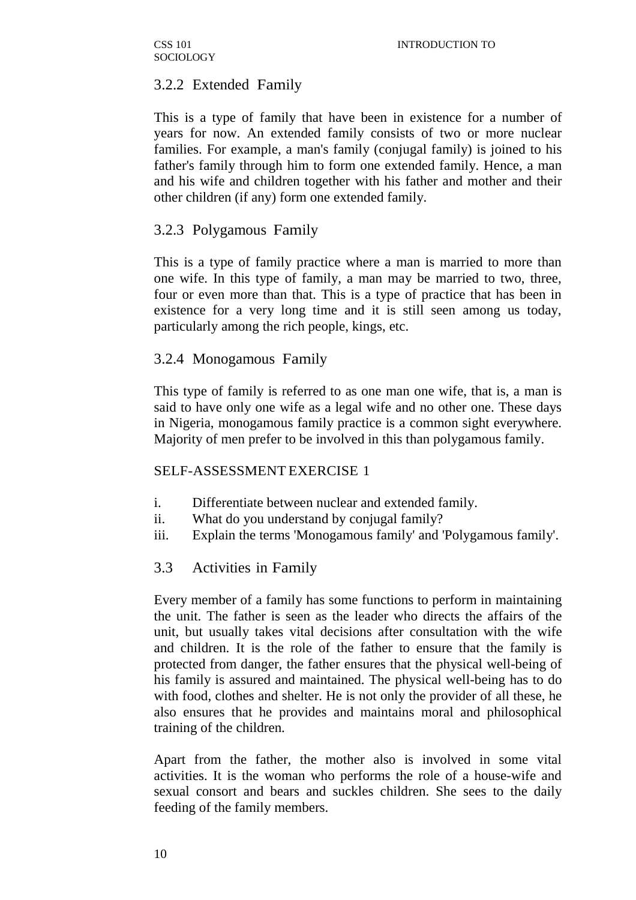### 3.2.2 Extended Family

This is a type of family that have been in existence for a number of years for now. An extended family consists of two or more nuclear families. For example, a man's family (conjugal family) is joined to his father's family through him to form one extended family. Hence, a man and his wife and children together with his father and mother and their other children (if any) form one extended family.

### 3.2.3 Polygamous Family

This is a type of family practice where a man is married to more than one wife. In this type of family, a man may be married to two, three, four or even more than that. This is a type of practice that has been in existence for a very long time and it is still seen among us today, particularly among the rich people, kings, etc.

### 3.2.4 Monogamous Family

This type of family is referred to as one man one wife, that is, a man is said to have only one wife as a legal wife and no other one. These days in Nigeria, monogamous family practice is a common sight everywhere. Majority of men prefer to be involved in this than polygamous family.

SELF-ASSESSMENT EXERCISE 1

i. Differentiate between nuclear and extended family.
ii. What do you understand by conjugal family?
iii. Explain the terms 'Monogamous family' and 'Polygamous family'.

## 3.3 Activities in Family

Every member of a family has some functions to perform in maintaining the unit. The father is seen as the leader who directs the affairs of the unit, but usually takes vital decisions after consultation with the wife and children. It is the role of the father to ensure that the family is protected from danger, the father ensures that the physical well-being of his family is assured and maintained. The physical well-being has to do with food, clothes and shelter. He is not only the provider of all these, he also ensures that he provides and maintains moral and philosophical training of the children.

Apart from the father, the mother also is involved in some vital activities. It is the woman who performs the role of a house-wife and sexual consort and bears and suckles children. She sees to the daily feeding of the family members.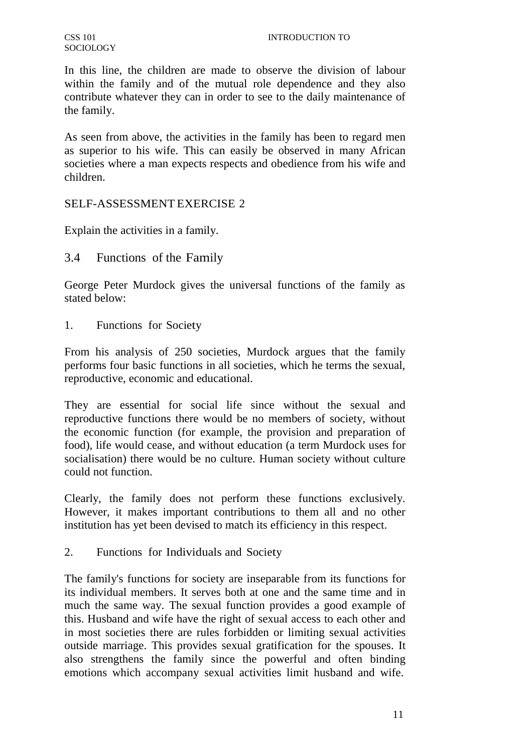In this line, the children are made to observe the division of labour within the family and of the mutual role dependence and they also contribute whatever they can in order to see to the daily maintenance of the family.

As seen from above, the activities in the family has been to regard men as superior to his wife. This can easily be observed in many African societies where a man expects respects and obedience from his wife and children.

SELF-ASSESSMENT EXERCISE 2

Explain the activities in a family.

## 3.4 Functions of the Family

George Peter Murdock gives the universal functions of the family as stated below:

### 1. Functions for Society

From his analysis of 250 societies, Murdock argues that the family performs four basic functions in all societies, which he terms the sexual, reproductive, economic and educational.

They are essential for social life since without the sexual and reproductive functions there would be no members of society, without the economic function (for example, the provision and preparation of food), life would cease, and without education (a term Murdock uses for socialisation) there would be no culture. Human society without culture could not function.

Clearly, the family does not perform these functions exclusively. However, it makes important contributions to them all and no other institution has yet been devised to match its efficiency in this respect.

### 2. Functions for Individuals and Society

The family's functions for society are inseparable from its functions for its individual members. It serves both at one and the same time and in much the same way. The sexual function provides a good example of this. Husband and wife have the right of sexual access to each other and in most societies there are rules forbidden or limiting sexual activities outside marriage. This provides sexual gratification for the spouses. It also strengthens the family since the powerful and often binding emotions which accompany sexual activities limit husband and wife.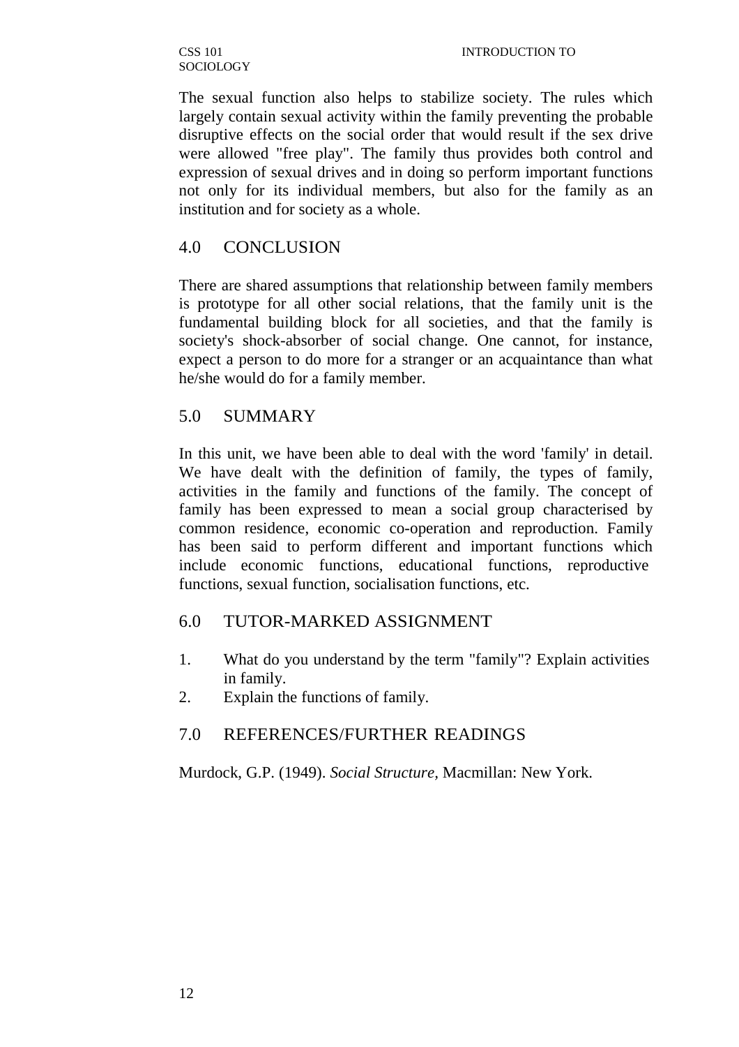The sexual function also helps to stabilize society. The rules which largely contain sexual activity within the family preventing the probable disruptive effects on the social order that would result if the sex drive were allowed "free play". The family thus provides both control and expression of sexual drives and in doing so perform important functions not only for its individual members, but also for the family as an institution and for society as a whole.

## 4.0 CONCLUSION

There are shared assumptions that relationship between family members is prototype for all other social relations, that the family unit is the fundamental building block for all societies, and that the family is society's shock-absorber of social change. One cannot, for instance, expect a person to do more for a stranger or an acquaintance than what he/she would do for a family member.

## 5.0 SUMMARY

In this unit, we have been able to deal with the word 'family' in detail. We have dealt with the definition of family, the types of family, activities in the family and functions of the family. The concept of family has been expressed to mean a social group characterised by common residence, economic co-operation and reproduction. Family has been said to perform different and important functions which include economic functions, educational functions, reproductive functions, sexual function, socialisation functions, etc.

## 6.0 TUTOR-MARKED ASSIGNMENT

1. What do you understand by the term "family"? Explain activities in family.
2. Explain the functions of family.

## 7.0 REFERENCES/FURTHER READINGS

Murdock, G.P. (1949). *Social Structure,* Macmillan: New York.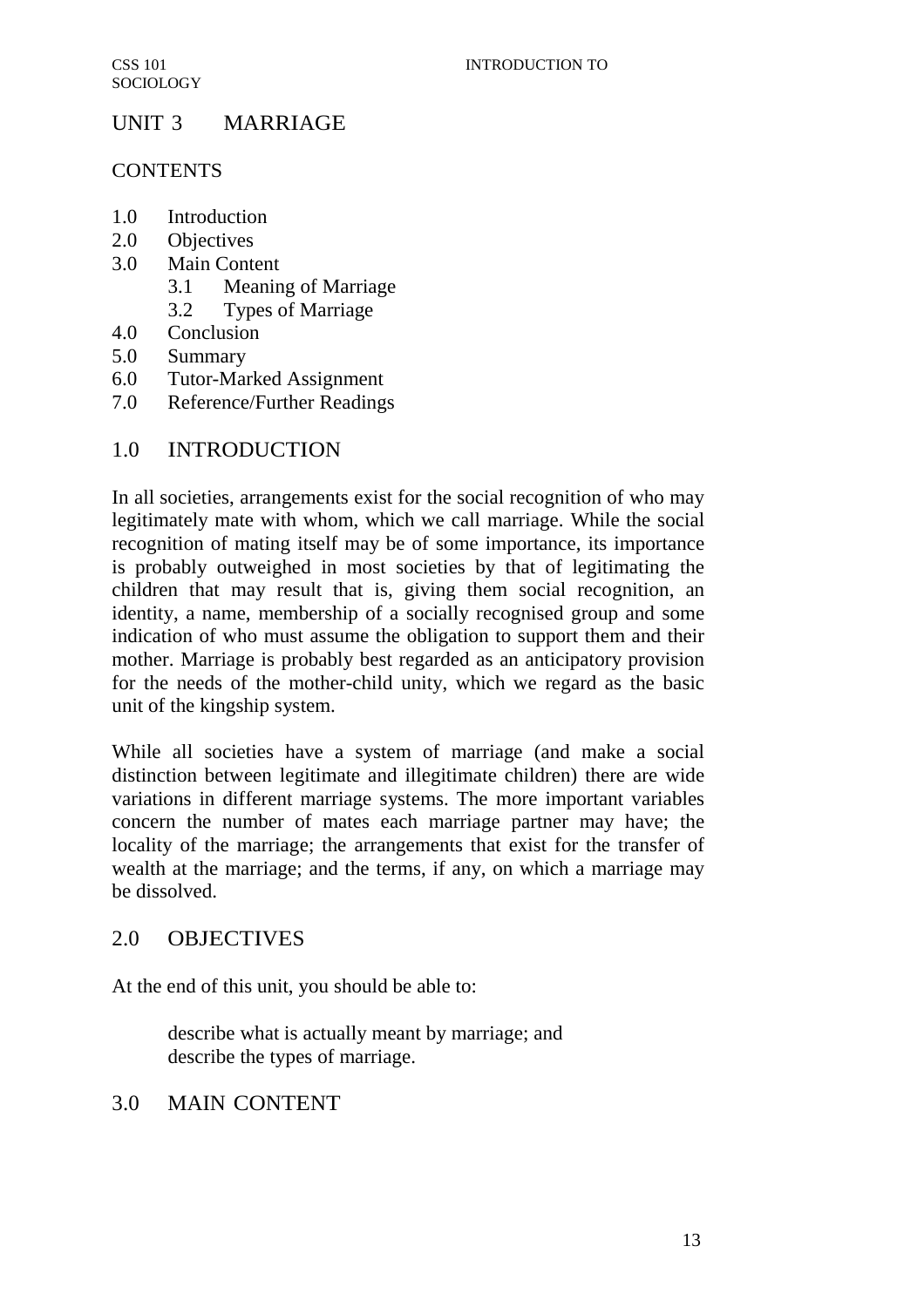# UNIT 3 MARRIAGE

## CONTENTS

- 1.0 Introduction
- 2.0 Objectives
- 3.0 Main Content
  - 3.1 Meaning of Marriage
  - 3.2 Types of Marriage
- 4.0 Conclusion
- 5.0 Summary
- 6.0 Tutor-Marked Assignment
- 7.0 Reference/Further Readings

## 1.0 INTRODUCTION

In all societies, arrangements exist for the social recognition of who may legitimately mate with whom, which we call marriage. While the social recognition of mating itself may be of some importance, its importance is probably outweighed in most societies by that of legitimating the children that may result that is, giving them social recognition, an identity, a name, membership of a socially recognised group and some indication of who must assume the obligation to support them and their mother. Marriage is probably best regarded as an anticipatory provision for the needs of the mother-child unity, which we regard as the basic unit of the kingship system.

While all societies have a system of marriage (and make a social distinction between legitimate and illegitimate children) there are wide variations in different marriage systems. The more important variables concern the number of mates each marriage partner may have; the locality of the marriage; the arrangements that exist for the transfer of wealth at the marriage; and the terms, if any, on which a marriage may be dissolved.

## 2.0 OBJECTIVES

At the end of this unit, you should be able to:

- describe what is actually meant by marriage; and
- describe the types of marriage.

## 3.0 MAIN CONTENT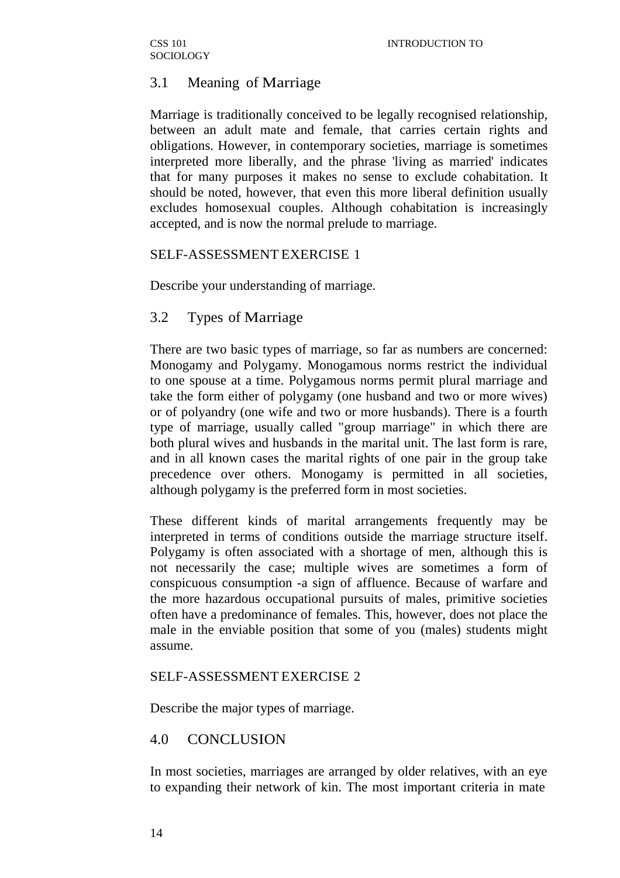## 3.1 Meaning of Marriage

Marriage is traditionally conceived to be legally recognised relationship, between an adult mate and female, that carries certain rights and obligations. However, in contemporary societies, marriage is sometimes interpreted more liberally, and the phrase 'living as married' indicates that for many purposes it makes no sense to exclude cohabitation. It should be noted, however, that even this more liberal definition usually excludes homosexual couples. Although cohabitation is increasingly accepted, and is now the normal prelude to marriage.

SELF-ASSESSMENT EXERCISE 1

Describe your understanding of marriage.

## 3.2 Types of Marriage

There are two basic types of marriage, so far as numbers are concerned: Monogamy and Polygamy. Monogamous norms restrict the individual to one spouse at a time. Polygamous norms permit plural marriage and take the form either of polygamy (one husband and two or more wives) or of polyandry (one wife and two or more husbands). There is a fourth type of marriage, usually called "group marriage" in which there are both plural wives and husbands in the marital unit. The last form is rare, and in all known cases the marital rights of one pair in the group take precedence over others. Monogamy is permitted in all societies, although polygamy is the preferred form in most societies.

These different kinds of marital arrangements frequently may be interpreted in terms of conditions outside the marriage structure itself. Polygamy is often associated with a shortage of men, although this is not necessarily the case; multiple wives are sometimes a form of conspicuous consumption -a sign of affluence. Because of warfare and the more hazardous occupational pursuits of males, primitive societies often have a predominance of females. This, however, does not place the male in the enviable position that some of you (males) students might assume.

SELF-ASSESSMENT EXERCISE 2

Describe the major types of marriage.

## 4.0 CONCLUSION

In most societies, marriages are arranged by older relatives, with an eye to expanding their network of kin. The most important criteria in mate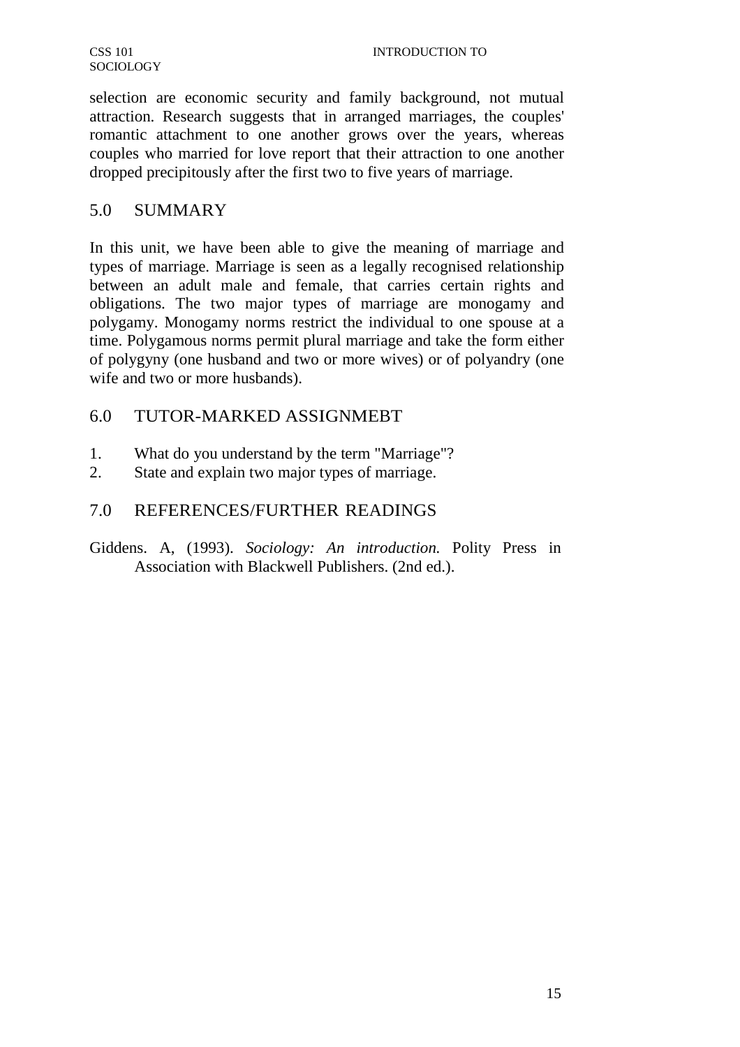selection are economic security and family background, not mutual attraction. Research suggests that in arranged marriages, the couples' romantic attachment to one another grows over the years, whereas couples who married for love report that their attraction to one another dropped precipitously after the first two to five years of marriage.

## 5.0 SUMMARY

In this unit, we have been able to give the meaning of marriage and types of marriage. Marriage is seen as a legally recognised relationship between an adult male and female, that carries certain rights and obligations. The two major types of marriage are monogamy and polygamy. Monogamy norms restrict the individual to one spouse at a time. Polygamous norms permit plural marriage and take the form either of polygyny (one husband and two or more wives) or of polyandry (one wife and two or more husbands).

## 6.0 TUTOR-MARKED ASSIGNMEBT

1. What do you understand by the term "Marriage"?
2. State and explain two major types of marriage.

## 7.0 REFERENCES/FURTHER READINGS

Giddens. A, (1993). *Sociology: An introduction.* Polity Press in Association with Blackwell Publishers. (2nd ed.).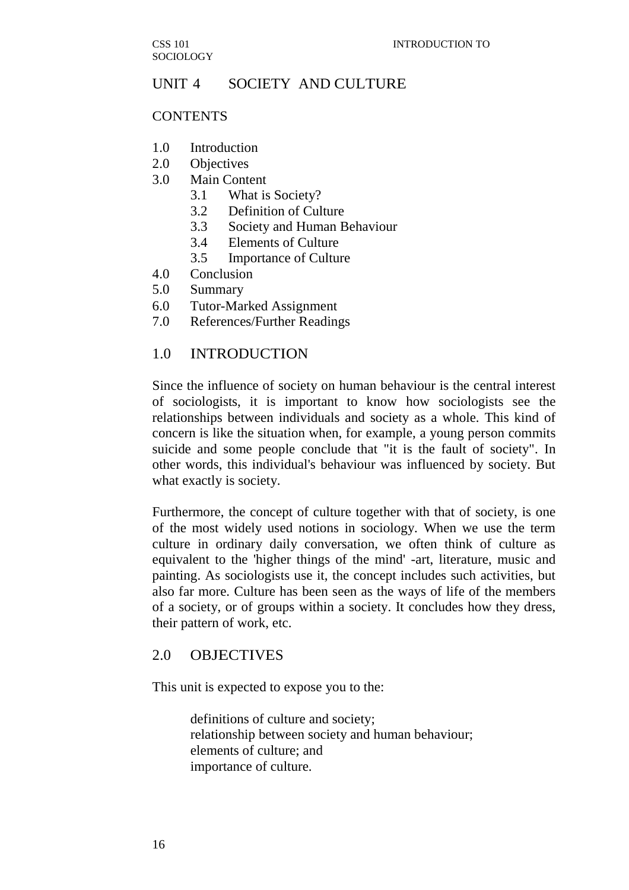## UNIT 4 SOCIETY AND CULTURE

CONTENTS

1.0 Introduction
2.0 Objectives
3.0 Main Content
   3.1 What is Society?
   3.2 Definition of Culture
   3.3 Society and Human Behaviour
   3.4 Elements of Culture
   3.5 Importance of Culture
4.0 Conclusion
5.0 Summary
6.0 Tutor-Marked Assignment
7.0 References/Further Readings

## 1.0 INTRODUCTION

Since the influence of society on human behaviour is the central interest of sociologists, it is important to know how sociologists see the relationships between individuals and society as a whole. This kind of concern is like the situation when, for example, a young person commits suicide and some people conclude that "it is the fault of society". In other words, this individual's behaviour was influenced by society. But what exactly is society.

Furthermore, the concept of culture together with that of society, is one of the most widely used notions in sociology. When we use the term culture in ordinary daily conversation, we often think of culture as equivalent to the 'higher things of the mind' -art, literature, music and painting. As sociologists use it, the concept includes such activities, but also far more. Culture has been seen as the ways of life of the members of a society, or of groups within a society. It concludes how they dress, their pattern of work, etc.

## 2.0 OBJECTIVES

This unit is expected to expose you to the:

- definitions of culture and society;
- relationship between society and human behaviour;
- elements of culture; and
- importance of culture.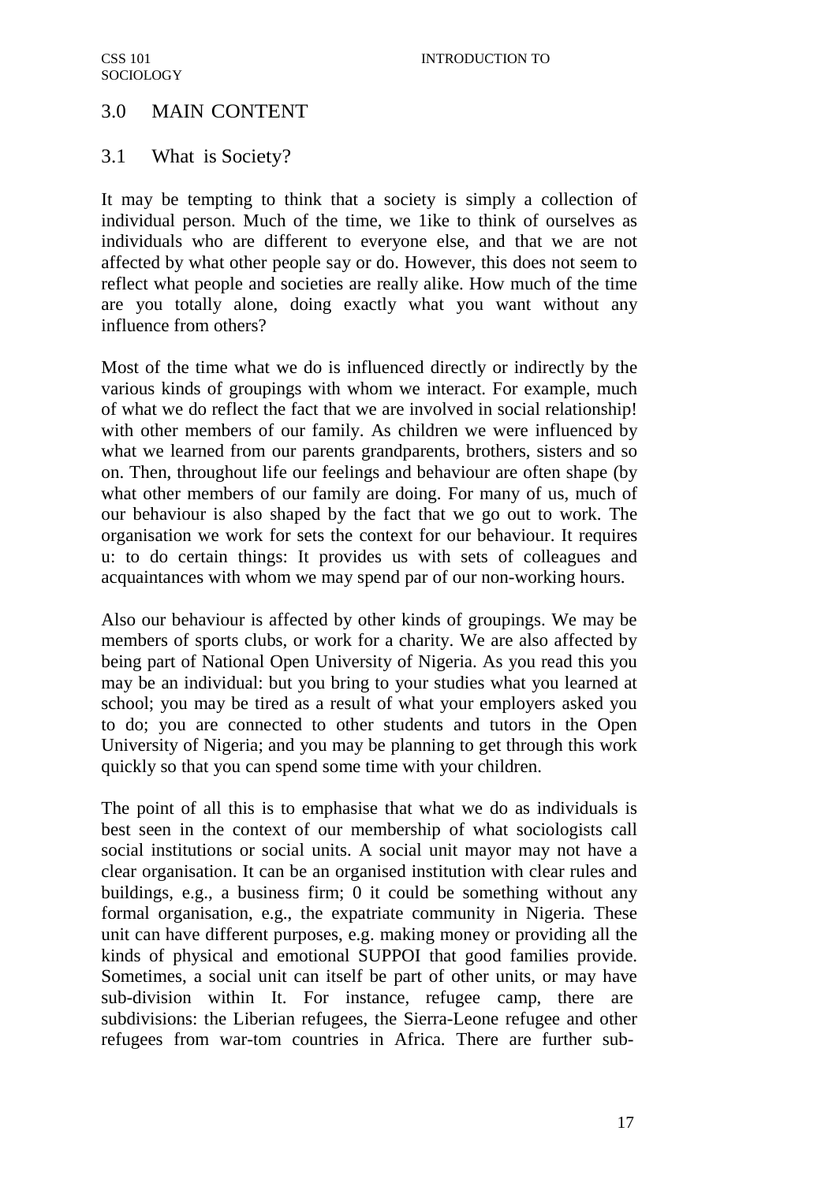## 3.0 MAIN CONTENT

### 3.1 What is Society?

It may be tempting to think that a society is simply a collection of individual person. Much of the time, we 1ike to think of ourselves as individuals who are different to everyone else, and that we are not affected by what other people say or do. However, this does not seem to reflect what people and societies are really alike. How much of the time are you totally alone, doing exactly what you want without any influence from others?

Most of the time what we do is influenced directly or indirectly by the various kinds of groupings with whom we interact. For example, much of what we do reflect the fact that we are involved in social relationship! with other members of our family. As children we were influenced by what we learned from our parents grandparents, brothers, sisters and so on. Then, throughout life our feelings and behaviour are often shape (by what other members of our family are doing. For many of us, much of our behaviour is also shaped by the fact that we go out to work. The organisation we work for sets the context for our behaviour. It requires u: to do certain things: It provides us with sets of colleagues and acquaintances with whom we may spend par of our non-working hours.

Also our behaviour is affected by other kinds of groupings. We may be members of sports clubs, or work for a charity. We are also affected by being part of National Open University of Nigeria. As you read this you may be an individual: but you bring to your studies what you learned at school; you may be tired as a result of what your employers asked you to do; you are connected to other students and tutors in the Open University of Nigeria; and you may be planning to get through this work quickly so that you can spend some time with your children.

The point of all this is to emphasise that what we do as individuals is best seen in the context of our membership of what sociologists call social institutions or social units. A social unit mayor may not have a clear organisation. It can be an organised institution with clear rules and buildings, e.g., a business firm; 0 it could be something without any formal organisation, e.g., the expatriate community in Nigeria. These unit can have different purposes, e.g. making money or providing all the kinds of physical and emotional SUPPOI that good families provide. Sometimes, a social unit can itself be part of other units, or may have sub-division within It. For instance, refugee camp, there are subdivisions: the Liberian refugees, the Sierra-Leone refugee and other refugees from war-tom countries in Africa. There are further sub-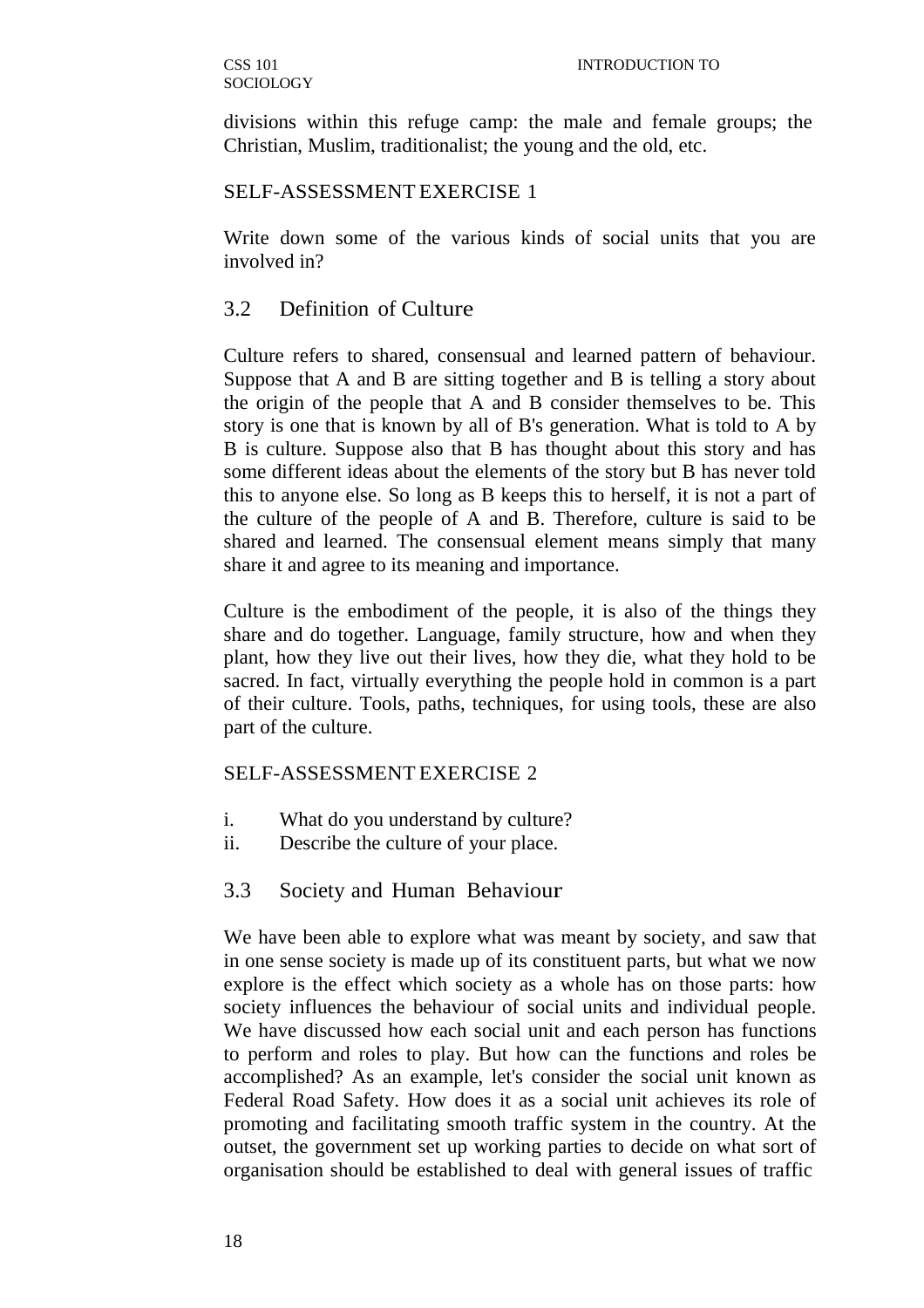divisions within this refuge camp: the male and female groups; the Christian, Muslim, traditionalist; the young and the old, etc.

SELF-ASSESSMENT EXERCISE 1

Write down some of the various kinds of social units that you are involved in?

## 3.2 Definition of Culture

Culture refers to shared, consensual and learned pattern of behaviour. Suppose that A and B are sitting together and B is telling a story about the origin of the people that A and B consider themselves to be. This story is one that is known by all of B's generation. What is told to A by B is culture. Suppose also that B has thought about this story and has some different ideas about the elements of the story but B has never told this to anyone else. So long as B keeps this to herself, it is not a part of the culture of the people of A and B. Therefore, culture is said to be shared and learned. The consensual element means simply that many share it and agree to its meaning and importance.

Culture is the embodiment of the people, it is also of the things they share and do together. Language, family structure, how and when they plant, how they live out their lives, how they die, what they hold to be sacred. In fact, virtually everything the people hold in common is a part of their culture. Tools, paths, techniques, for using tools, these are also part of the culture.

SELF-ASSESSMENT EXERCISE 2

i. What do you understand by culture?
ii. Describe the culture of your place.

## 3.3 Society and Human Behaviour

We have been able to explore what was meant by society, and saw that in one sense society is made up of its constituent parts, but what we now explore is the effect which society as a whole has on those parts: how society influences the behaviour of social units and individual people. We have discussed how each social unit and each person has functions to perform and roles to play. But how can the functions and roles be accomplished? As an example, let's consider the social unit known as Federal Road Safety. How does it as a social unit achieves its role of promoting and facilitating smooth traffic system in the country. At the outset, the government set up working parties to decide on what sort of organisation should be established to deal with general issues of traffic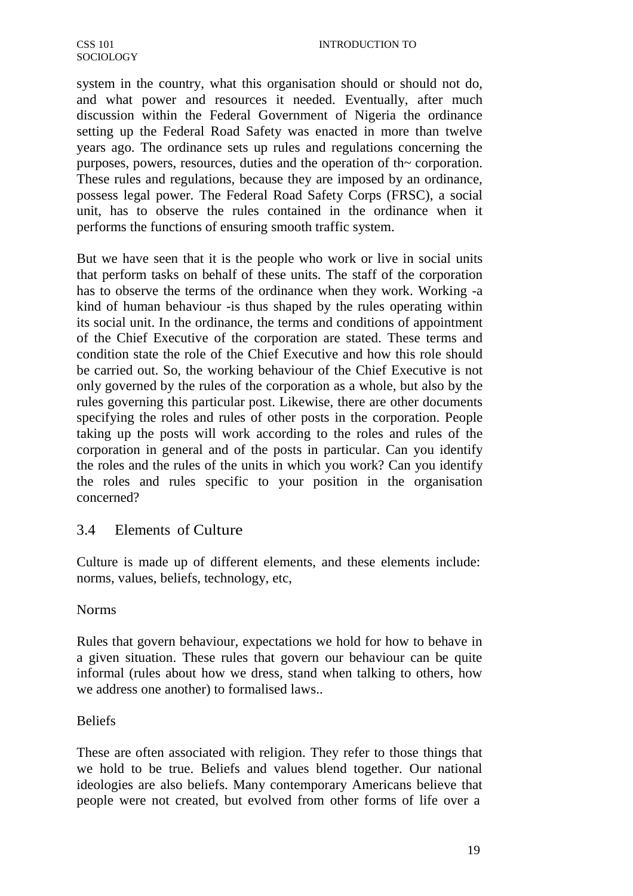system in the country, what this organisation should or should not do, and what power and resources it needed. Eventually, after much discussion within the Federal Government of Nigeria the ordinance setting up the Federal Road Safety was enacted in more than twelve years ago. The ordinance sets up rules and regulations concerning the purposes, powers, resources, duties and the operation of th~ corporation. These rules and regulations, because they are imposed by an ordinance, possess legal power. The Federal Road Safety Corps (FRSC), a social unit, has to observe the rules contained in the ordinance when it performs the functions of ensuring smooth traffic system.

But we have seen that it is the people who work or live in social units that perform tasks on behalf of these units. The staff of the corporation has to observe the terms of the ordinance when they work. Working -a kind of human behaviour -is thus shaped by the rules operating within its social unit. In the ordinance, the terms and conditions of appointment of the Chief Executive of the corporation are stated. These terms and condition state the role of the Chief Executive and how this role should be carried out. So, the working behaviour of the Chief Executive is not only governed by the rules of the corporation as a whole, but also by the rules governing this particular post. Likewise, there are other documents specifying the roles and rules of other posts in the corporation. People taking up the posts will work according to the roles and rules of the corporation in general and of the posts in particular. Can you identify the roles and the rules of the units in which you work? Can you identify the roles and rules specific to your position in the organisation concerned?

## 3.4 Elements of Culture

Culture is made up of different elements, and these elements include: norms, values, beliefs, technology, etc,

Norms

Rules that govern behaviour, expectations we hold for how to behave in a given situation. These rules that govern our behaviour can be quite informal (rules about how we dress, stand when talking to others, how we address one another) to formalised laws..

Beliefs

These are often associated with religion. They refer to those things that we hold to be true. Beliefs and values blend together. Our national ideologies are also beliefs. Many contemporary Americans believe that people were not created, but evolved from other forms of life over a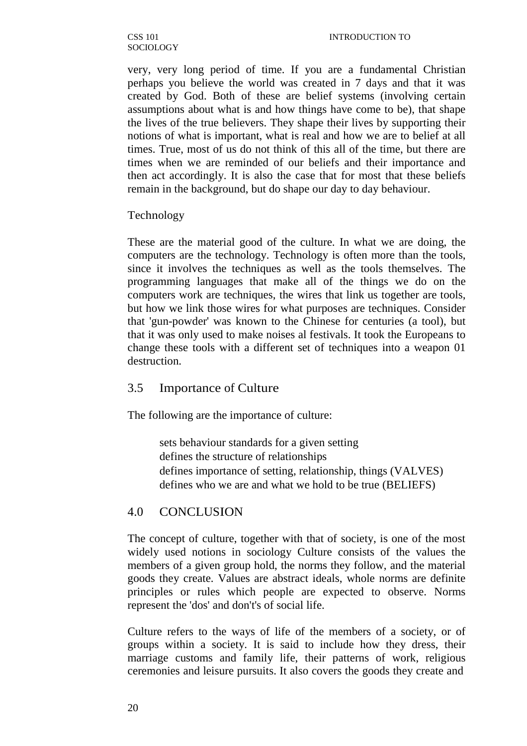very, very long period of time. If you are a fundamental Christian perhaps you believe the world was created in 7 days and that it was created by God. Both of these are belief systems (involving certain assumptions about what is and how things have come to be), that shape the lives of the true believers. They shape their lives by supporting their notions of what is important, what is real and how we are to belief at all times. True, most of us do not think of this all of the time, but there are times when we are reminded of our beliefs and their importance and then act accordingly. It is also the case that for most that these beliefs remain in the background, but do shape our day to day behaviour.

Technology

These are the material good of the culture. In what we are doing, the computers are the technology. Technology is often more than the tools, since it involves the techniques as well as the tools themselves. The programming languages that make all of the things we do on the computers work are techniques, the wires that link us together are tools, but how we link those wires for what purposes are techniques. Consider that 'gun-powder' was known to the Chinese for centuries (a tool), but that it was only used to make noises al festivals. It took the Europeans to change these tools with a different set of techniques into a weapon 01 destruction.

## 3.5 Importance of Culture

The following are the importance of culture:

- sets behaviour standards for a given setting
- defines the structure of relationships
- defines importance of setting, relationship, things (VALVES)
- defines who we are and what we hold to be true (BELIEFS)

## 4.0 CONCLUSION

The concept of culture, together with that of society, is one of the most widely used notions in sociology Culture consists of the values the members of a given group hold, the norms they follow, and the material goods they create. Values are abstract ideals, whole norms are definite principles or rules which people are expected to observe. Norms represent the 'dos' and don't's of social life.

Culture refers to the ways of life of the members of a society, or of groups within a society. It is said to include how they dress, their marriage customs and family life, their patterns of work, religious ceremonies and leisure pursuits. It also covers the goods they create and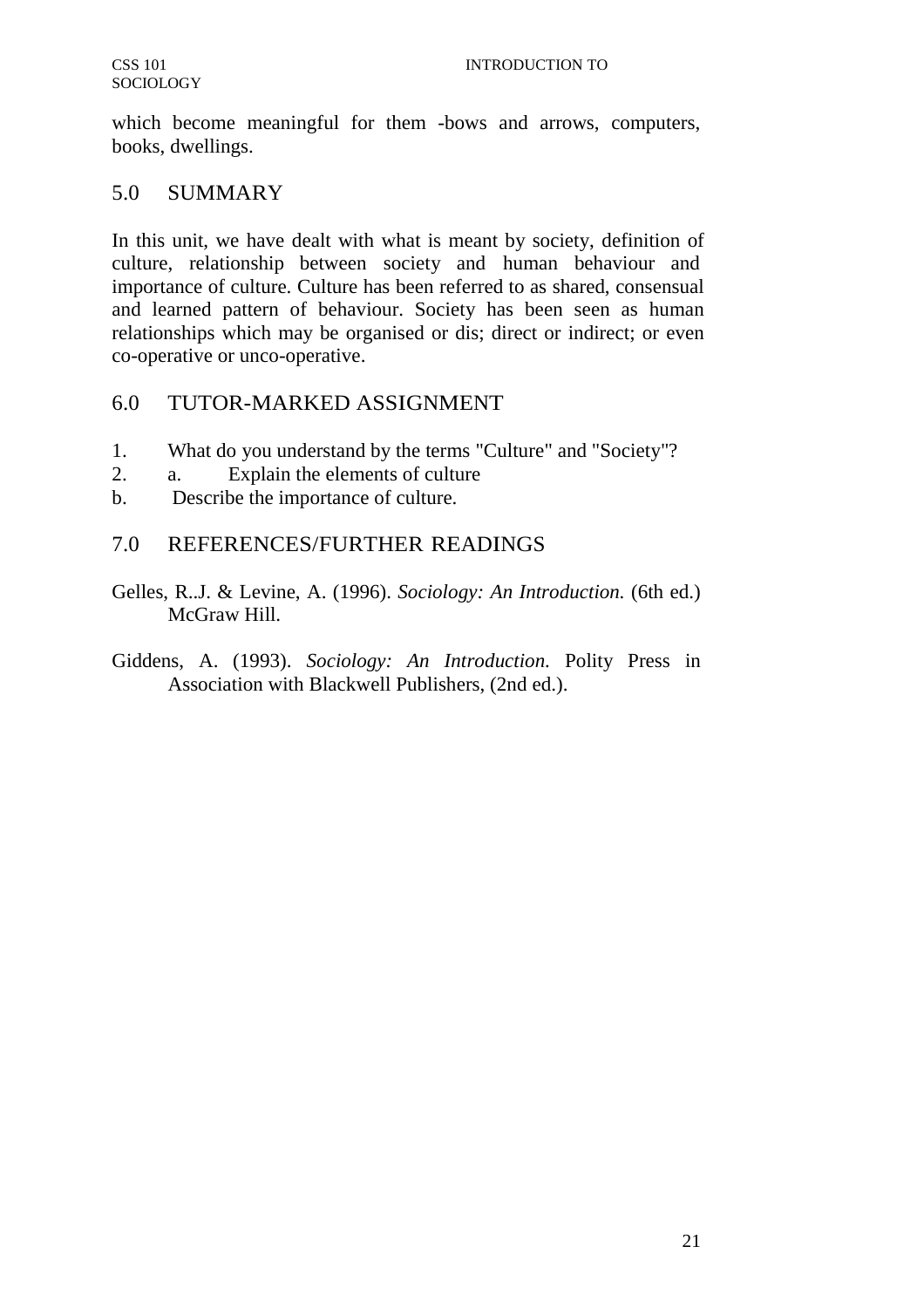which become meaningful for them -bows and arrows, computers, books, dwellings.

## 5.0 SUMMARY

In this unit, we have dealt with what is meant by society, definition of culture, relationship between society and human behaviour and importance of culture. Culture has been referred to as shared, consensual and learned pattern of behaviour. Society has been seen as human relationships which may be organised or dis; direct or indirect; or even co-operative or unco-operative.

## 6.0 TUTOR-MARKED ASSIGNMENT

1. What do you understand by the terms "Culture" and "Society"?
2. a. Explain the elements of culture
   b. Describe the importance of culture.

## 7.0 REFERENCES/FURTHER READINGS

Gelles, R..J. & Levine, A. (1996). *Sociology: An Introduction.* (6th ed.) McGraw Hill.

Giddens, A. (1993). *Sociology: An Introduction.* Polity Press in Association with Blackwell Publishers, (2nd ed.).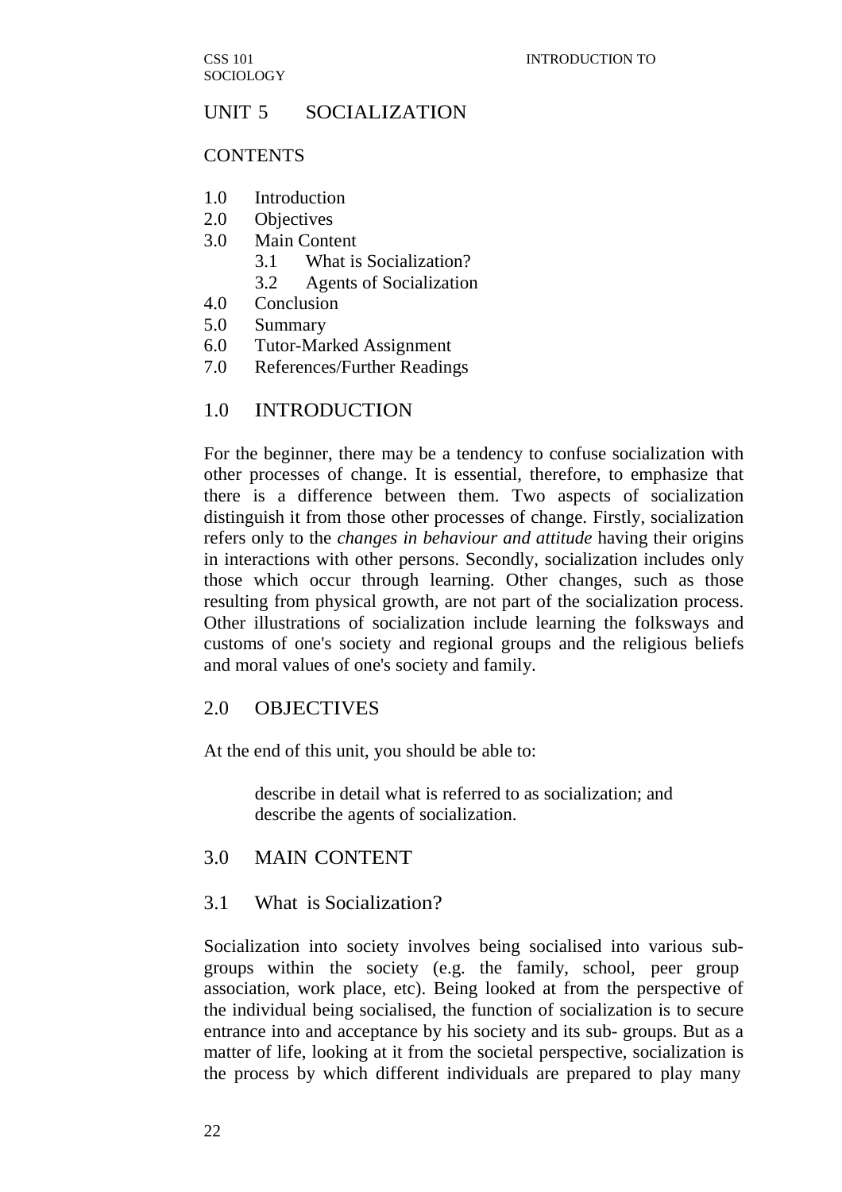# UNIT 5 SOCIALIZATION

## CONTENTS

1.0 Introduction
2.0 Objectives
3.0 Main Content
  3.1 What is Socialization?
  3.2 Agents of Socialization
4.0 Conclusion
5.0 Summary
6.0 Tutor-Marked Assignment
7.0 References/Further Readings

## 1.0 INTRODUCTION

For the beginner, there may be a tendency to confuse socialization with other processes of change. It is essential, therefore, to emphasize that there is a difference between them. Two aspects of socialization distinguish it from those other processes of change. Firstly, socialization refers only to the *changes in behaviour and attitude* having their origins in interactions with other persons. Secondly, socialization includes only those which occur through learning. Other changes, such as those resulting from physical growth, are not part of the socialization process. Other illustrations of socialization include learning the folksways and customs of one's society and regional groups and the religious beliefs and moral values of one's society and family.

## 2.0 OBJECTIVES

At the end of this unit, you should be able to:

- describe in detail what is referred to as socialization; and
- describe the agents of socialization.

## 3.0 MAIN CONTENT

### 3.1 What is Socialization?

Socialization into society involves being socialised into various sub-groups within the society (e.g. the family, school, peer group association, work place, etc). Being looked at from the perspective of the individual being socialised, the function of socialization is to secure entrance into and acceptance by his society and its sub- groups. But as a matter of life, looking at it from the societal perspective, socialization is the process by which different individuals are prepared to play many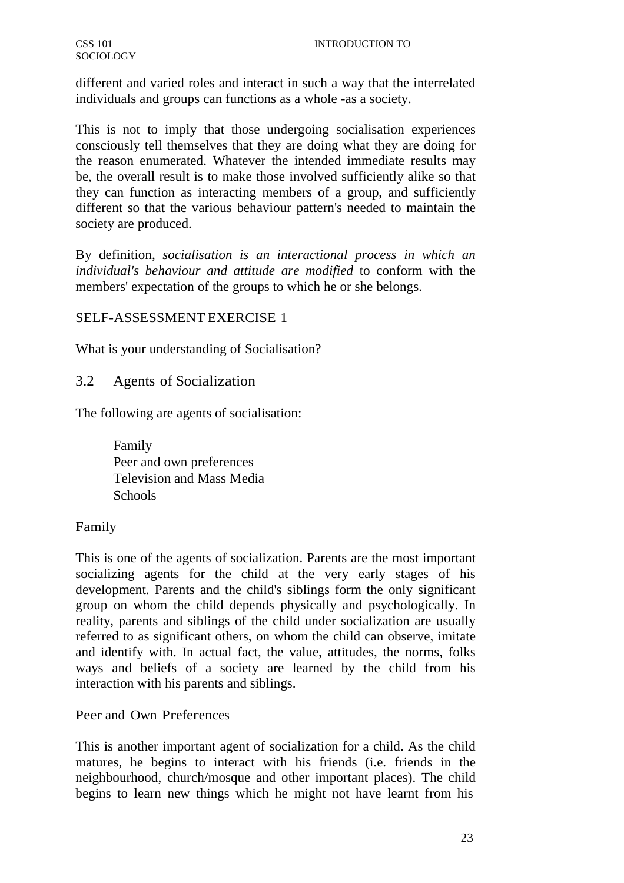different and varied roles and interact in such a way that the interrelated individuals and groups can functions as a whole -as a society.

This is not to imply that those undergoing socialisation experiences consciously tell themselves that they are doing what they are doing for the reason enumerated. Whatever the intended immediate results may be, the overall result is to make those involved sufficiently alike so that they can function as interacting members of a group, and sufficiently different so that the various behaviour pattern's needed to maintain the society are produced.

By definition, *socialisation is an interactional process in which an individual's behaviour and attitude are modified* to conform with the members' expectation of the groups to which he or she belongs.

SELF-ASSESSMENT EXERCISE 1

What is your understanding of Socialisation?

## 3.2 Agents of Socialization

The following are agents of socialisation:

- Family
- Peer and own preferences
- Television and Mass Media
- Schools

### Family

This is one of the agents of socialization. Parents are the most important socializing agents for the child at the very early stages of his development. Parents and the child's siblings form the only significant group on whom the child depends physically and psychologically. In reality, parents and siblings of the child under socialization are usually referred to as significant others, on whom the child can observe, imitate and identify with. In actual fact, the value, attitudes, the norms, folks ways and beliefs of a society are learned by the child from his interaction with his parents and siblings.

### Peer and Own Preferences

This is another important agent of socialization for a child. As the child matures, he begins to interact with his friends (i.e. friends in the neighbourhood, church/mosque and other important places). The child begins to learn new things which he might not have learnt from his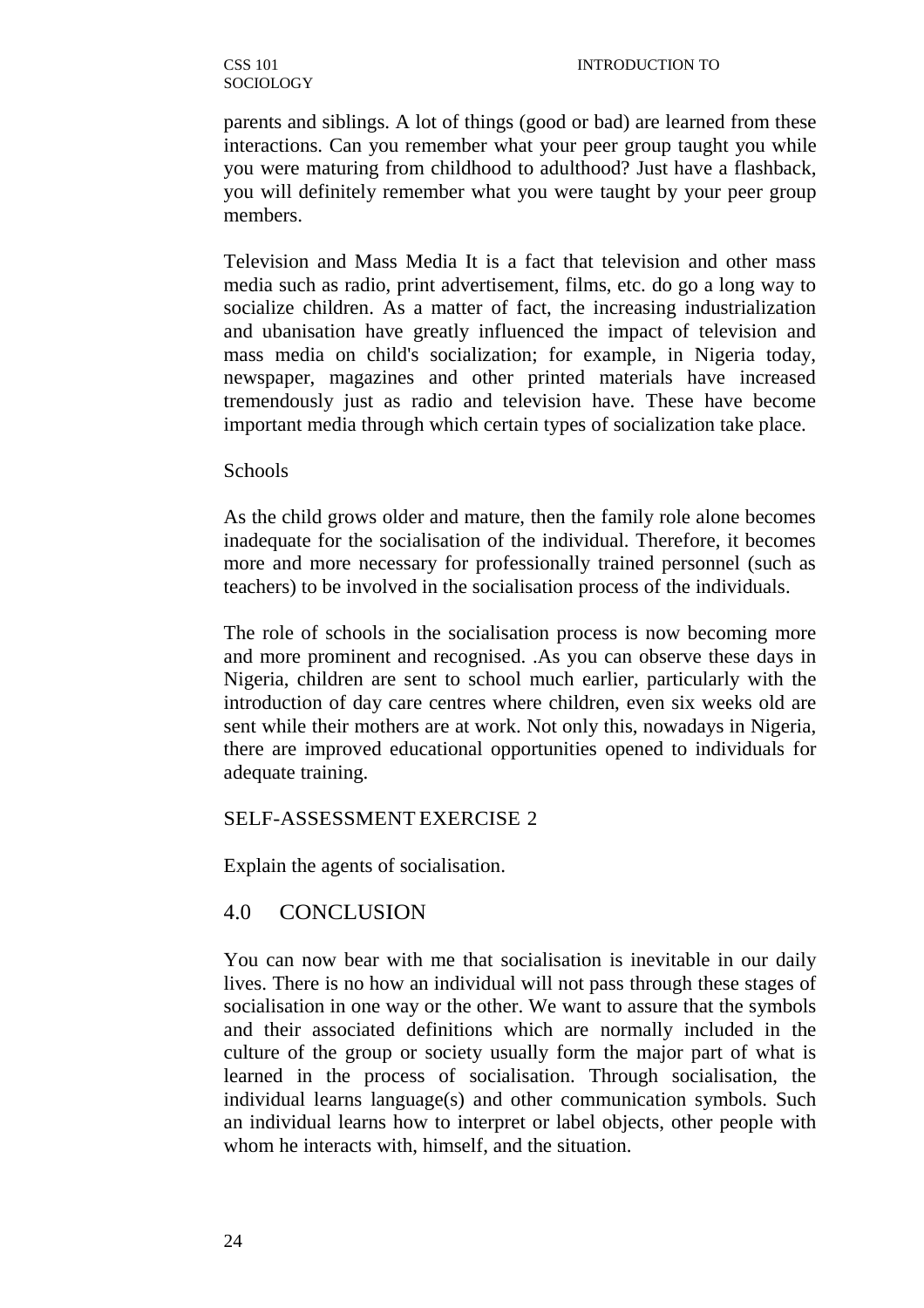parents and siblings. A lot of things (good or bad) are learned from these interactions. Can you remember what your peer group taught you while you were maturing from childhood to adulthood? Just have a flashback, you will definitely remember what you were taught by your peer group members.

Television and Mass Media It is a fact that television and other mass media such as radio, print advertisement, films, etc. do go a long way to socialize children. As a matter of fact, the increasing industrialization and ubanisation have greatly influenced the impact of television and mass media on child's socialization; for example, in Nigeria today, newspaper, magazines and other printed materials have increased tremendously just as radio and television have. These have become important media through which certain types of socialization take place.

Schools

As the child grows older and mature, then the family role alone becomes inadequate for the socialisation of the individual. Therefore, it becomes more and more necessary for professionally trained personnel (such as teachers) to be involved in the socialisation process of the individuals.

The role of schools in the socialisation process is now becoming more and more prominent and recognised. .As you can observe these days in Nigeria, children are sent to school much earlier, particularly with the introduction of day care centres where children, even six weeks old are sent while their mothers are at work. Not only this, nowadays in Nigeria, there are improved educational opportunities opened to individuals for adequate training.

SELF-ASSESSMENT EXERCISE 2

Explain the agents of socialisation.

## 4.0 CONCLUSION

You can now bear with me that socialisation is inevitable in our daily lives. There is no how an individual will not pass through these stages of socialisation in one way or the other. We want to assure that the symbols and their associated definitions which are normally included in the culture of the group or society usually form the major part of what is learned in the process of socialisation. Through socialisation, the individual learns language(s) and other communication symbols. Such an individual learns how to interpret or label objects, other people with whom he interacts with, himself, and the situation.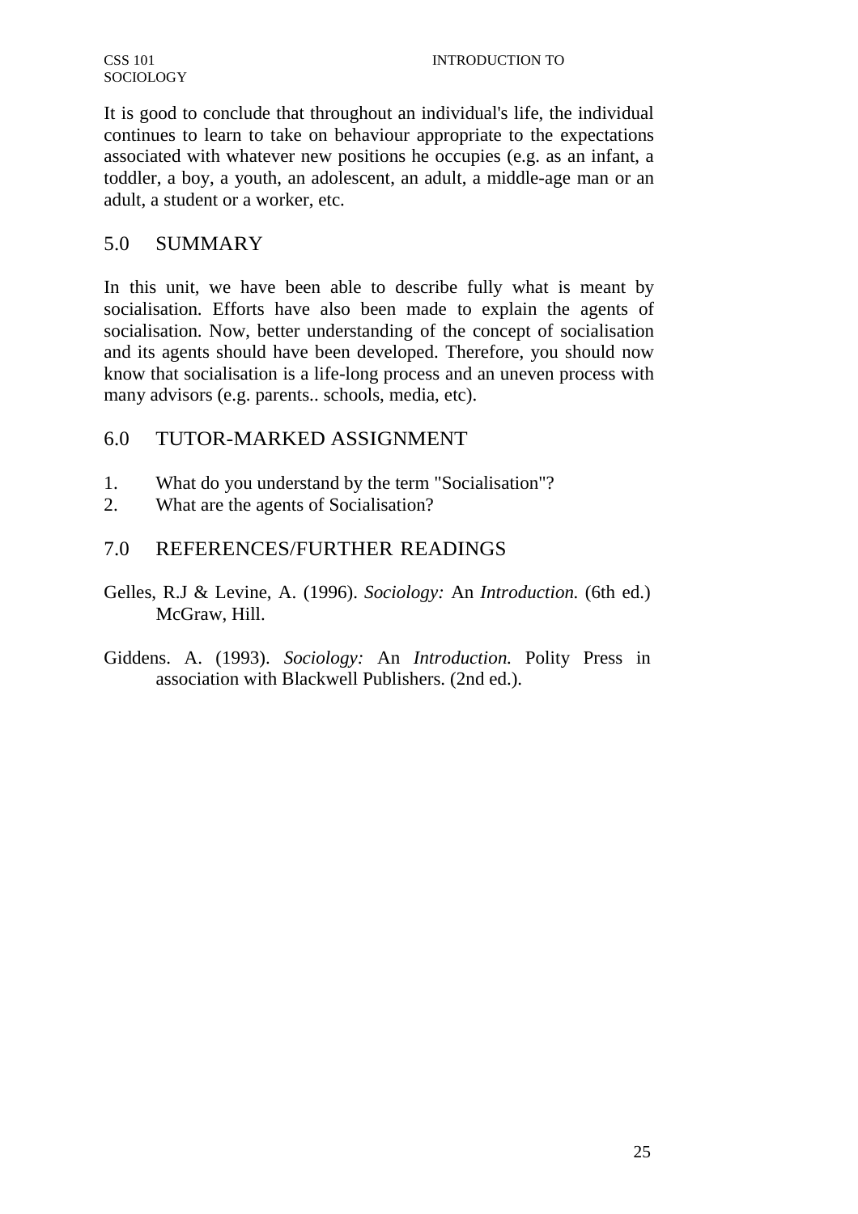It is good to conclude that throughout an individual's life, the individual continues to learn to take on behaviour appropriate to the expectations associated with whatever new positions he occupies (e.g. as an infant, a toddler, a boy, a youth, an adolescent, an adult, a middle-age man or an adult, a student or a worker, etc.

## 5.0 SUMMARY

In this unit, we have been able to describe fully what is meant by socialisation. Efforts have also been made to explain the agents of socialisation. Now, better understanding of the concept of socialisation and its agents should have been developed. Therefore, you should now know that socialisation is a life-long process and an uneven process with many advisors (e.g. parents.. schools, media, etc).

## 6.0 TUTOR-MARKED ASSIGNMENT

1. What do you understand by the term "Socialisation"?
2. What are the agents of Socialisation?

## 7.0 REFERENCES/FURTHER READINGS

Gelles, R.J & Levine, A. (1996). *Sociology:* An *Introduction.* (6th ed.) McGraw, Hill.

Giddens. A. (1993). *Sociology:* An *Introduction.* Polity Press in association with Blackwell Publishers. (2nd ed.).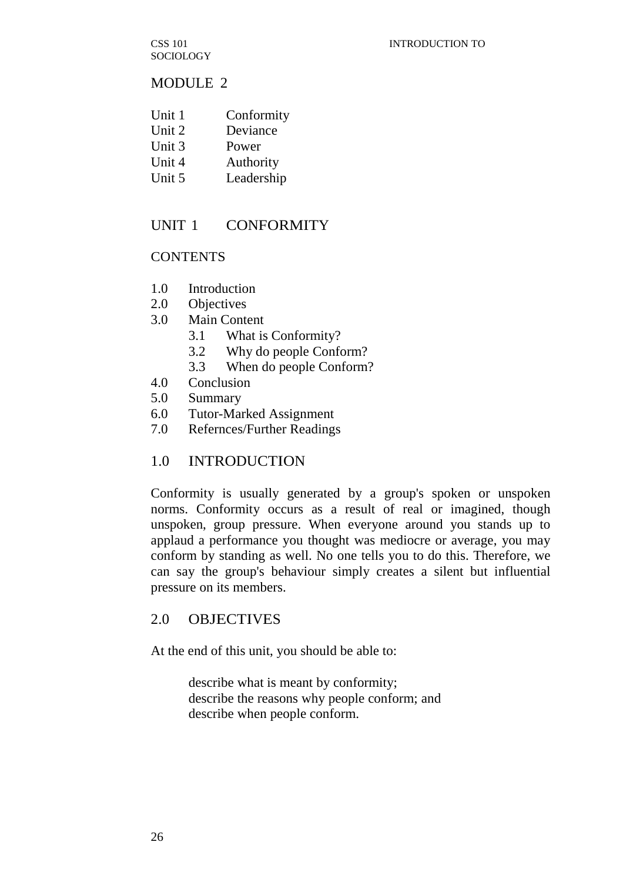# MODULE 2

Unit 1 Conformity
Unit 2 Deviance
Unit 3 Power
Unit 4 Authority
Unit 5 Leadership

## UNIT 1 CONFORMITY

### CONTENTS

1.0 Introduction
2.0 Objectives
3.0 Main Content
   3.1 What is Conformity?
   3.2 Why do people Conform?
   3.3 When do people Conform?
4.0 Conclusion
5.0 Summary
6.0 Tutor-Marked Assignment
7.0 Refernces/Further Readings

## 1.0 INTRODUCTION

Conformity is usually generated by a group's spoken or unspoken norms. Conformity occurs as a result of real or imagined, though unspoken, group pressure. When everyone around you stands up to applaud a performance you thought was mediocre or average, you may conform by standing as well. No one tells you to do this. Therefore, we can say the group's behaviour simply creates a silent but influential pressure on its members.

## 2.0 OBJECTIVES

At the end of this unit, you should be able to:

- describe what is meant by conformity;
- describe the reasons why people conform; and
- describe when people conform.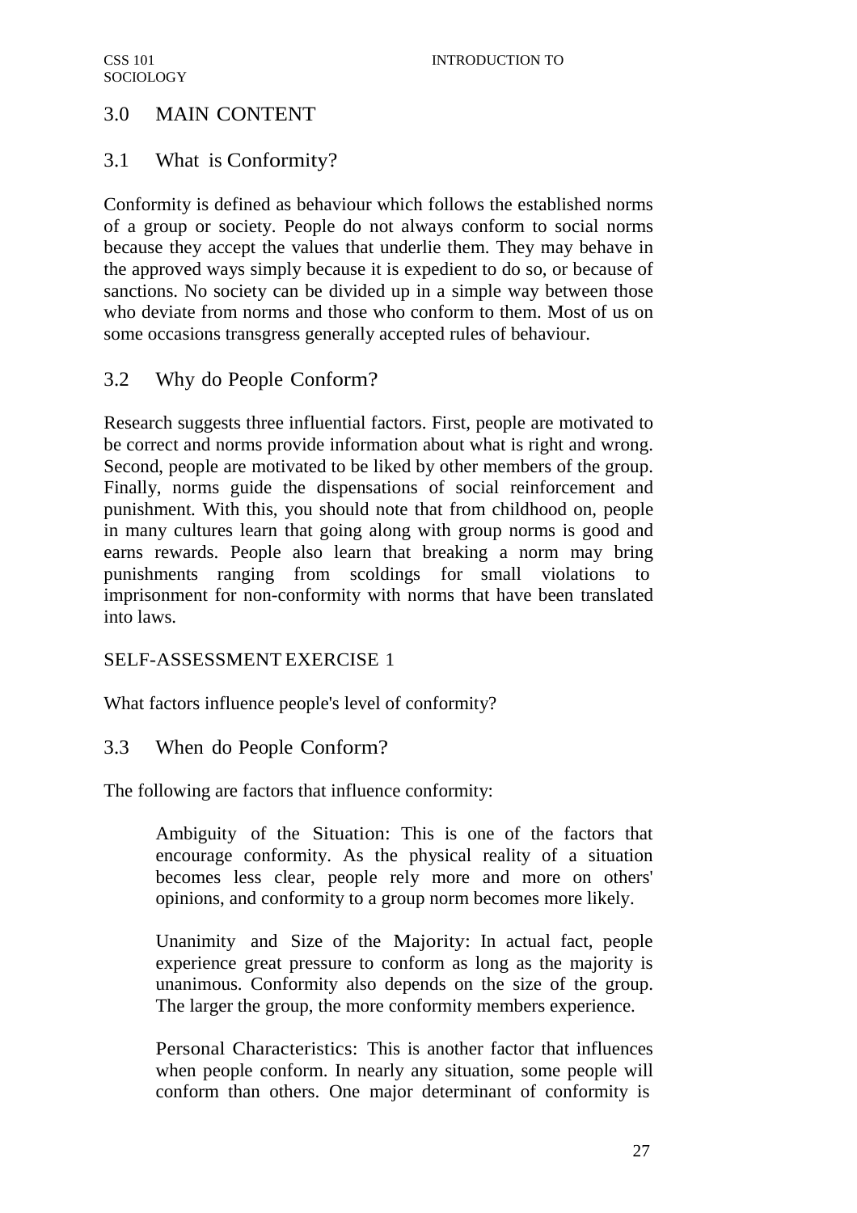## 3.0 MAIN CONTENT

### 3.1 What is Conformity?

Conformity is defined as behaviour which follows the established norms of a group or society. People do not always conform to social norms because they accept the values that underlie them. They may behave in the approved ways simply because it is expedient to do so, or because of sanctions. No society can be divided up in a simple way between those who deviate from norms and those who conform to them. Most of us on some occasions transgress generally accepted rules of behaviour.

### 3.2 Why do People Conform?

Research suggests three influential factors. First, people are motivated to be correct and norms provide information about what is right and wrong. Second, people are motivated to be liked by other members of the group. Finally, norms guide the dispensations of social reinforcement and punishment. With this, you should note that from childhood on, people in many cultures learn that going along with group norms is good and earns rewards. People also learn that breaking a norm may bring punishments ranging from scoldings for small violations to imprisonment for non-conformity with norms that have been translated into laws.

SELF-ASSESSMENT EXERCISE 1

What factors influence people's level of conformity?

### 3.3 When do People Conform?

The following are factors that influence conformity:

Ambiguity of the Situation: This is one of the factors that encourage conformity. As the physical reality of a situation becomes less clear, people rely more and more on others' opinions, and conformity to a group norm becomes more likely.

Unanimity and Size of the Majority: In actual fact, people experience great pressure to conform as long as the majority is unanimous. Conformity also depends on the size of the group. The larger the group, the more conformity members experience.

Personal Characteristics: This is another factor that influences when people conform. In nearly any situation, some people will conform than others. One major determinant of conformity is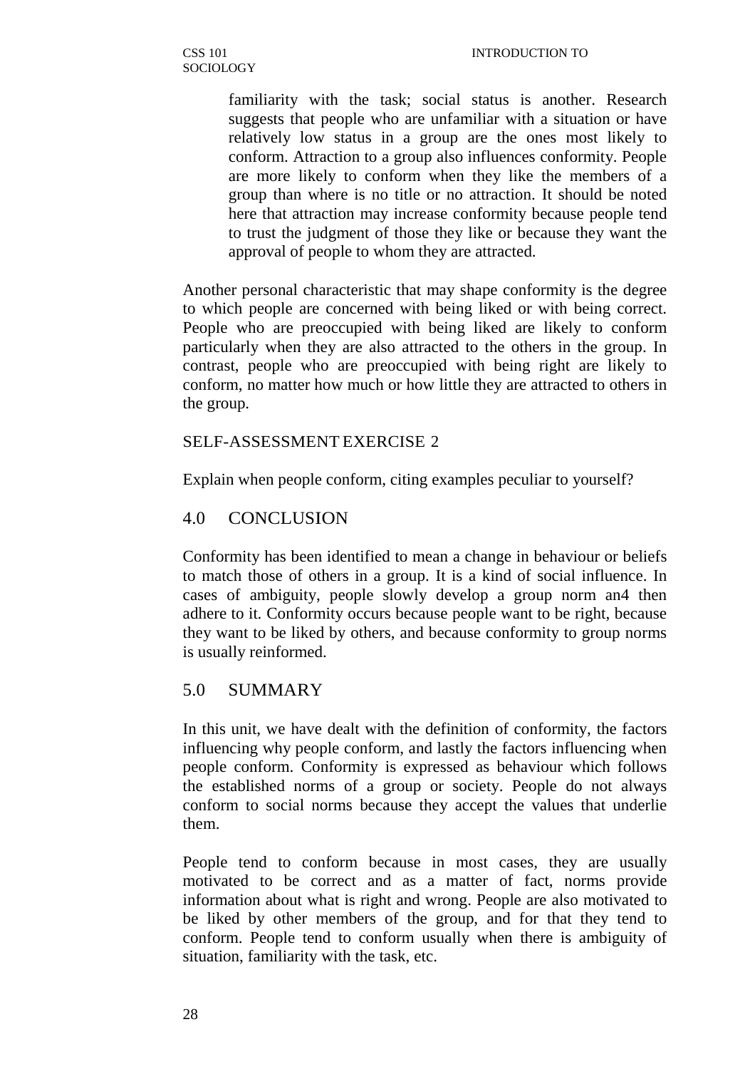familiarity with the task; social status is another. Research suggests that people who are unfamiliar with a situation or have relatively low status in a group are the ones most likely to conform. Attraction to a group also influences conformity. People are more likely to conform when they like the members of a group than where is no title or no attraction. It should be noted here that attraction may increase conformity because people tend to trust the judgment of those they like or because they want the approval of people to whom they are attracted.

Another personal characteristic that may shape conformity is the degree to which people are concerned with being liked or with being correct. People who are preoccupied with being liked are likely to conform particularly when they are also attracted to the others in the group. In contrast, people who are preoccupied with being right are likely to conform, no matter how much or how little they are attracted to others in the group.

SELF-ASSESSMENT EXERCISE 2

Explain when people conform, citing examples peculiar to yourself?

## 4.0 CONCLUSION

Conformity has been identified to mean a change in behaviour or beliefs to match those of others in a group. It is a kind of social influence. In cases of ambiguity, people slowly develop a group norm an4 then adhere to it. Conformity occurs because people want to be right, because they want to be liked by others, and because conformity to group norms is usually reinformed.

## 5.0 SUMMARY

In this unit, we have dealt with the definition of conformity, the factors influencing why people conform, and lastly the factors influencing when people conform. Conformity is expressed as behaviour which follows the established norms of a group or society. People do not always conform to social norms because they accept the values that underlie them.

People tend to conform because in most cases, they are usually motivated to be correct and as a matter of fact, norms provide information about what is right and wrong. People are also motivated to be liked by other members of the group, and for that they tend to conform. People tend to conform usually when there is ambiguity of situation, familiarity with the task, etc.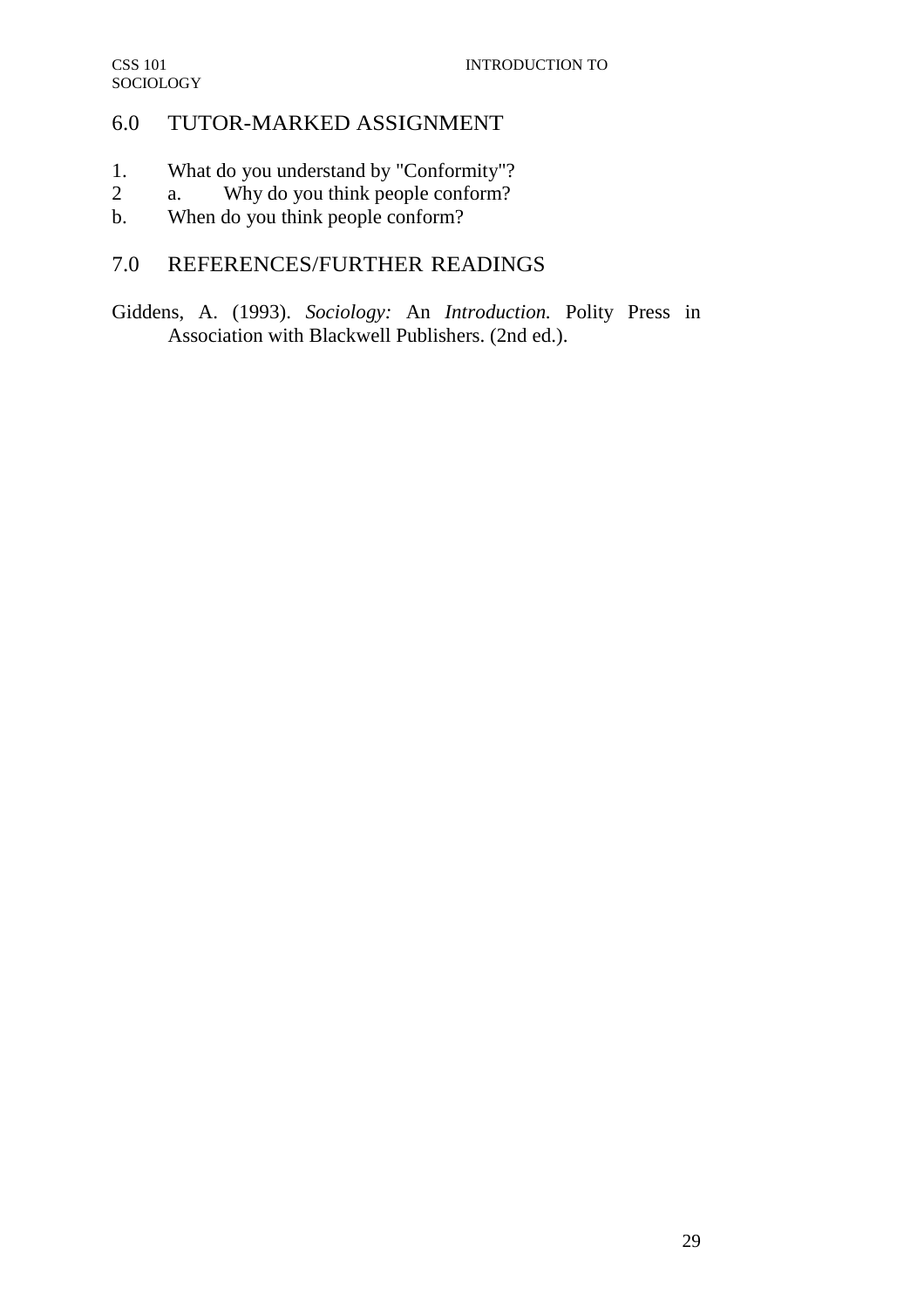## 6.0 TUTOR-MARKED ASSIGNMENT

1. What do you understand by "Conformity"?
2. a. Why do you think people conform?
   b. When do you think people conform?

## 7.0 REFERENCES/FURTHER READINGS

Giddens, A. (1993). *Sociology:* An *Introduction.* Polity Press in Association with Blackwell Publishers. (2nd ed.).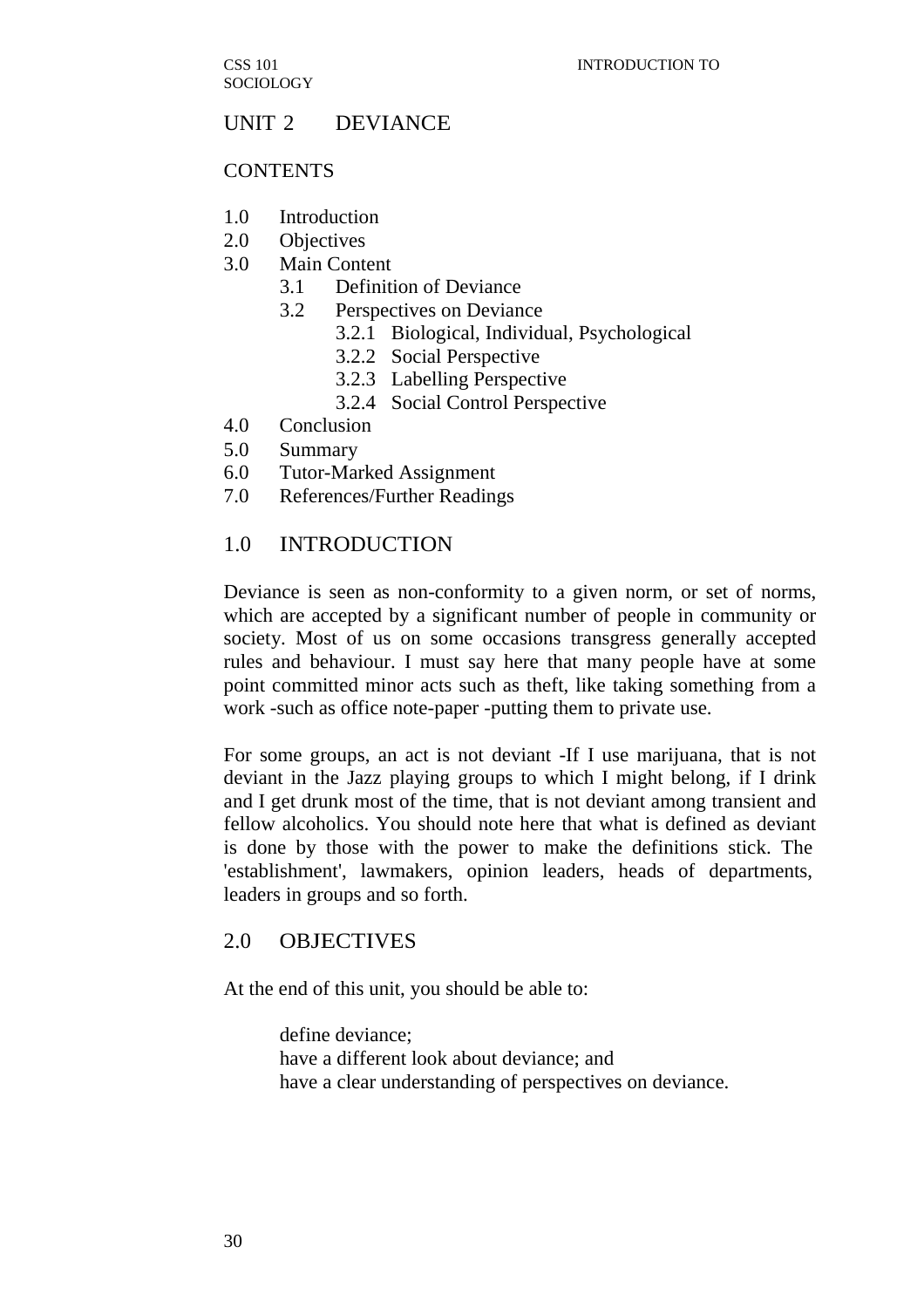## UNIT 2 DEVIANCE

CONTENTS

1.0 Introduction
2.0 Objectives
3.0 Main Content
    3.1 Definition of Deviance
    3.2 Perspectives on Deviance
        3.2.1 Biological, Individual, Psychological
        3.2.2 Social Perspective
        3.2.3 Labelling Perspective
        3.2.4 Social Control Perspective
4.0 Conclusion
5.0 Summary
6.0 Tutor-Marked Assignment
7.0 References/Further Readings

### 1.0 INTRODUCTION

Deviance is seen as non-conformity to a given norm, or set of norms, which are accepted by a significant number of people in community or society. Most of us on some occasions transgress generally accepted rules and behaviour. I must say here that many people have at some point committed minor acts such as theft, like taking something from a work -such as office note-paper -putting them to private use.

For some groups, an act is not deviant -If I use marijuana, that is not deviant in the Jazz playing groups to which I might belong, if I drink and I get drunk most of the time, that is not deviant among transient and fellow alcoholics. You should note here that what is defined as deviant is done by those with the power to make the definitions stick. The 'establishment', lawmakers, opinion leaders, heads of departments, leaders in groups and so forth.

### 2.0 OBJECTIVES

At the end of this unit, you should be able to:

- define deviance;
- have a different look about deviance; and
- have a clear understanding of perspectives on deviance.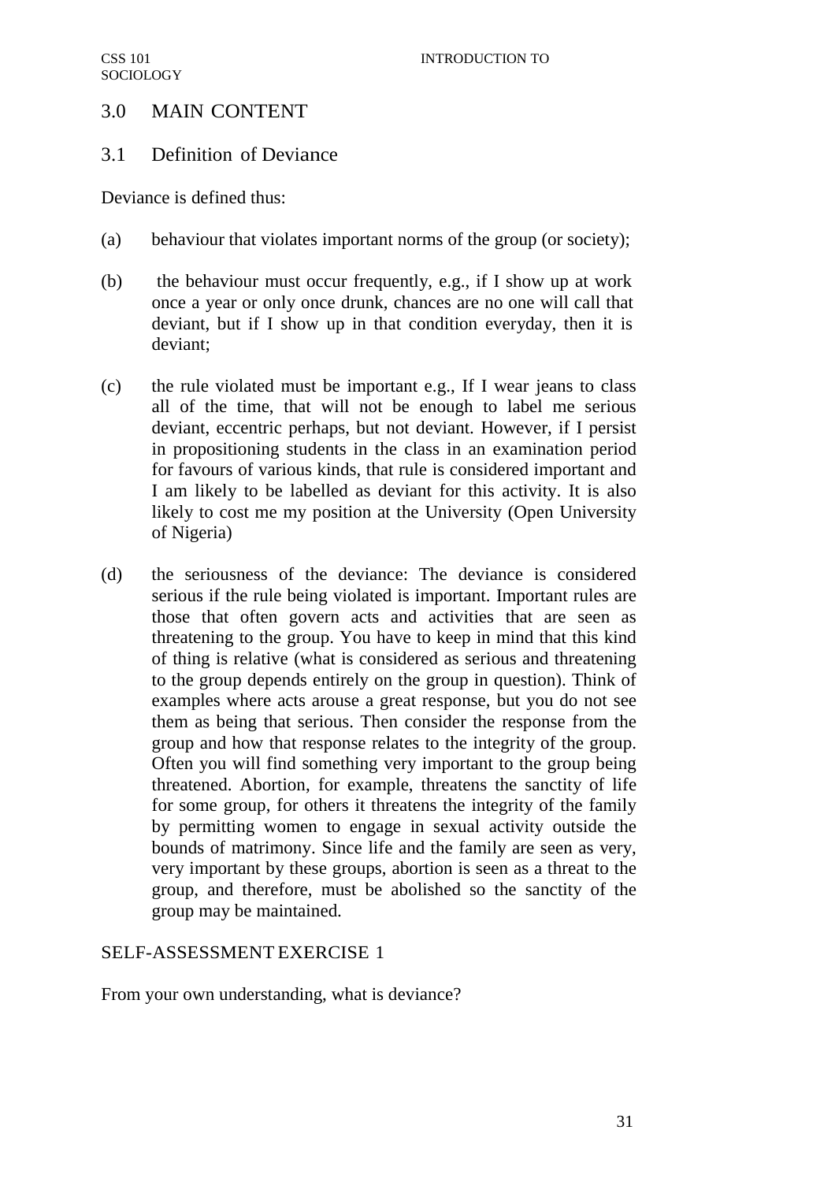## 3.0 MAIN CONTENT

### 3.1 Definition of Deviance

Deviance is defined thus:

(a) behaviour that violates important norms of the group (or society);

(b) the behaviour must occur frequently, e.g., if I show up at work once a year or only once drunk, chances are no one will call that deviant, but if I show up in that condition everyday, then it is deviant;

(c) the rule violated must be important e.g., If I wear jeans to class all of the time, that will not be enough to label me serious deviant, eccentric perhaps, but not deviant. However, if I persist in propositioning students in the class in an examination period for favours of various kinds, that rule is considered important and I am likely to be labelled as deviant for this activity. It is also likely to cost me my position at the University (Open University of Nigeria)

(d) the seriousness of the deviance: The deviance is considered serious if the rule being violated is important. Important rules are those that often govern acts and activities that are seen as threatening to the group. You have to keep in mind that this kind of thing is relative (what is considered as serious and threatening to the group depends entirely on the group in question). Think of examples where acts arouse a great response, but you do not see them as being that serious. Then consider the response from the group and how that response relates to the integrity of the group. Often you will find something very important to the group being threatened. Abortion, for example, threatens the sanctity of life for some group, for others it threatens the integrity of the family by permitting women to engage in sexual activity outside the bounds of matrimony. Since life and the family are seen as very, very important by these groups, abortion is seen as a threat to the group, and therefore, must be abolished so the sanctity of the group may be maintained.

SELF-ASSESSMENT EXERCISE 1

From your own understanding, what is deviance?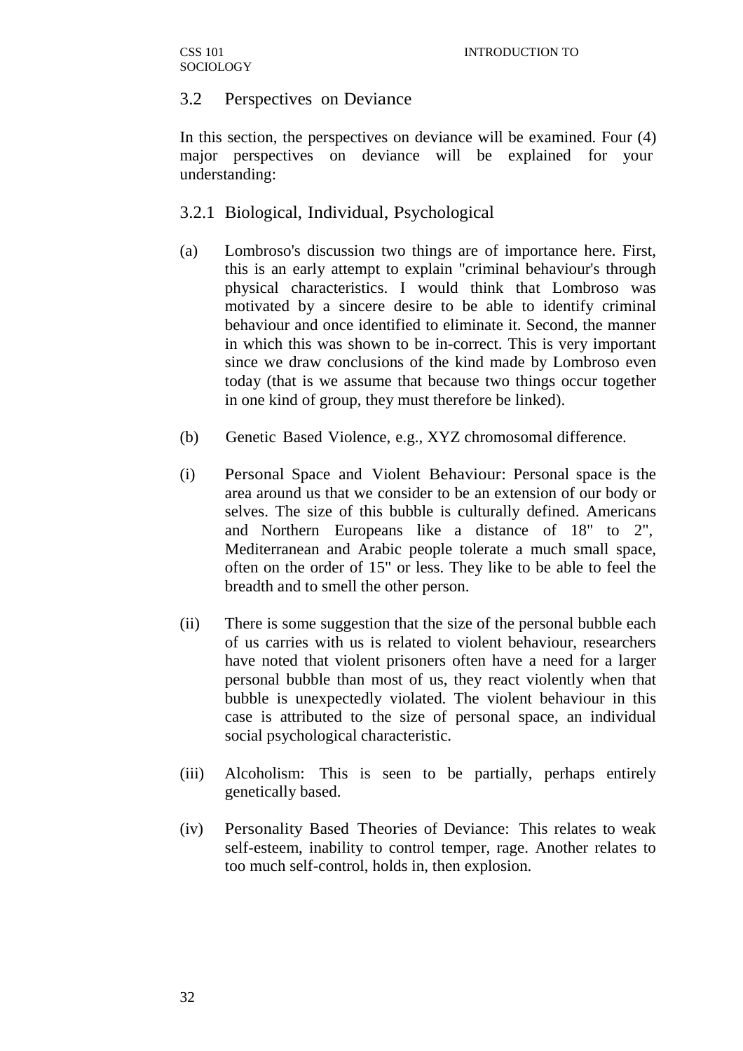## 3.2 Perspectives on Deviance

In this section, the perspectives on deviance will be examined. Four (4) major perspectives on deviance will be explained for your understanding:

### 3.2.1 Biological, Individual, Psychological

(a) Lombroso's discussion two things are of importance here. First, this is an early attempt to explain "criminal behaviour's through physical characteristics. I would think that Lombroso was motivated by a sincere desire to be able to identify criminal behaviour and once identified to eliminate it. Second, the manner in which this was shown to be in-correct. This is very important since we draw conclusions of the kind made by Lombroso even today (that is we assume that because two things occur together in one kind of group, they must therefore be linked).

(b) Genetic Based Violence, e.g., XYZ chromosomal difference.

(i) Personal Space and Violent Behaviour: Personal space is the area around us that we consider to be an extension of our body or selves. The size of this bubble is culturally defined. Americans and Northern Europeans like a distance of 18" to 2", Mediterranean and Arabic people tolerate a much small space, often on the order of 15" or less. They like to be able to feel the breadth and to smell the other person.

(ii) There is some suggestion that the size of the personal bubble each of us carries with us is related to violent behaviour, researchers have noted that violent prisoners often have a need for a larger personal bubble than most of us, they react violently when that bubble is unexpectedly violated. The violent behaviour in this case is attributed to the size of personal space, an individual social psychological characteristic.

(iii) Alcoholism: This is seen to be partially, perhaps entirely genetically based.

(iv) Personality Based Theories of Deviance: This relates to weak self-esteem, inability to control temper, rage. Another relates to too much self-control, holds in, then explosion.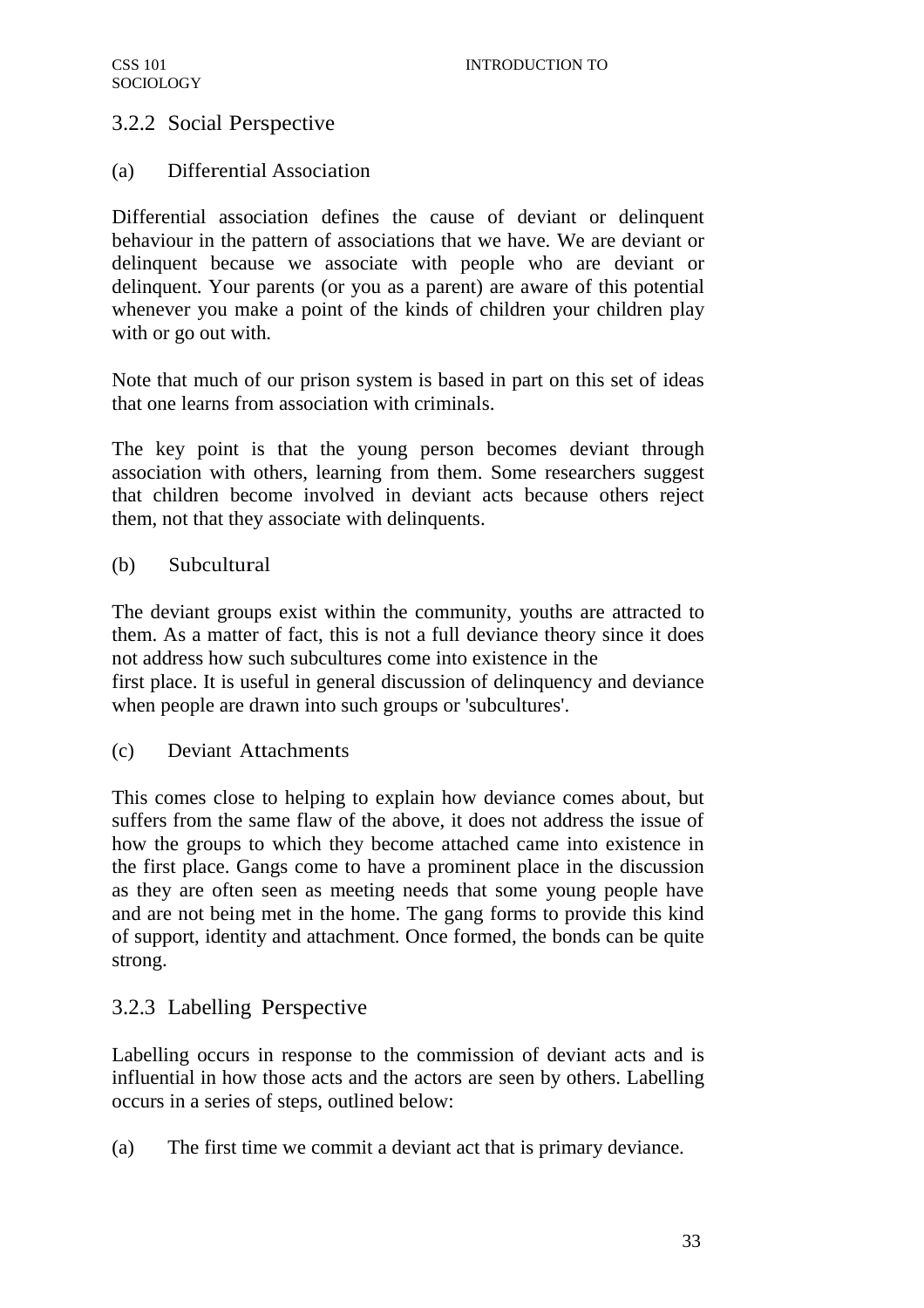### 3.2.2 Social Perspective

(a) Differential Association

Differential association defines the cause of deviant or delinquent behaviour in the pattern of associations that we have. We are deviant or delinquent because we associate with people who are deviant or delinquent. Your parents (or you as a parent) are aware of this potential whenever you make a point of the kinds of children your children play with or go out with.

Note that much of our prison system is based in part on this set of ideas that one learns from association with criminals.

The key point is that the young person becomes deviant through association with others, learning from them. Some researchers suggest that children become involved in deviant acts because others reject them, not that they associate with delinquents.

(b) Subcultural

The deviant groups exist within the community, youths are attracted to them. As a matter of fact, this is not a full deviance theory since it does not address how such subcultures come into existence in the first place. It is useful in general discussion of delinquency and deviance when people are drawn into such groups or 'subcultures'.

(c) Deviant Attachments

This comes close to helping to explain how deviance comes about, but suffers from the same flaw of the above, it does not address the issue of how the groups to which they become attached came into existence in the first place. Gangs come to have a prominent place in the discussion as they are often seen as meeting needs that some young people have and are not being met in the home. The gang forms to provide this kind of support, identity and attachment. Once formed, the bonds can be quite strong.

### 3.2.3 Labelling Perspective

Labelling occurs in response to the commission of deviant acts and is influential in how those acts and the actors are seen by others. Labelling occurs in a series of steps, outlined below:

(a) The first time we commit a deviant act that is primary deviance.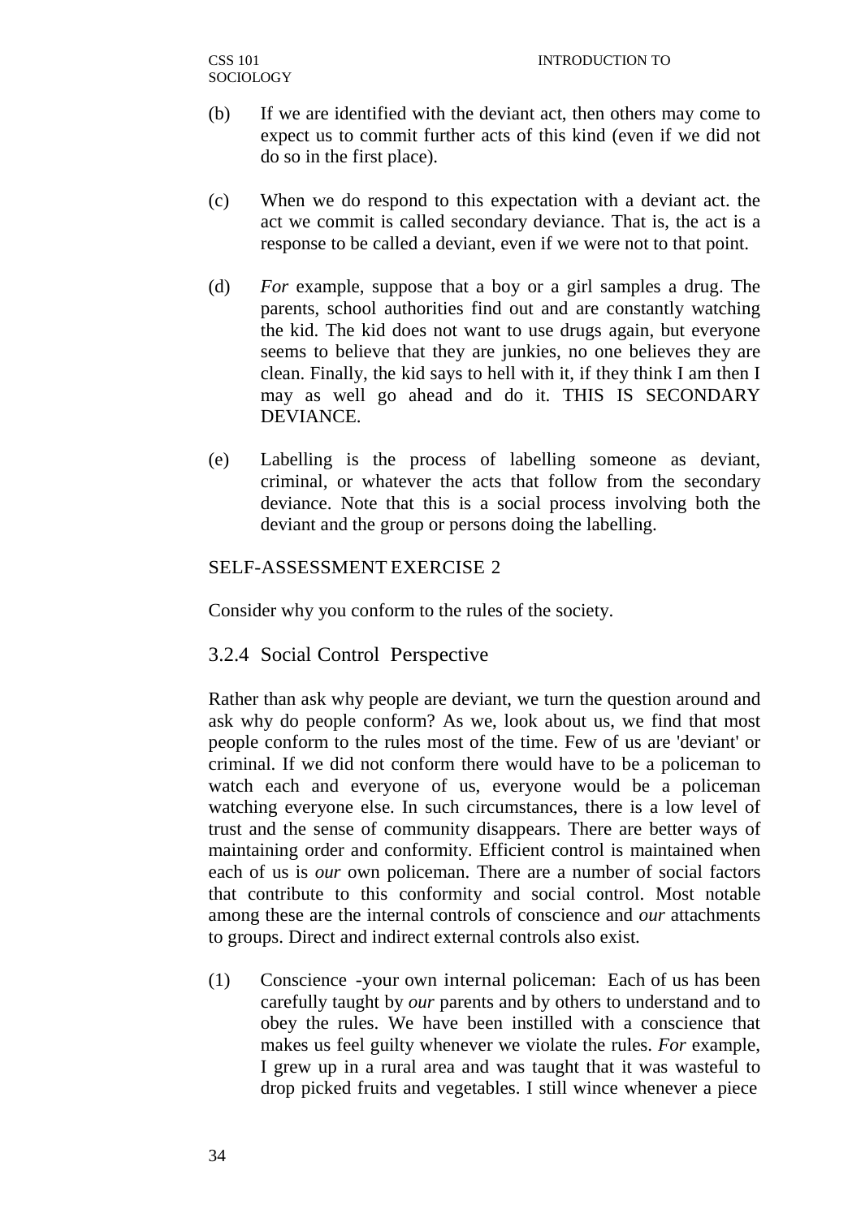(b) If we are identified with the deviant act, then others may come to expect us to commit further acts of this kind (even if we did not do so in the first place).

(c) When we do respond to this expectation with a deviant act. the act we commit is called secondary deviance. That is, the act is a response to be called a deviant, even if we were not to that point.

(d) *For* example, suppose that a boy or a girl samples a drug. The parents, school authorities find out and are constantly watching the kid. The kid does not want to use drugs again, but everyone seems to believe that they are junkies, no one believes they are clean. Finally, the kid says to hell with it, if they think I am then I may as well go ahead and do it. THIS IS SECONDARY DEVIANCE.

(e) Labelling is the process of labelling someone as deviant, criminal, or whatever the acts that follow from the secondary deviance. Note that this is a social process involving both the deviant and the group or persons doing the labelling.

SELF-ASSESSMENT EXERCISE 2

Consider why you conform to the rules of the society.

### 3.2.4 Social Control Perspective

Rather than ask why people are deviant, we turn the question around and ask why do people conform? As we, look about us, we find that most people conform to the rules most of the time. Few of us are 'deviant' or criminal. If we did not conform there would have to be a policeman to watch each and everyone of us, everyone would be a policeman watching everyone else. In such circumstances, there is a low level of trust and the sense of community disappears. There are better ways of maintaining order and conformity. Efficient control is maintained when each of us is *our* own policeman. There are a number of social factors that contribute to this conformity and social control. Most notable among these are the internal controls of conscience and *our* attachments to groups. Direct and indirect external controls also exist.

(1) Conscience -your own internal policeman: Each of us has been carefully taught by *our* parents and by others to understand and to obey the rules. We have been instilled with a conscience that makes us feel guilty whenever we violate the rules. *For* example, I grew up in a rural area and was taught that it was wasteful to drop picked fruits and vegetables. I still wince whenever a piece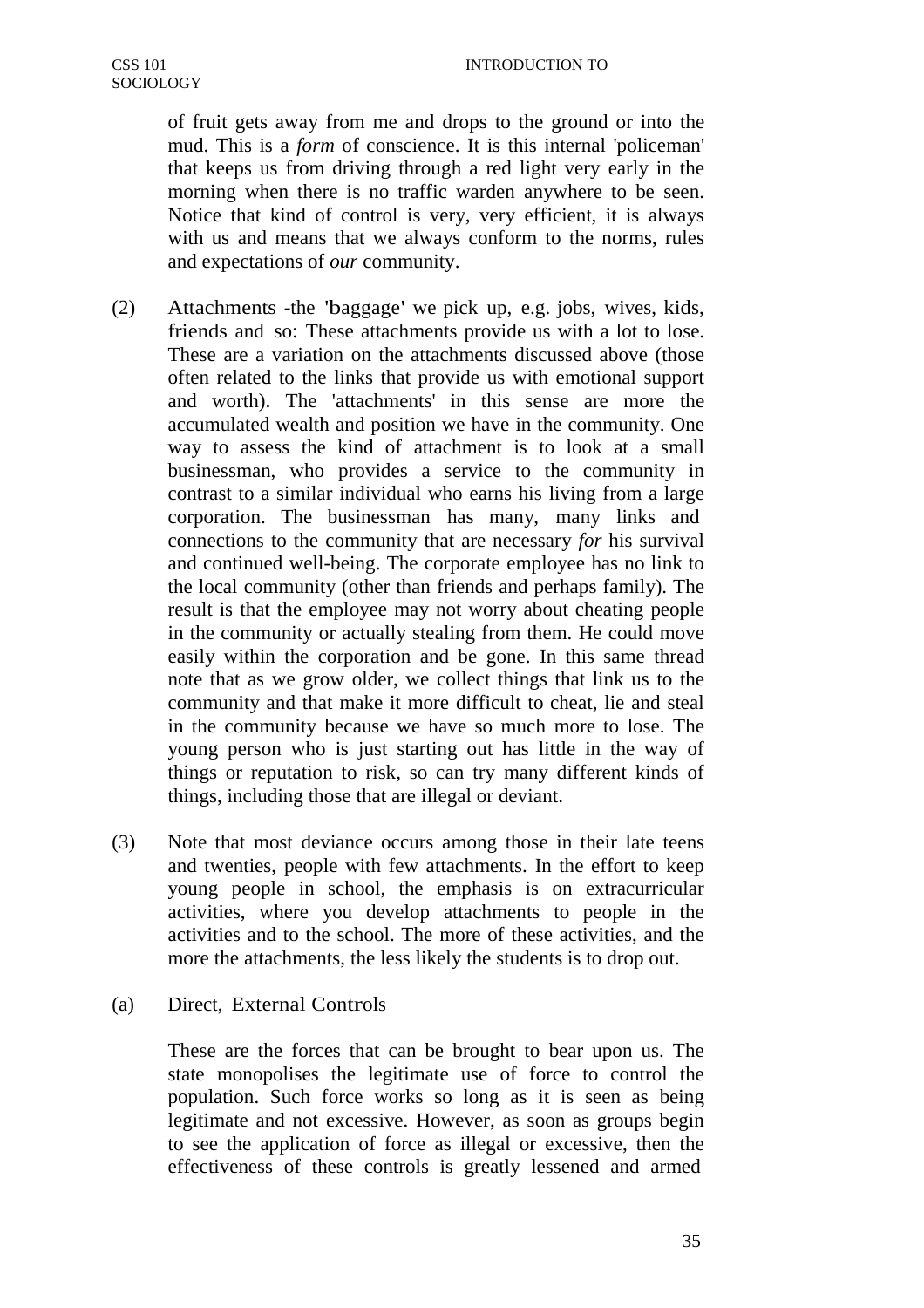of fruit gets away from me and drops to the ground or into the mud. This is a *form* of conscience. It is this internal 'policeman' that keeps us from driving through a red light very early in the morning when there is no traffic warden anywhere to be seen. Notice that kind of control is very, very efficient, it is always with us and means that we always conform to the norms, rules and expectations of *our* community.

(2) Attachments -the 'baggage' we pick up, e.g. jobs, wives, kids, friends and so: These attachments provide us with a lot to lose. These are a variation on the attachments discussed above (those often related to the links that provide us with emotional support and worth). The 'attachments' in this sense are more the accumulated wealth and position we have in the community. One way to assess the kind of attachment is to look at a small businessman, who provides a service to the community in contrast to a similar individual who earns his living from a large corporation. The businessman has many, many links and connections to the community that are necessary *for* his survival and continued well-being. The corporate employee has no link to the local community (other than friends and perhaps family). The result is that the employee may not worry about cheating people in the community or actually stealing from them. He could move easily within the corporation and be gone. In this same thread note that as we grow older, we collect things that link us to the community and that make it more difficult to cheat, lie and steal in the community because we have so much more to lose. The young person who is just starting out has little in the way of things or reputation to risk, so can try many different kinds of things, including those that are illegal or deviant.

(3) Note that most deviance occurs among those in their late teens and twenties, people with few attachments. In the effort to keep young people in school, the emphasis is on extracurricular activities, where you develop attachments to people in the activities and to the school. The more of these activities, and the more the attachments, the less likely the students is to drop out.

(a) Direct, External Controls

These are the forces that can be brought to bear upon us. The state monopolises the legitimate use of force to control the population. Such force works so long as it is seen as being legitimate and not excessive. However, as soon as groups begin to see the application of force as illegal or excessive, then the effectiveness of these controls is greatly lessened and armed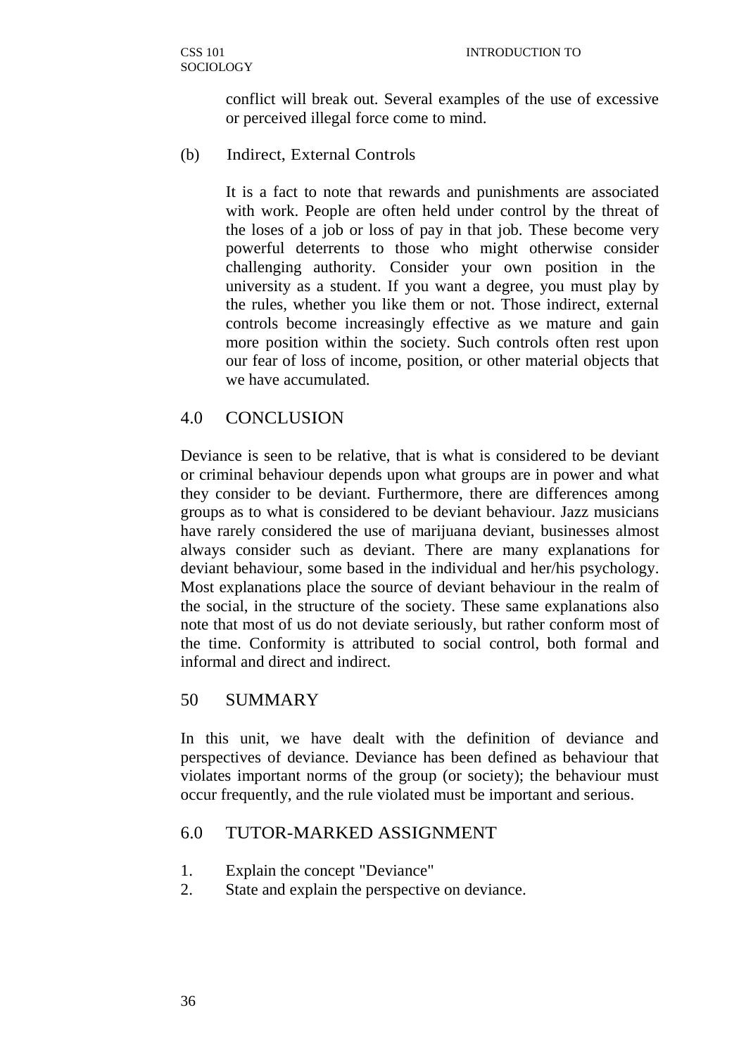conflict will break out. Several examples of the use of excessive or perceived illegal force come to mind.

(b) Indirect, External Controls

It is a fact to note that rewards and punishments are associated with work. People are often held under control by the threat of the loses of a job or loss of pay in that job. These become very powerful deterrents to those who might otherwise consider challenging authority. Consider your own position in the university as a student. If you want a degree, you must play by the rules, whether you like them or not. Those indirect, external controls become increasingly effective as we mature and gain more position within the society. Such controls often rest upon our fear of loss of income, position, or other material objects that we have accumulated.

## 4.0 CONCLUSION

Deviance is seen to be relative, that is what is considered to be deviant or criminal behaviour depends upon what groups are in power and what they consider to be deviant. Furthermore, there are differences among groups as to what is considered to be deviant behaviour. Jazz musicians have rarely considered the use of marijuana deviant, businesses almost always consider such as deviant. There are many explanations for deviant behaviour, some based in the individual and her/his psychology. Most explanations place the source of deviant behaviour in the realm of the social, in the structure of the society. These same explanations also note that most of us do not deviate seriously, but rather conform most of the time. Conformity is attributed to social control, both formal and informal and direct and indirect.

## 50 SUMMARY

In this unit, we have dealt with the definition of deviance and perspectives of deviance. Deviance has been defined as behaviour that violates important norms of the group (or society); the behaviour must occur frequently, and the rule violated must be important and serious.

## 6.0 TUTOR-MARKED ASSIGNMENT

1. Explain the concept "Deviance"
2. State and explain the perspective on deviance.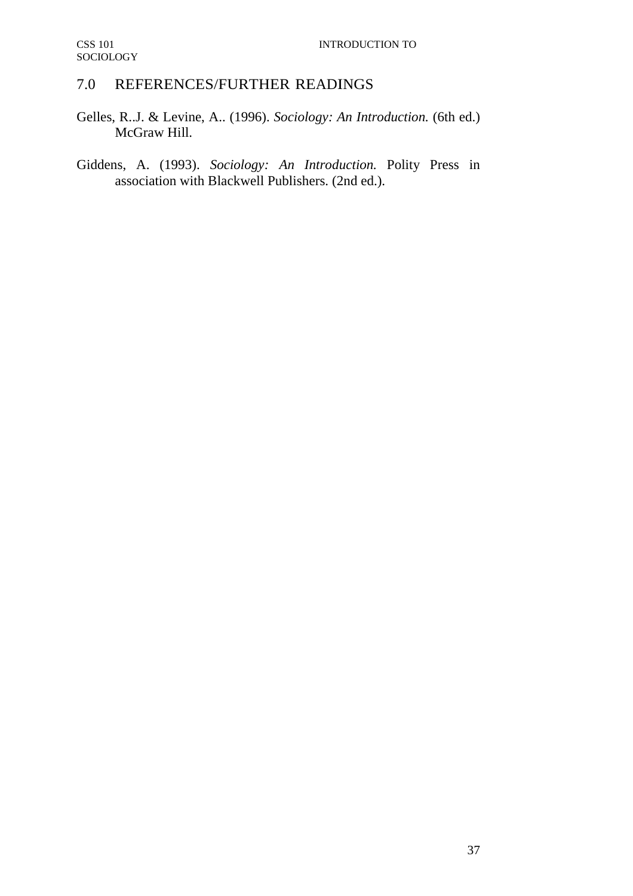## 7.0 REFERENCES/FURTHER READINGS

Gelles, R..J. & Levine, A.. (1996). *Sociology: An Introduction.* (6th ed.) McGraw Hill.

Giddens, A. (1993). *Sociology: An Introduction.* Polity Press in association with Blackwell Publishers. (2nd ed.).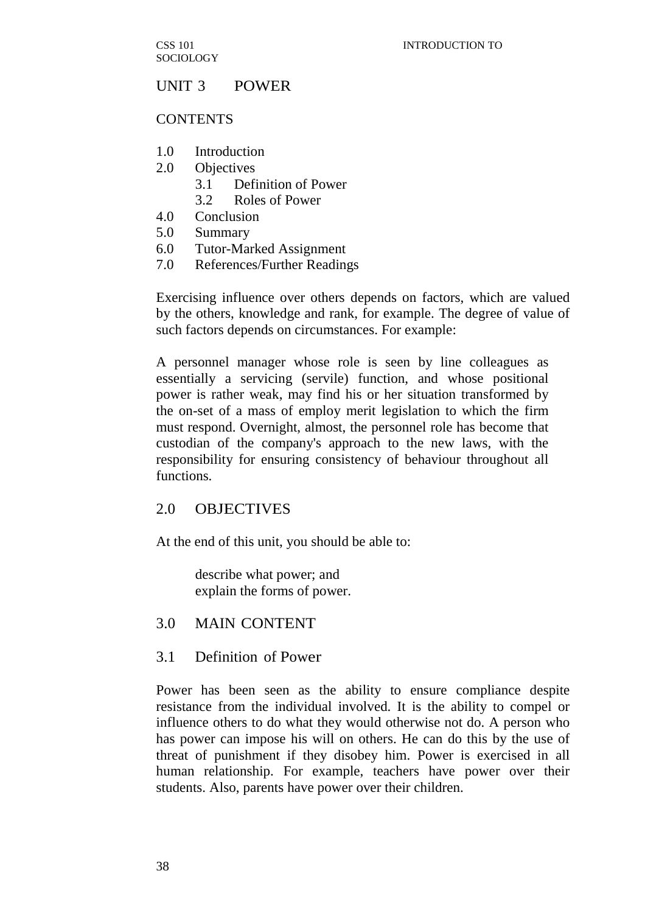## UNIT 3 POWER

### CONTENTS

1.0 Introduction
2.0 Objectives
    3.1 Definition of Power
    3.2 Roles of Power
4.0 Conclusion
5.0 Summary
6.0 Tutor-Marked Assignment
7.0 References/Further Readings

Exercising influence over others depends on factors, which are valued by the others, knowledge and rank, for example. The degree of value of such factors depends on circumstances. For example:

A personnel manager whose role is seen by line colleagues as essentially a servicing (servile) function, and whose positional power is rather weak, may find his or her situation transformed by the on-set of a mass of employ merit legislation to which the firm must respond. Overnight, almost, the personnel role has become that custodian of the company's approach to the new laws, with the responsibility for ensuring consistency of behaviour throughout all functions.

## 2.0 OBJECTIVES

At the end of this unit, you should be able to:

- describe what power; and
- explain the forms of power.

## 3.0 MAIN CONTENT

### 3.1 Definition of Power

Power has been seen as the ability to ensure compliance despite resistance from the individual involved. It is the ability to compel or influence others to do what they would otherwise not do. A person who has power can impose his will on others. He can do this by the use of threat of punishment if they disobey him. Power is exercised in all human relationship. For example, teachers have power over their students. Also, parents have power over their children.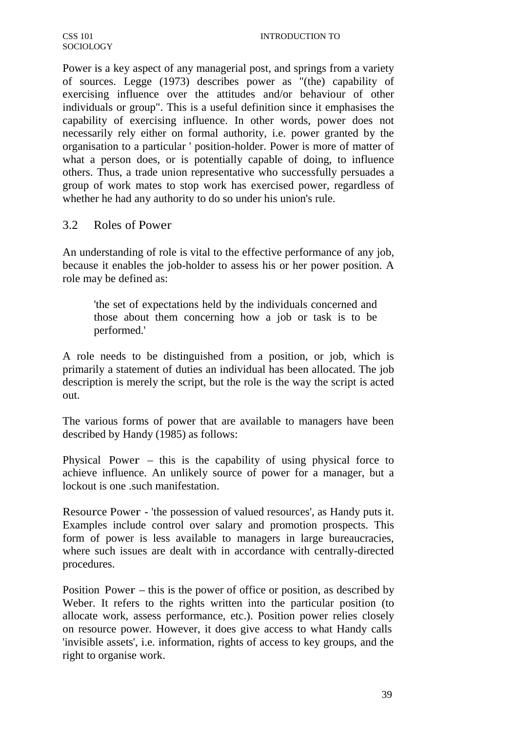Power is a key aspect of any managerial post, and springs from a variety of sources. Legge (1973) describes power as "(the) capability of exercising influence over the attitudes and/or behaviour of other individuals or group". This is a useful definition since it emphasises the capability of exercising influence. In other words, power does not necessarily rely either on formal authority, i.e. power granted by the organisation to a particular ' position-holder. Power is more of matter of what a person does, or is potentially capable of doing, to influence others. Thus, a trade union representative who successfully persuades a group of work mates to stop work has exercised power, regardless of whether he had any authority to do so under his union's rule.

## 3.2 Roles of Power

An understanding of role is vital to the effective performance of any job, because it enables the job-holder to assess his or her power position. A role may be defined as:

> 'the set of expectations held by the individuals concerned and those about them concerning how a job or task is to be performed.'

A role needs to be distinguished from a position, or job, which is primarily a statement of duties an individual has been allocated. The job description is merely the script, but the role is the way the script is acted out.

The various forms of power that are available to managers have been described by Handy (1985) as follows:

Physical Power – this is the capability of using physical force to achieve influence. An unlikely source of power for a manager, but a lockout is one .such manifestation.

Resource Power - 'the possession of valued resources', as Handy puts it. Examples include control over salary and promotion prospects. This form of power is less available to managers in large bureaucracies, where such issues are dealt with in accordance with centrally-directed procedures.

Position Power – this is the power of office or position, as described by Weber. It refers to the rights written into the particular position (to allocate work, assess performance, etc.). Position power relies closely on resource power. However, it does give access to what Handy calls 'invisible assets', i.e. information, rights of access to key groups, and the right to organise work.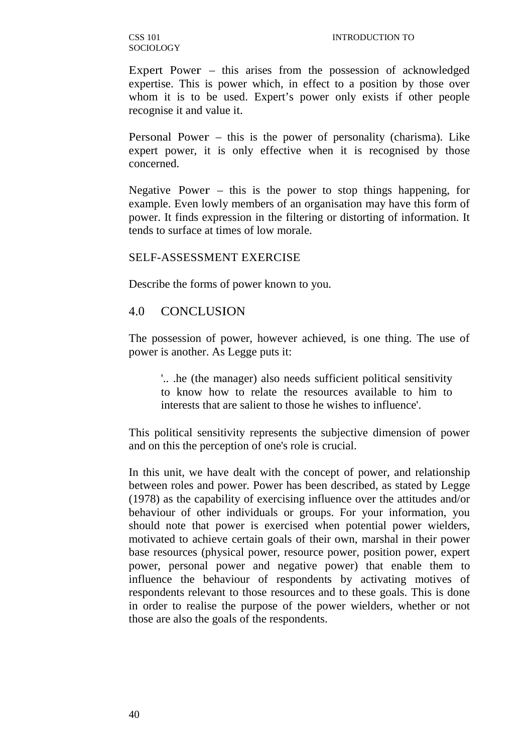Expert Power – this arises from the possession of acknowledged expertise. This is power which, in effect to a position by those over whom it is to be used. Expert's power only exists if other people recognise it and value it.

Personal Power – this is the power of personality (charisma). Like expert power, it is only effective when it is recognised by those concerned.

Negative Power – this is the power to stop things happening, for example. Even lowly members of an organisation may have this form of power. It finds expression in the filtering or distorting of information. It tends to surface at times of low morale.

SELF-ASSESSMENT EXERCISE

Describe the forms of power known to you.

## 4.0 CONCLUSION

The possession of power, however achieved, is one thing. The use of power is another. As Legge puts it:

> '.. .he (the manager) also needs sufficient political sensitivity to know how to relate the resources available to him to interests that are salient to those he wishes to influence'.

This political sensitivity represents the subjective dimension of power and on this the perception of one's role is crucial.

In this unit, we have dealt with the concept of power, and relationship between roles and power. Power has been described, as stated by Legge (1978) as the capability of exercising influence over the attitudes and/or behaviour of other individuals or groups. For your information, you should note that power is exercised when potential power wielders, motivated to achieve certain goals of their own, marshal in their power base resources (physical power, resource power, position power, expert power, personal power and negative power) that enable them to influence the behaviour of respondents by activating motives of respondents relevant to those resources and to these goals. This is done in order to realise the purpose of the power wielders, whether or not those are also the goals of the respondents.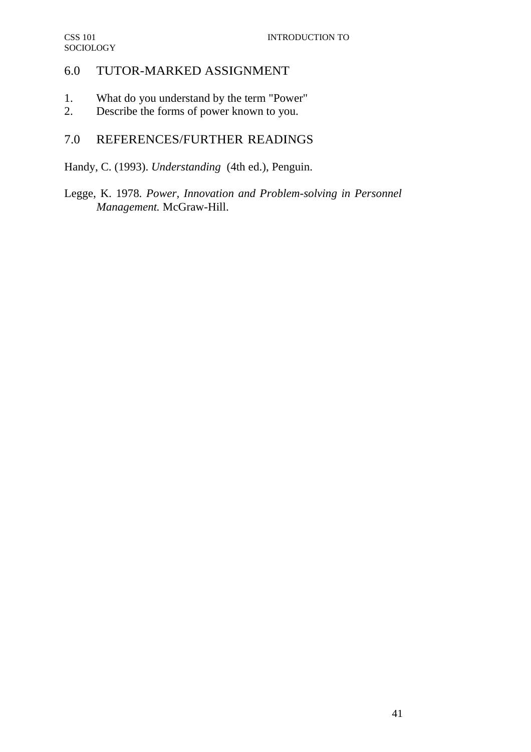## 6.0 TUTOR-MARKED ASSIGNMENT

1. What do you understand by the term "Power"
2. Describe the forms of power known to you.

## 7.0 REFERENCES/FURTHER READINGS

Handy, C. (1993). *Understanding* (4th ed.), Penguin.

Legge, K. 1978. *Power, Innovation and Problem-solving in Personnel Management.* McGraw-Hill.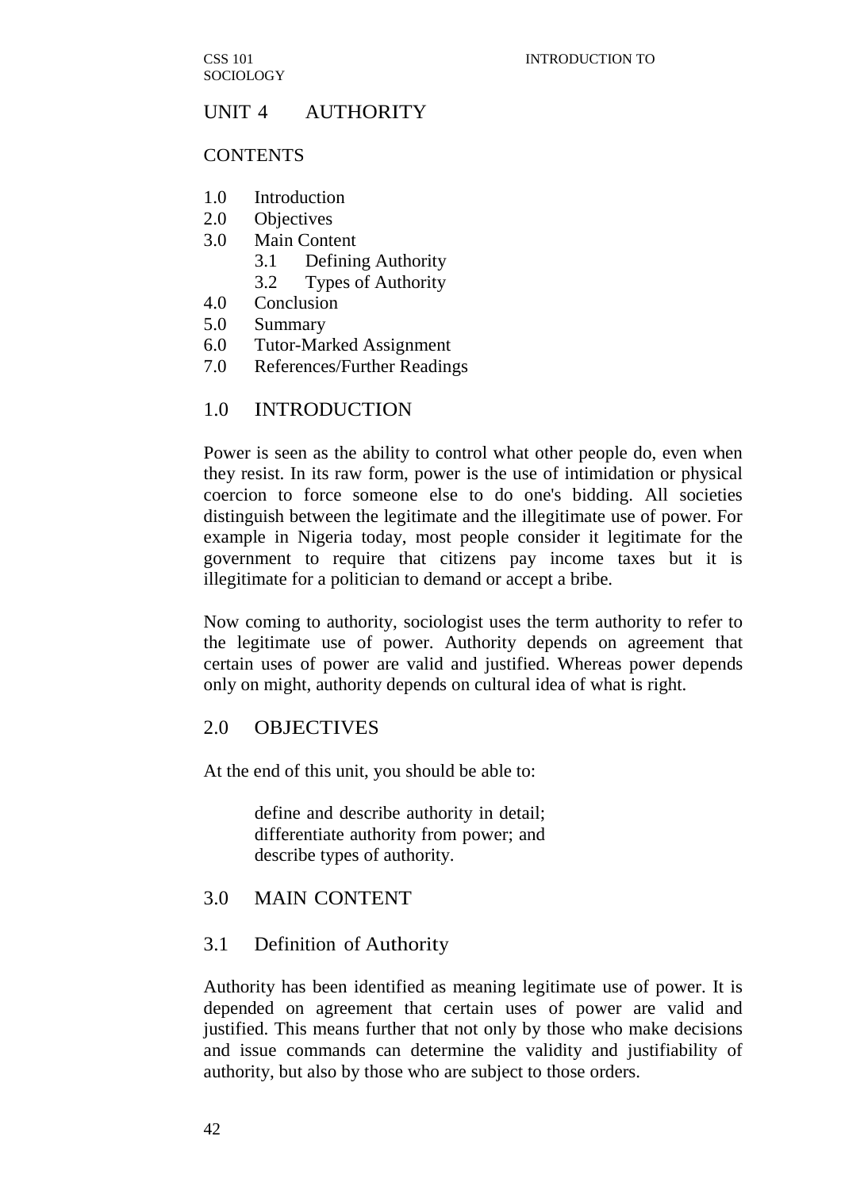# UNIT 4 AUTHORITY

## CONTENTS

1.0 Introduction
2.0 Objectives
3.0 Main Content
    3.1 Defining Authority
    3.2 Types of Authority
4.0 Conclusion
5.0 Summary
6.0 Tutor-Marked Assignment
7.0 References/Further Readings

## 1.0 INTRODUCTION

Power is seen as the ability to control what other people do, even when they resist. In its raw form, power is the use of intimidation or physical coercion to force someone else to do one's bidding. All societies distinguish between the legitimate and the illegitimate use of power. For example in Nigeria today, most people consider it legitimate for the government to require that citizens pay income taxes but it is illegitimate for a politician to demand or accept a bribe.

Now coming to authority, sociologist uses the term authority to refer to the legitimate use of power. Authority depends on agreement that certain uses of power are valid and justified. Whereas power depends only on might, authority depends on cultural idea of what is right.

## 2.0 OBJECTIVES

At the end of this unit, you should be able to:

- define and describe authority in detail;
- differentiate authority from power; and
- describe types of authority.

## 3.0 MAIN CONTENT

### 3.1 Definition of Authority

Authority has been identified as meaning legitimate use of power. It is depended on agreement that certain uses of power are valid and justified. This means further that not only by those who make decisions and issue commands can determine the validity and justifiability of authority, but also by those who are subject to those orders.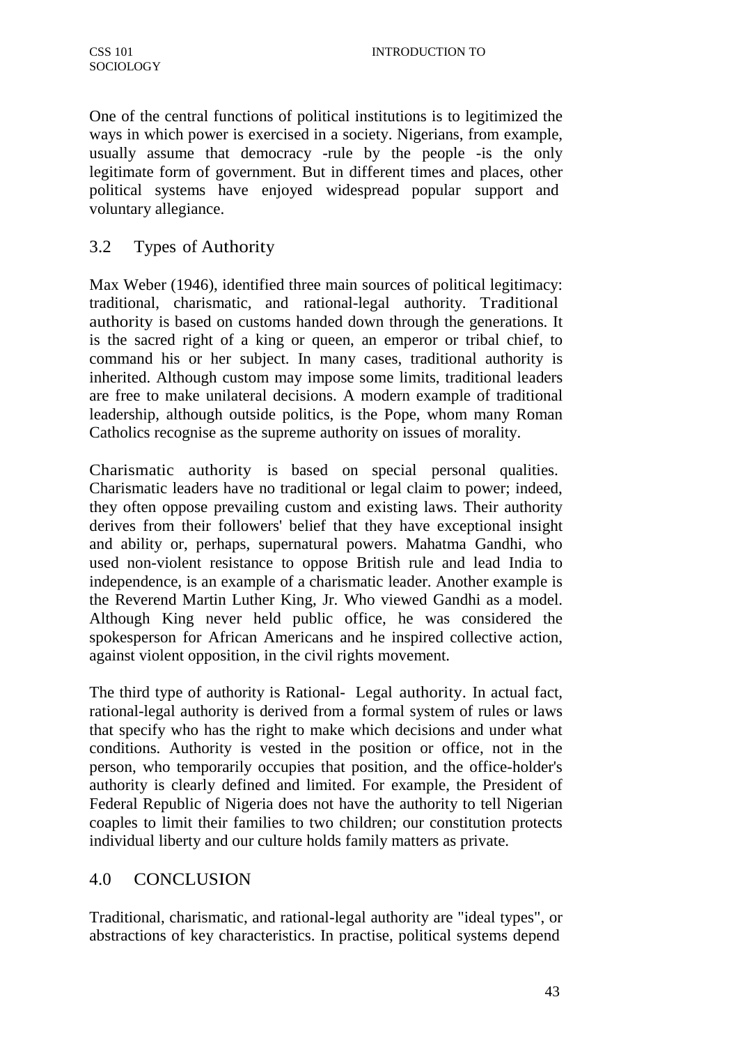One of the central functions of political institutions is to legitimized the ways in which power is exercised in a society. Nigerians, from example, usually assume that democracy -rule by the people -is the only legitimate form of government. But in different times and places, other political systems have enjoyed widespread popular support and voluntary allegiance.

## 3.2 Types of Authority

Max Weber (1946), identified three main sources of political legitimacy: traditional, charismatic, and rational-legal authority. Traditional authority is based on customs handed down through the generations. It is the sacred right of a king or queen, an emperor or tribal chief, to command his or her subject. In many cases, traditional authority is inherited. Although custom may impose some limits, traditional leaders are free to make unilateral decisions. A modern example of traditional leadership, although outside politics, is the Pope, whom many Roman Catholics recognise as the supreme authority on issues of morality.

Charismatic authority is based on special personal qualities. Charismatic leaders have no traditional or legal claim to power; indeed, they often oppose prevailing custom and existing laws. Their authority derives from their followers' belief that they have exceptional insight and ability or, perhaps, supernatural powers. Mahatma Gandhi, who used non-violent resistance to oppose British rule and lead India to independence, is an example of a charismatic leader. Another example is the Reverend Martin Luther King, Jr. Who viewed Gandhi as a model. Although King never held public office, he was considered the spokesperson for African Americans and he inspired collective action, against violent opposition, in the civil rights movement.

The third type of authority is Rational- Legal authority. In actual fact, rational-legal authority is derived from a formal system of rules or laws that specify who has the right to make which decisions and under what conditions. Authority is vested in the position or office, not in the person, who temporarily occupies that position, and the office-holder's authority is clearly defined and limited. For example, the President of Federal Republic of Nigeria does not have the authority to tell Nigerian coaples to limit their families to two children; our constitution protects individual liberty and our culture holds family matters as private.

## 4.0 CONCLUSION

Traditional, charismatic, and rational-legal authority are "ideal types", or abstractions of key characteristics. In practise, political systems depend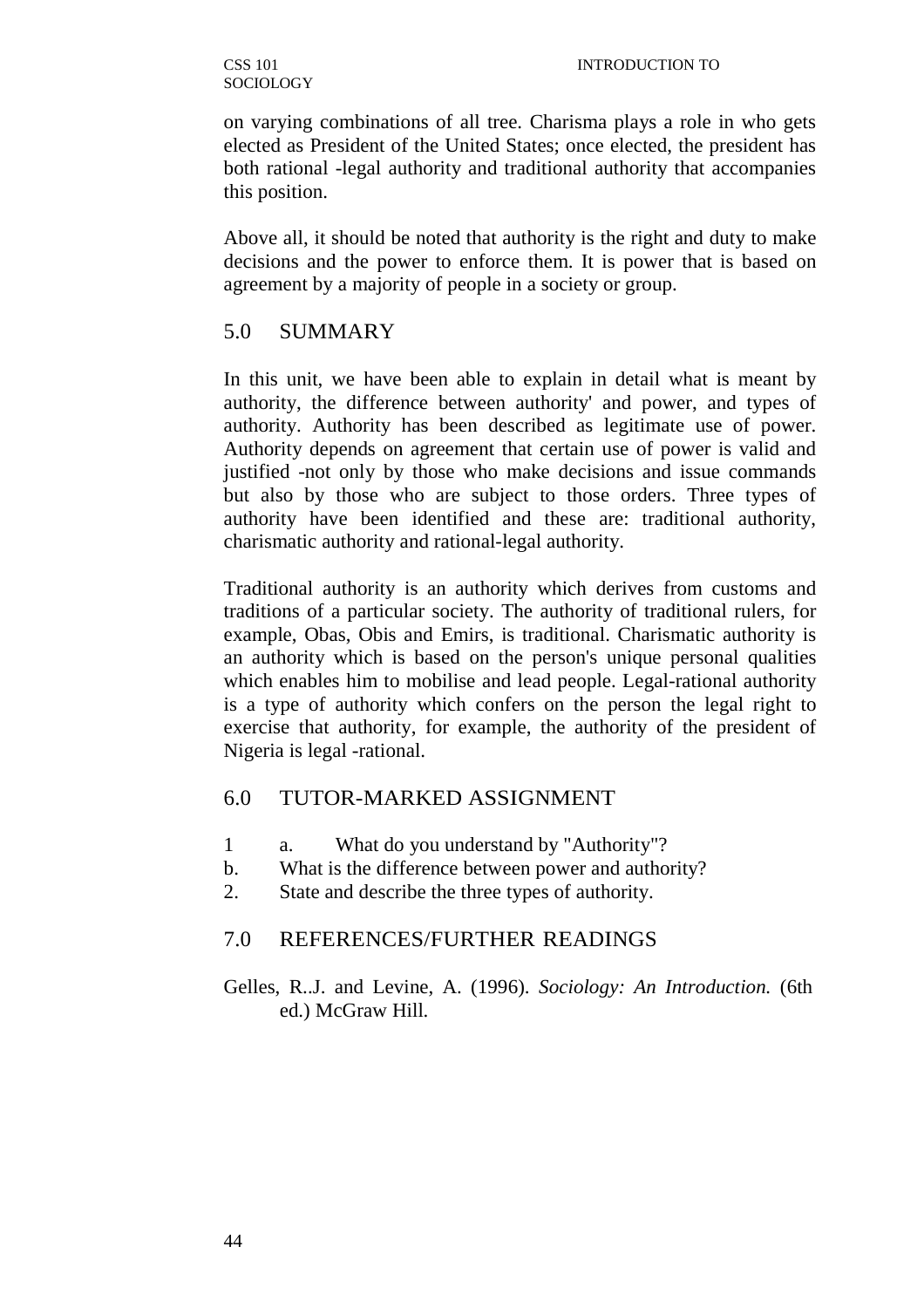on varying combinations of all tree. Charisma plays a role in who gets elected as President of the United States; once elected, the president has both rational -legal authority and traditional authority that accompanies this position.

Above all, it should be noted that authority is the right and duty to make decisions and the power to enforce them. It is power that is based on agreement by a majority of people in a society or group.

## 5.0 SUMMARY

In this unit, we have been able to explain in detail what is meant by authority, the difference between authority' and power, and types of authority. Authority has been described as legitimate use of power. Authority depends on agreement that certain use of power is valid and justified -not only by those who make decisions and issue commands but also by those who are subject to those orders. Three types of authority have been identified and these are: traditional authority, charismatic authority and rational-legal authority.

Traditional authority is an authority which derives from customs and traditions of a particular society. The authority of traditional rulers, for example, Obas, Obis and Emirs, is traditional. Charismatic authority is an authority which is based on the person's unique personal qualities which enables him to mobilise and lead people. Legal-rational authority is a type of authority which confers on the person the legal right to exercise that authority, for example, the authority of the president of Nigeria is legal -rational.

## 6.0 TUTOR-MARKED ASSIGNMENT

1 a. What do you understand by "Authority"?
b. What is the difference between power and authority?
2. State and describe the three types of authority.

## 7.0 REFERENCES/FURTHER READINGS

Gelles, R..J. and Levine, A. (1996). *Sociology: An Introduction.* (6th ed.) McGraw Hill.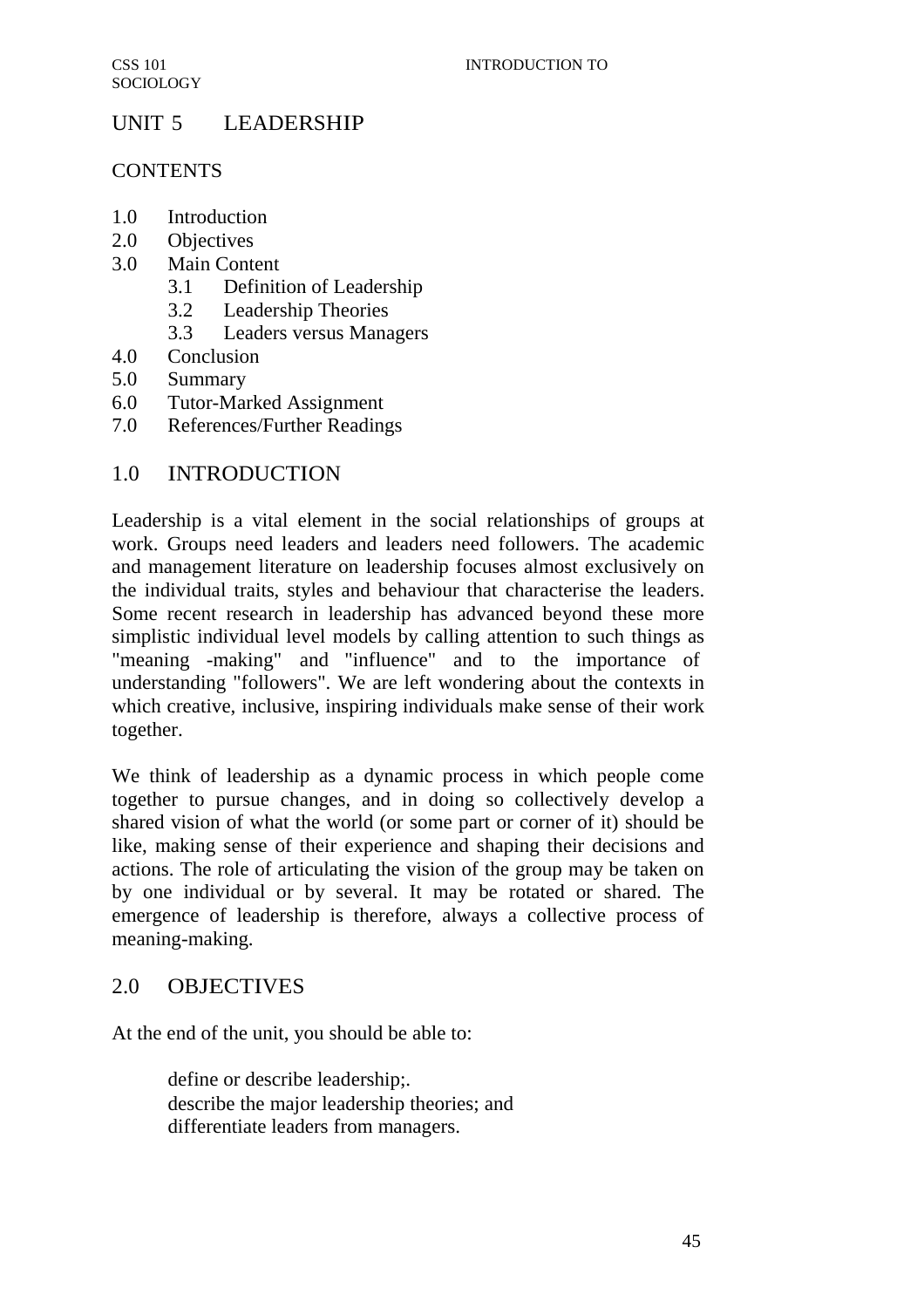# UNIT 5 LEADERSHIP

## CONTENTS

- 1.0 Introduction
- 2.0 Objectives
- 3.0 Main Content
    - 3.1 Definition of Leadership
    - 3.2 Leadership Theories
    - 3.3 Leaders versus Managers
- 4.0 Conclusion
- 5.0 Summary
- 6.0 Tutor-Marked Assignment
- 7.0 References/Further Readings

## 1.0 INTRODUCTION

Leadership is a vital element in the social relationships of groups at work. Groups need leaders and leaders need followers. The academic and management literature on leadership focuses almost exclusively on the individual traits, styles and behaviour that characterise the leaders. Some recent research in leadership has advanced beyond these more simplistic individual level models by calling attention to such things as "meaning -making" and "influence" and to the importance of understanding "followers". We are left wondering about the contexts in which creative, inclusive, inspiring individuals make sense of their work together.

We think of leadership as a dynamic process in which people come together to pursue changes, and in doing so collectively develop a shared vision of what the world (or some part or corner of it) should be like, making sense of their experience and shaping their decisions and actions. The role of articulating the vision of the group may be taken on by one individual or by several. It may be rotated or shared. The emergence of leadership is therefore, always a collective process of meaning-making.

## 2.0 OBJECTIVES

At the end of the unit, you should be able to:

- define or describe leadership;.
- describe the major leadership theories; and
- differentiate leaders from managers.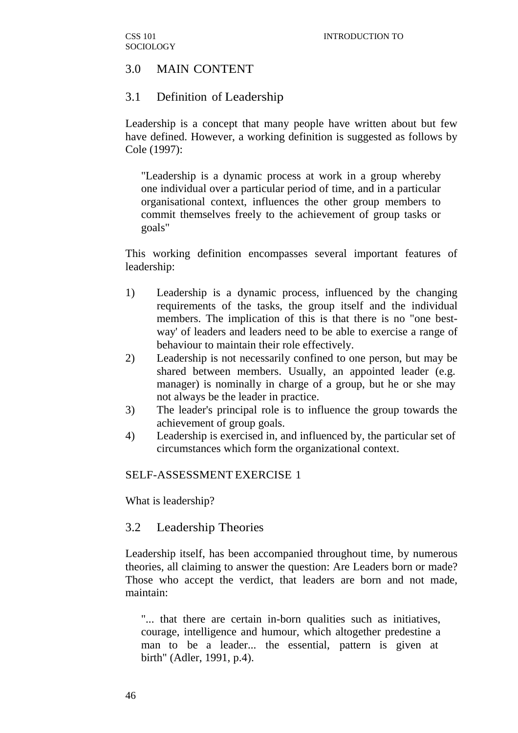## 3.0 MAIN CONTENT

### 3.1 Definition of Leadership

Leadership is a concept that many people have written about but few have defined. However, a working definition is suggested as follows by Cole (1997):

> "Leadership is a dynamic process at work in a group whereby one individual over a particular period of time, and in a particular organisational context, influences the other group members to commit themselves freely to the achievement of group tasks or goals"

This working definition encompasses several important features of leadership:

1) Leadership is a dynamic process, influenced by the changing requirements of the tasks, the group itself and the individual members. The implication of this is that there is no "one best-way' of leaders and leaders need to be able to exercise a range of behaviour to maintain their role effectively.
2) Leadership is not necessarily confined to one person, but may be shared between members. Usually, an appointed leader (e.g. manager) is nominally in charge of a group, but he or she may not always be the leader in practice.
3) The leader's principal role is to influence the group towards the achievement of group goals.
4) Leadership is exercised in, and influenced by, the particular set of circumstances which form the organizational context.

SELF-ASSESSMENT EXERCISE 1

What is leadership?

### 3.2 Leadership Theories

Leadership itself, has been accompanied throughout time, by numerous theories, all claiming to answer the question: Are Leaders born or made? Those who accept the verdict, that leaders are born and not made, maintain:

> "... that there are certain in-born qualities such as initiatives, courage, intelligence and humour, which altogether predestine a man to be a leader... the essential, pattern is given at birth" (Adler, 1991, p.4).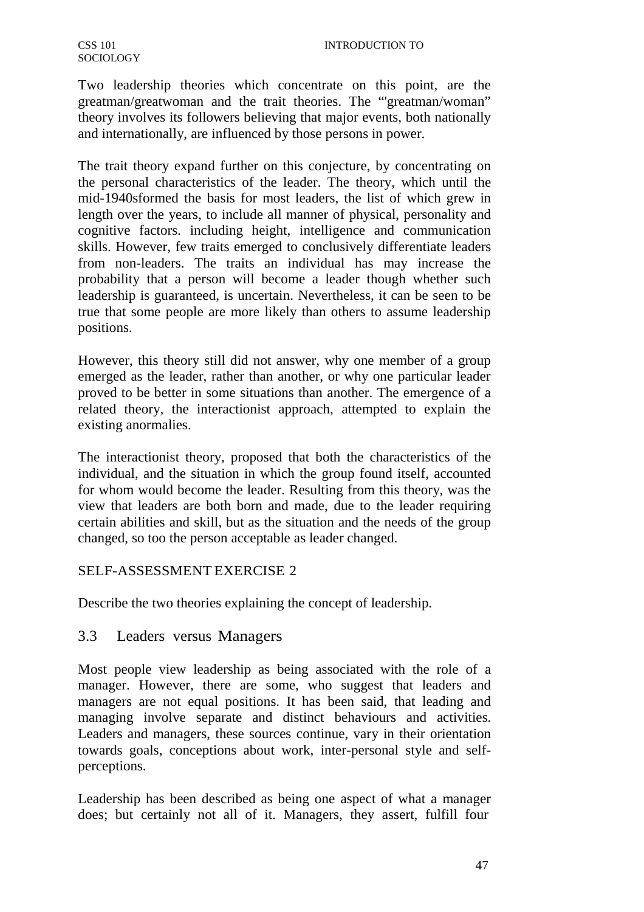Two leadership theories which concentrate on this point, are the greatman/greatwoman and the trait theories. The "'greatman/woman" theory involves its followers believing that major events, both nationally and internationally, are influenced by those persons in power.

The trait theory expand further on this conjecture, by concentrating on the personal characteristics of the leader. The theory, which until the mid-1940sformed the basis for most leaders, the list of which grew in length over the years, to include all manner of physical, personality and cognitive factors. including height, intelligence and communication skills. However, few traits emerged to conclusively differentiate leaders from non-leaders. The traits an individual has may increase the probability that a person will become a leader though whether such leadership is guaranteed, is uncertain. Nevertheless, it can be seen to be true that some people are more likely than others to assume leadership positions.

However, this theory still did not answer, why one member of a group emerged as the leader, rather than another, or why one particular leader proved to be better in some situations than another. The emergence of a related theory, the interactionist approach, attempted to explain the existing anormalies.

The interactionist theory, proposed that both the characteristics of the individual, and the situation in which the group found itself, accounted for whom would become the leader. Resulting from this theory, was the view that leaders are both born and made, due to the leader requiring certain abilities and skill, but as the situation and the needs of the group changed, so too the person acceptable as leader changed.

SELF-ASSESSMENT EXERCISE 2

Describe the two theories explaining the concept of leadership.

## 3.3 Leaders versus Managers

Most people view leadership as being associated with the role of a manager. However, there are some, who suggest that leaders and managers are not equal positions. It has been said, that leading and managing involve separate and distinct behaviours and activities. Leaders and managers, these sources continue, vary in their orientation towards goals, conceptions about work, inter-personal style and self-perceptions.

Leadership has been described as being one aspect of what a manager does; but certainly not all of it. Managers, they assert, fulfill four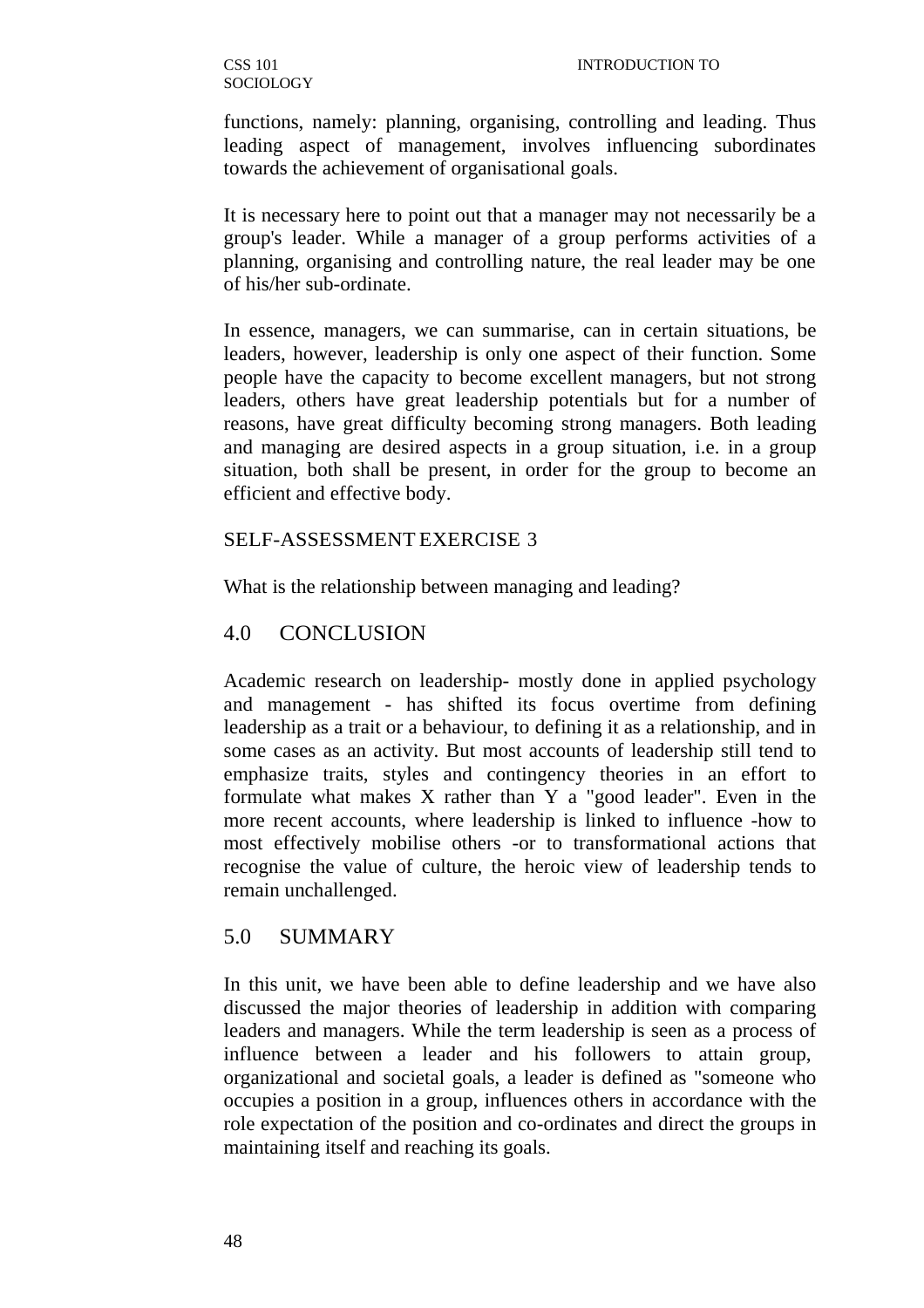functions, namely: planning, organising, controlling and leading. Thus leading aspect of management, involves influencing subordinates towards the achievement of organisational goals.

It is necessary here to point out that a manager may not necessarily be a group's leader. While a manager of a group performs activities of a planning, organising and controlling nature, the real leader may be one of his/her sub-ordinate.

In essence, managers, we can summarise, can in certain situations, be leaders, however, leadership is only one aspect of their function. Some people have the capacity to become excellent managers, but not strong leaders, others have great leadership potentials but for a number of reasons, have great difficulty becoming strong managers. Both leading and managing are desired aspects in a group situation, i.e. in a group situation, both shall be present, in order for the group to become an efficient and effective body.

SELF-ASSESSMENT EXERCISE 3

What is the relationship between managing and leading?

## 4.0 CONCLUSION

Academic research on leadership- mostly done in applied psychology and management - has shifted its focus overtime from defining leadership as a trait or a behaviour, to defining it as a relationship, and in some cases as an activity. But most accounts of leadership still tend to emphasize traits, styles and contingency theories in an effort to formulate what makes X rather than Y a "good leader". Even in the more recent accounts, where leadership is linked to influence -how to most effectively mobilise others -or to transformational actions that recognise the value of culture, the heroic view of leadership tends to remain unchallenged.

## 5.0 SUMMARY

In this unit, we have been able to define leadership and we have also discussed the major theories of leadership in addition with comparing leaders and managers. While the term leadership is seen as a process of influence between a leader and his followers to attain group, organizational and societal goals, a leader is defined as "someone who occupies a position in a group, influences others in accordance with the role expectation of the position and co-ordinates and direct the groups in maintaining itself and reaching its goals.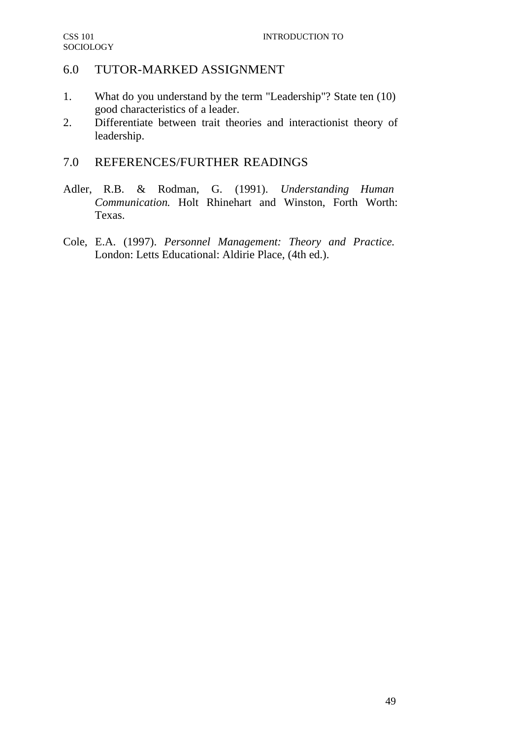## 6.0 TUTOR-MARKED ASSIGNMENT

1. What do you understand by the term "Leadership"? State ten (10) good characteristics of a leader.
2. Differentiate between trait theories and interactionist theory of leadership.

## 7.0 REFERENCES/FURTHER READINGS

Adler, R.B. & Rodman, G. (1991). *Understanding Human Communication.* Holt Rhinehart and Winston, Forth Worth: Texas.

Cole, E.A. (1997). *Personnel Management: Theory and Practice.* London: Letts Educational: Aldirie Place, (4th ed.).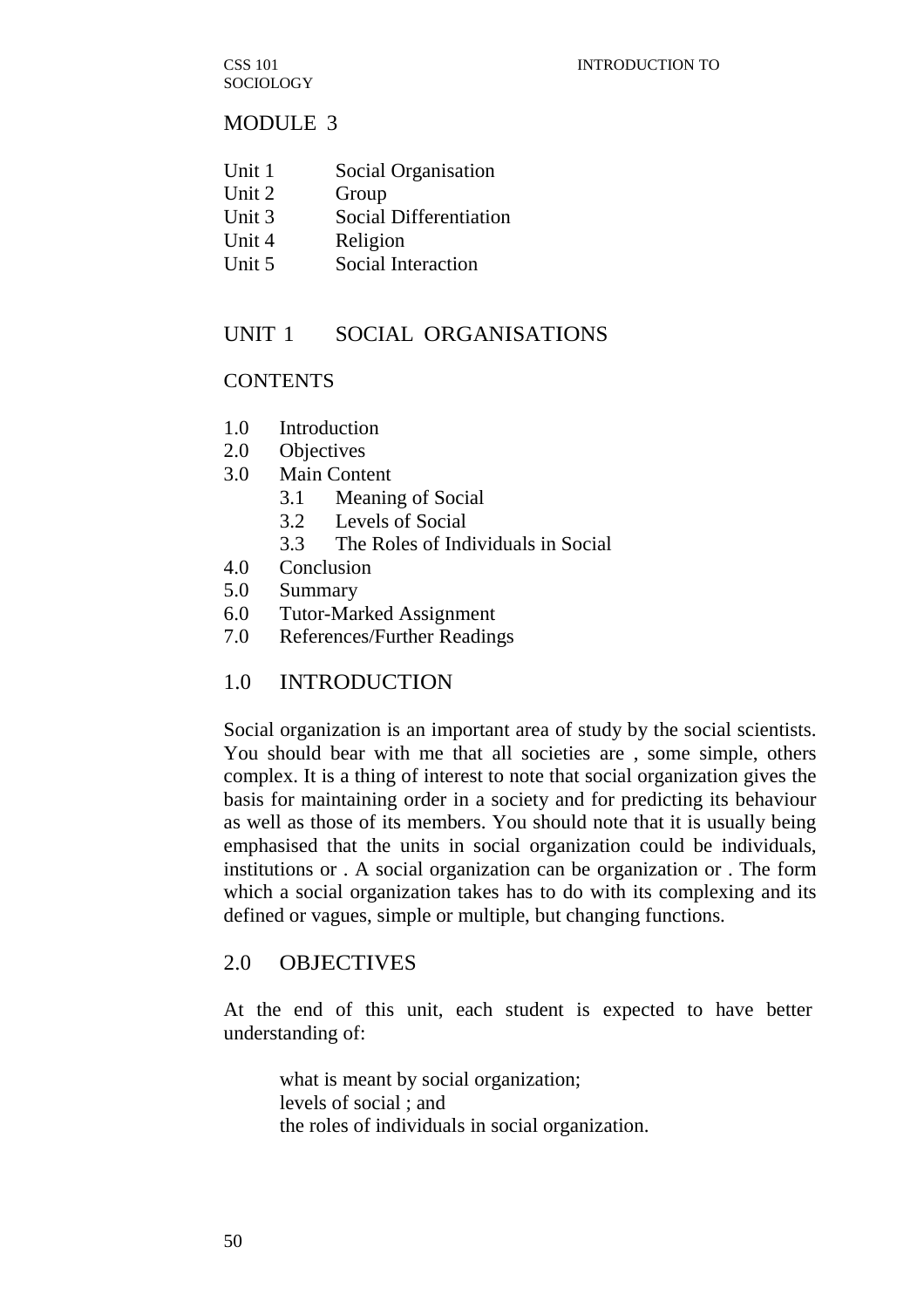# MODULE 3

| | |
|---|---|
| Unit 1 | Social Organisation |
| Unit 2 | Group |
| Unit 3 | Social Differentiation |
| Unit 4 | Religion |
| Unit 5 | Social Interaction |

## UNIT 1 SOCIAL ORGANISATIONS

### CONTENTS

1.0 Introduction
2.0 Objectives
3.0 Main Content
  3.1 Meaning of Social
  3.2 Levels of Social
  3.3 The Roles of Individuals in Social
4.0 Conclusion
5.0 Summary
6.0 Tutor-Marked Assignment
7.0 References/Further Readings

## 1.0 INTRODUCTION

Social organization is an important area of study by the social scientists. You should bear with me that all societies are , some simple, others complex. It is a thing of interest to note that social organization gives the basis for maintaining order in a society and for predicting its behaviour as well as those of its members. You should note that it is usually being emphasised that the units in social organization could be individuals, institutions or . A social organization can be organization or . The form which a social organization takes has to do with its complexing and its defined or vagues, simple or multiple, but changing functions.

## 2.0 OBJECTIVES

At the end of this unit, each student is expected to have better understanding of:

- what is meant by social organization;
- levels of social ; and
- the roles of individuals in social organization.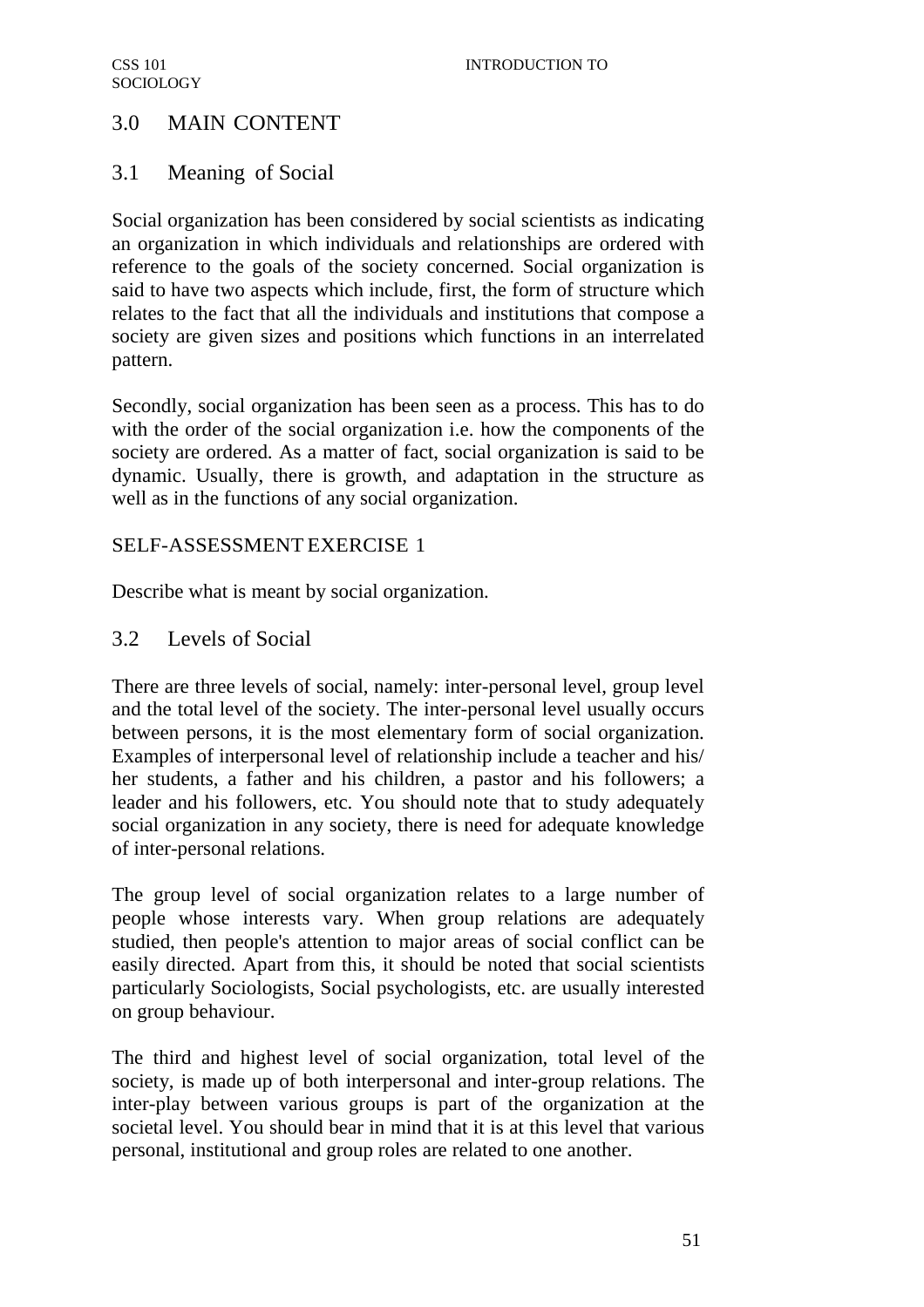## 3.0 MAIN CONTENT

### 3.1 Meaning of Social

Social organization has been considered by social scientists as indicating an organization in which individuals and relationships are ordered with reference to the goals of the society concerned. Social organization is said to have two aspects which include, first, the form of structure which relates to the fact that all the individuals and institutions that compose a society are given sizes and positions which functions in an interrelated pattern.

Secondly, social organization has been seen as a process. This has to do with the order of the social organization i.e. how the components of the society are ordered. As a matter of fact, social organization is said to be dynamic. Usually, there is growth, and adaptation in the structure as well as in the functions of any social organization.

SELF-ASSESSMENT EXERCISE 1

Describe what is meant by social organization.

### 3.2 Levels of Social

There are three levels of social, namely: inter-personal level, group level and the total level of the society. The inter-personal level usually occurs between persons, it is the most elementary form of social organization. Examples of interpersonal level of relationship include a teacher and his/ her students, a father and his children, a pastor and his followers; a leader and his followers, etc. You should note that to study adequately social organization in any society, there is need for adequate knowledge of inter-personal relations.

The group level of social organization relates to a large number of people whose interests vary. When group relations are adequately studied, then people's attention to major areas of social conflict can be easily directed. Apart from this, it should be noted that social scientists particularly Sociologists, Social psychologists, etc. are usually interested on group behaviour.

The third and highest level of social organization, total level of the society, is made up of both interpersonal and inter-group relations. The inter-play between various groups is part of the organization at the societal level. You should bear in mind that it is at this level that various personal, institutional and group roles are related to one another.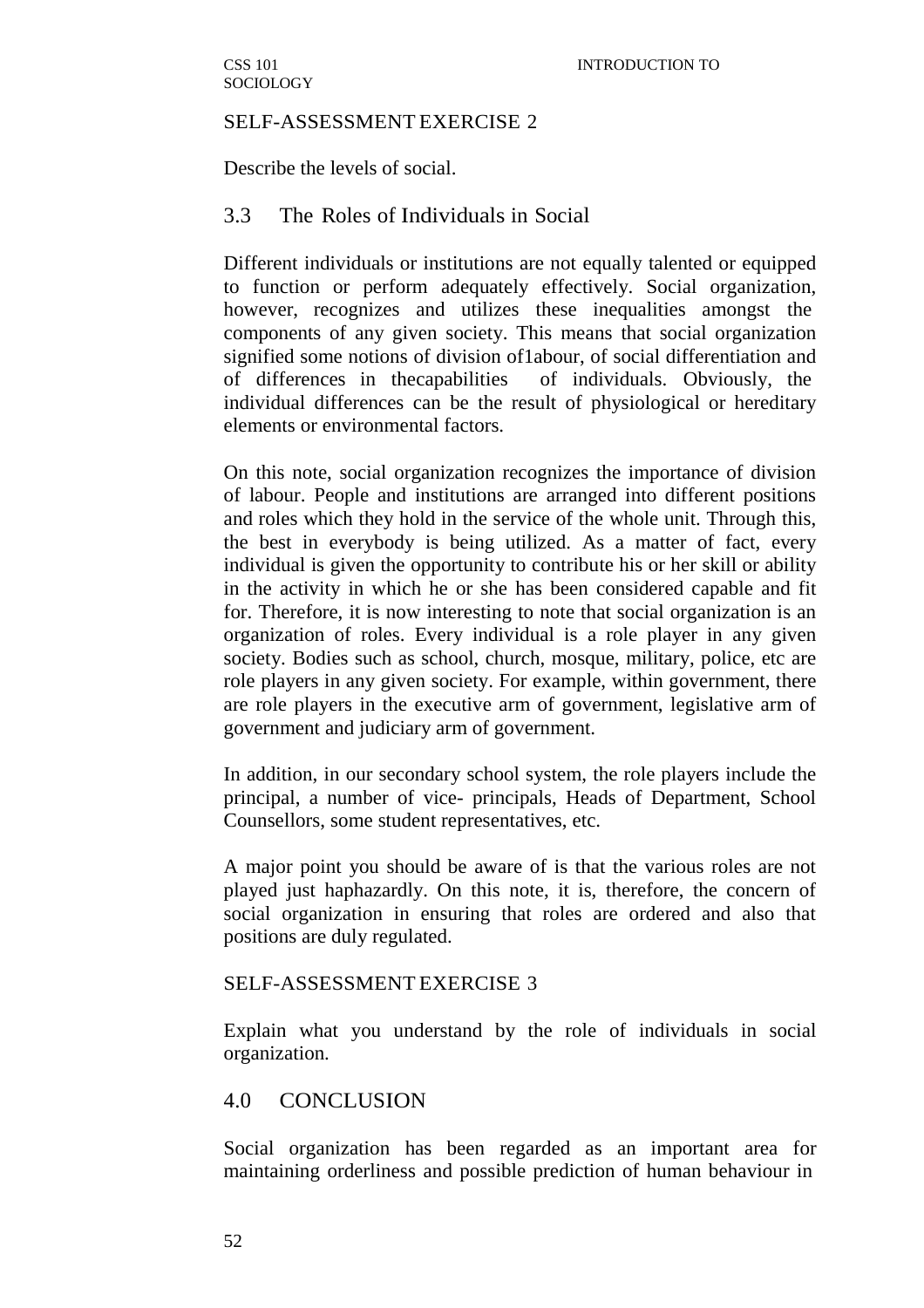SELF-ASSESSMENT EXERCISE 2

Describe the levels of social.

## 3.3 The Roles of Individuals in Social

Different individuals or institutions are not equally talented or equipped to function or perform adequately effectively. Social organization, however, recognizes and utilizes these inequalities amongst the components of any given society. This means that social organization signified some notions of division of1abour, of social differentiation and of differences in thecapabilities of individuals. Obviously, the individual differences can be the result of physiological or hereditary elements or environmental factors.

On this note, social organization recognizes the importance of division of labour. People and institutions are arranged into different positions and roles which they hold in the service of the whole unit. Through this, the best in everybody is being utilized. As a matter of fact, every individual is given the opportunity to contribute his or her skill or ability in the activity in which he or she has been considered capable and fit for. Therefore, it is now interesting to note that social organization is an organization of roles. Every individual is a role player in any given society. Bodies such as school, church, mosque, military, police, etc are role players in any given society. For example, within government, there are role players in the executive arm of government, legislative arm of government and judiciary arm of government.

In addition, in our secondary school system, the role players include the principal, a number of vice- principals, Heads of Department, School Counsellors, some student representatives, etc.

A major point you should be aware of is that the various roles are not played just haphazardly. On this note, it is, therefore, the concern of social organization in ensuring that roles are ordered and also that positions are duly regulated.

SELF-ASSESSMENT EXERCISE 3

Explain what you understand by the role of individuals in social organization.

## 4.0 CONCLUSION

Social organization has been regarded as an important area for maintaining orderliness and possible prediction of human behaviour in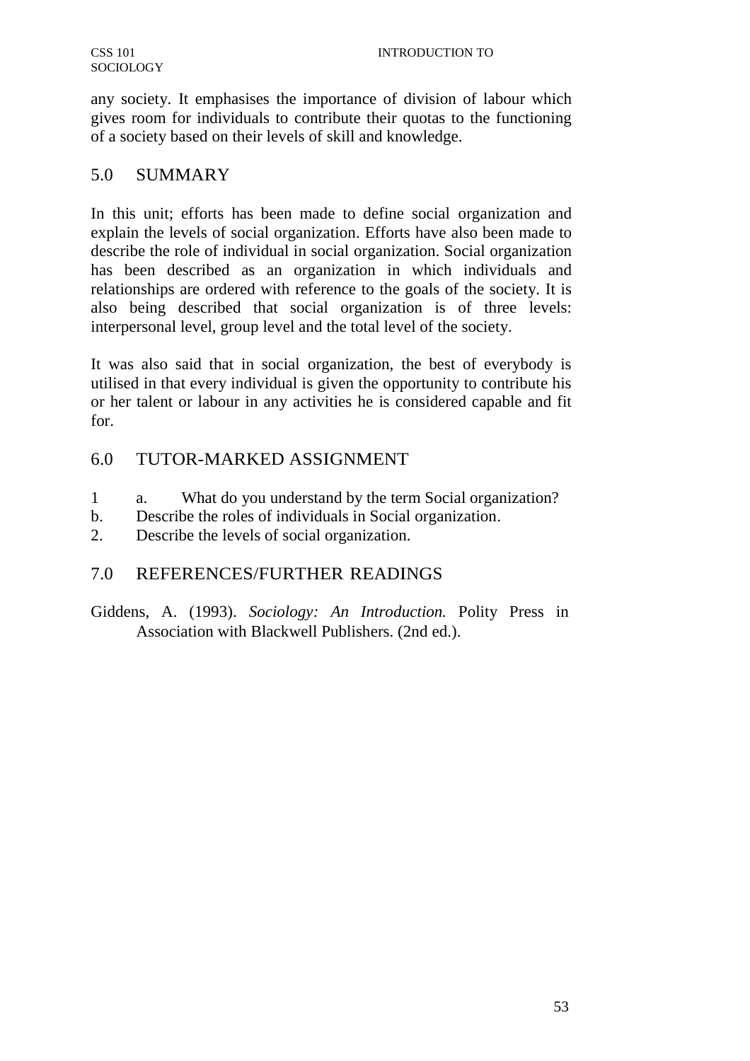any society. It emphasises the importance of division of labour which gives room for individuals to contribute their quotas to the functioning of a society based on their levels of skill and knowledge.

## 5.0 SUMMARY

In this unit; efforts has been made to define social organization and explain the levels of social organization. Efforts have also been made to describe the role of individual in social organization. Social organization has been described as an organization in which individuals and relationships are ordered with reference to the goals of the society. It is also being described that social organization is of three levels: interpersonal level, group level and the total level of the society.

It was also said that in social organization, the best of everybody is utilised in that every individual is given the opportunity to contribute his or her talent or labour in any activities he is considered capable and fit for.

## 6.0 TUTOR-MARKED ASSIGNMENT

1 a. What do you understand by the term Social organization?
b. Describe the roles of individuals in Social organization.
2. Describe the levels of social organization.

## 7.0 REFERENCES/FURTHER READINGS

Giddens, A. (1993). *Sociology: An Introduction.* Polity Press in Association with Blackwell Publishers. (2nd ed.).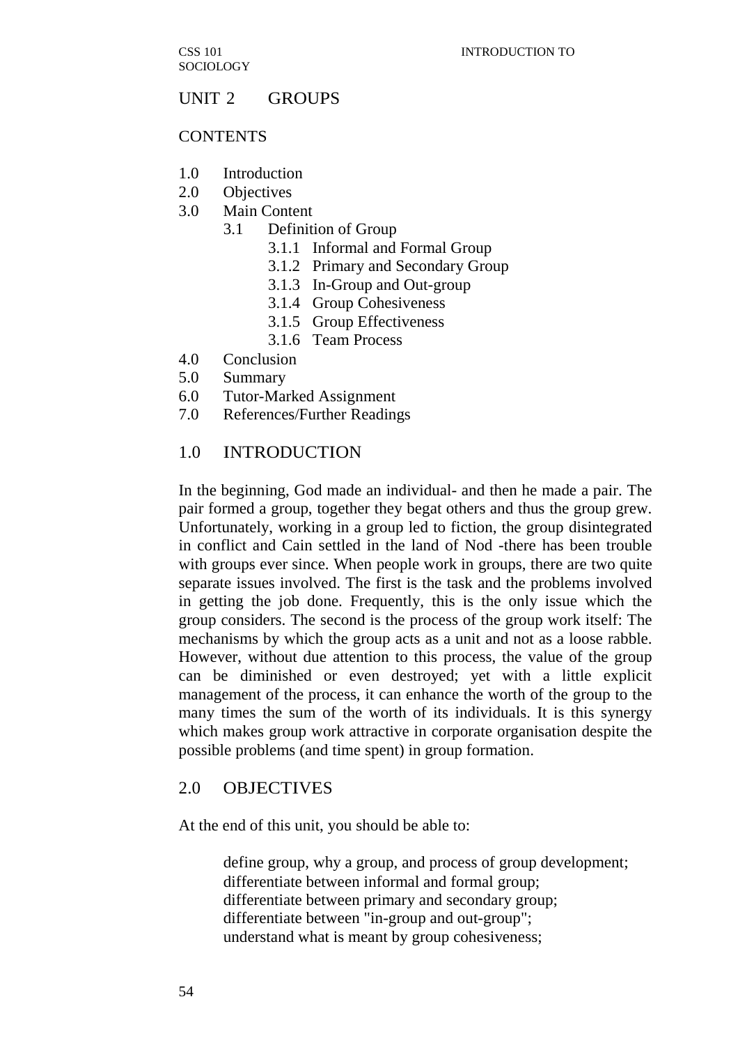## UNIT 2 GROUPS

### CONTENTS

1.0 Introduction
2.0 Objectives
3.0 Main Content
  3.1 Definition of Group
    3.1.1 Informal and Formal Group
    3.1.2 Primary and Secondary Group
    3.1.3 In-Group and Out-group
    3.1.4 Group Cohesiveness
    3.1.5 Group Effectiveness
    3.1.6 Team Process
4.0 Conclusion
5.0 Summary
6.0 Tutor-Marked Assignment
7.0 References/Further Readings

### 1.0 INTRODUCTION

In the beginning, God made an individual- and then he made a pair. The pair formed a group, together they begat others and thus the group grew. Unfortunately, working in a group led to fiction, the group disintegrated in conflict and Cain settled in the land of Nod -there has been trouble with groups ever since. When people work in groups, there are two quite separate issues involved. The first is the task and the problems involved in getting the job done. Frequently, this is the only issue which the group considers. The second is the process of the group work itself: The mechanisms by which the group acts as a unit and not as a loose rabble. However, without due attention to this process, the value of the group can be diminished or even destroyed; yet with a little explicit management of the process, it can enhance the worth of the group to the many times the sum of the worth of its individuals. It is this synergy which makes group work attractive in corporate organisation despite the possible problems (and time spent) in group formation.

### 2.0 OBJECTIVES

At the end of this unit, you should be able to:

- define group, why a group, and process of group development;
- differentiate between informal and formal group;
- differentiate between primary and secondary group;
- differentiate between "in-group and out-group";
- understand what is meant by group cohesiveness;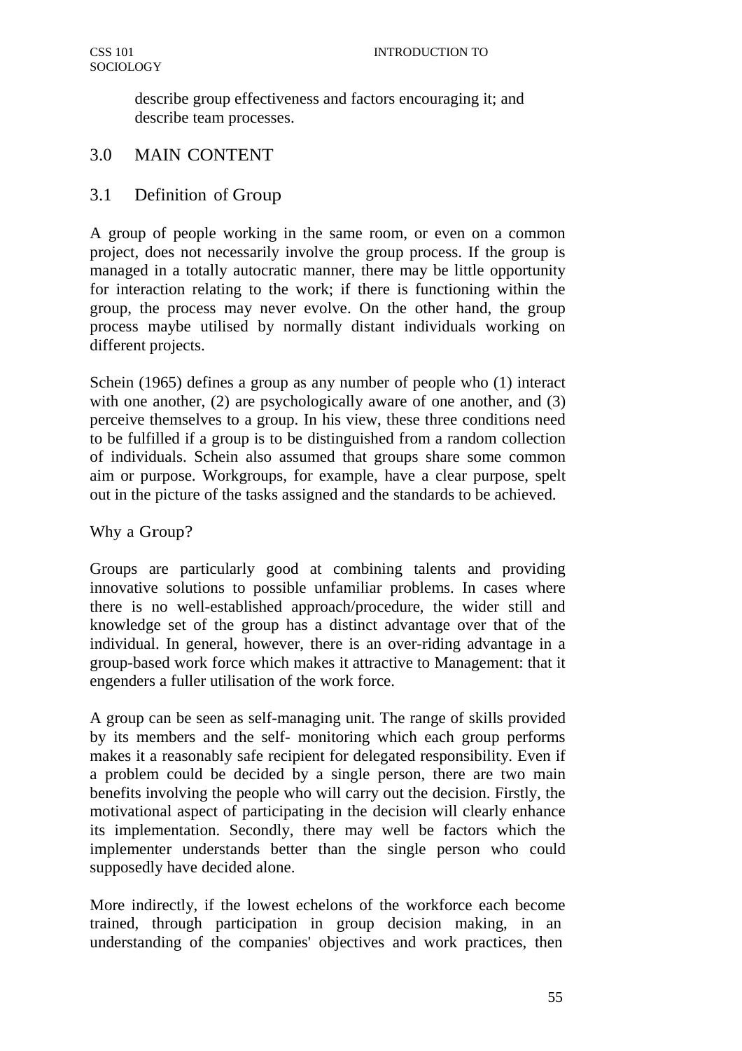describe group effectiveness and factors encouraging it; and
describe team processes.

## 3.0 MAIN CONTENT

### 3.1 Definition of Group

A group of people working in the same room, or even on a common project, does not necessarily involve the group process. If the group is managed in a totally autocratic manner, there may be little opportunity for interaction relating to the work; if there is functioning within the group, the process may never evolve. On the other hand, the group process maybe utilised by normally distant individuals working on different projects.

Schein (1965) defines a group as any number of people who (1) interact with one another, (2) are psychologically aware of one another, and (3) perceive themselves to a group. In his view, these three conditions need to be fulfilled if a group is to be distinguished from a random collection of individuals. Schein also assumed that groups share some common aim or purpose. Workgroups, for example, have a clear purpose, spelt out in the picture of the tasks assigned and the standards to be achieved.

Why a Group?

Groups are particularly good at combining talents and providing innovative solutions to possible unfamiliar problems. In cases where there is no well-established approach/procedure, the wider still and knowledge set of the group has a distinct advantage over that of the individual. In general, however, there is an over-riding advantage in a group-based work force which makes it attractive to Management: that it engenders a fuller utilisation of the work force.

A group can be seen as self-managing unit. The range of skills provided by its members and the self- monitoring which each group performs makes it a reasonably safe recipient for delegated responsibility. Even if a problem could be decided by a single person, there are two main benefits involving the people who will carry out the decision. Firstly, the motivational aspect of participating in the decision will clearly enhance its implementation. Secondly, there may well be factors which the implementer understands better than the single person who could supposedly have decided alone.

More indirectly, if the lowest echelons of the workforce each become trained, through participation in group decision making, in an understanding of the companies' objectives and work practices, then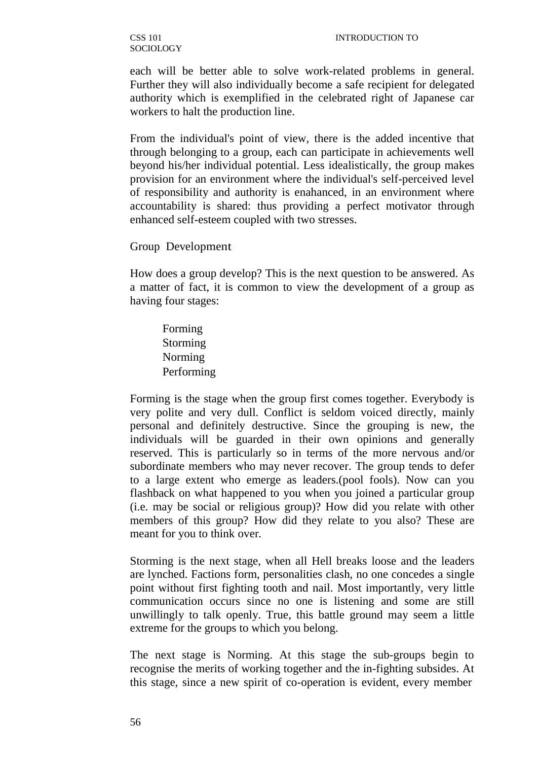each will be better able to solve work-related problems in general. Further they will also individually become a safe recipient for delegated authority which is exemplified in the celebrated right of Japanese car workers to halt the production line.

From the individual's point of view, there is the added incentive that through belonging to a group, each can participate in achievements well beyond his/her individual potential. Less idealistically, the group makes provision for an environment where the individual's self-perceived level of responsibility and authority is enahanced, in an environment where accountability is shared: thus providing a perfect motivator through enhanced self-esteem coupled with two stresses.

## Group Development

How does a group develop? This is the next question to be answered. As a matter of fact, it is common to view the development of a group as having four stages:

Forming
Storming
Norming
Performing

Forming is the stage when the group first comes together. Everybody is very polite and very dull. Conflict is seldom voiced directly, mainly personal and definitely destructive. Since the grouping is new, the individuals will be guarded in their own opinions and generally reserved. This is particularly so in terms of the more nervous and/or subordinate members who may never recover. The group tends to defer to a large extent who emerge as leaders.(pool fools). Now can you flashback on what happened to you when you joined a particular group (i.e. may be social or religious group)? How did you relate with other members of this group? How did they relate to you also? These are meant for you to think over.

Storming is the next stage, when all Hell breaks loose and the leaders are lynched. Factions form, personalities clash, no one concedes a single point without first fighting tooth and nail. Most importantly, very little communication occurs since no one is listening and some are still unwillingly to talk openly. True, this battle ground may seem a little extreme for the groups to which you belong.

The next stage is Norming. At this stage the sub-groups begin to recognise the merits of working together and the in-fighting subsides. At this stage, since a new spirit of co-operation is evident, every member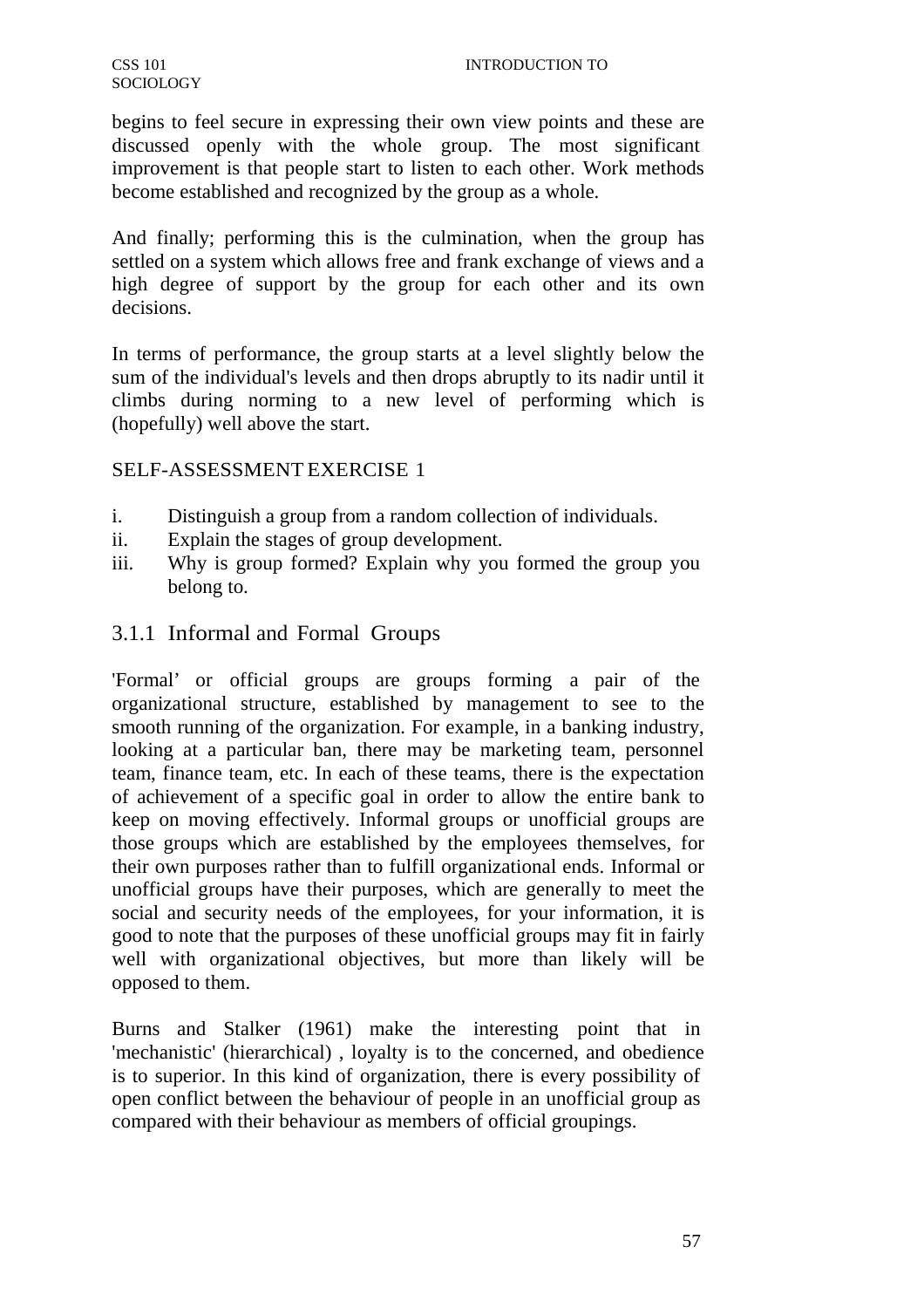begins to feel secure in expressing their own view points and these are discussed openly with the whole group. The most significant improvement is that people start to listen to each other. Work methods become established and recognized by the group as a whole.

And finally; performing this is the culmination, when the group has settled on a system which allows free and frank exchange of views and a high degree of support by the group for each other and its own decisions.

In terms of performance, the group starts at a level slightly below the sum of the individual's levels and then drops abruptly to its nadir until it climbs during norming to a new level of performing which is (hopefully) well above the start.

SELF-ASSESSMENT EXERCISE 1

i. Distinguish a group from a random collection of individuals.
ii. Explain the stages of group development.
iii. Why is group formed? Explain why you formed the group you belong to.

### 3.1.1 Informal and Formal Groups

'Formal' or official groups are groups forming a pair of the organizational structure, established by management to see to the smooth running of the organization. For example, in a banking industry, looking at a particular ban, there may be marketing team, personnel team, finance team, etc. In each of these teams, there is the expectation of achievement of a specific goal in order to allow the entire bank to keep on moving effectively. Informal groups or unofficial groups are those groups which are established by the employees themselves, for their own purposes rather than to fulfill organizational ends. Informal or unofficial groups have their purposes, which are generally to meet the social and security needs of the employees, for your information, it is good to note that the purposes of these unofficial groups may fit in fairly well with organizational objectives, but more than likely will be opposed to them.

Burns and Stalker (1961) make the interesting point that in 'mechanistic' (hierarchical) , loyalty is to the concerned, and obedience is to superior. In this kind of organization, there is every possibility of open conflict between the behaviour of people in an unofficial group as compared with their behaviour as members of official groupings.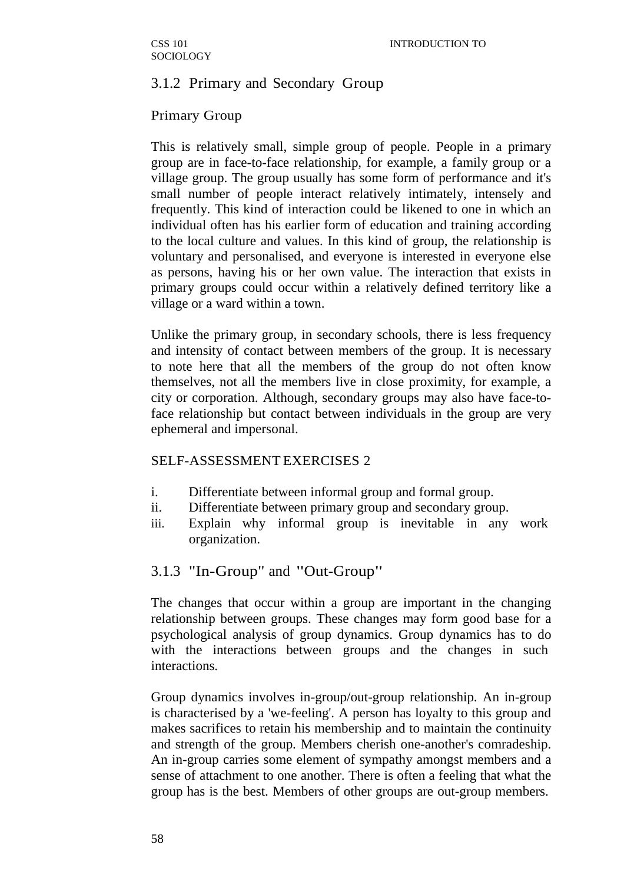### 3.1.2 Primary and Secondary Group

#### Primary Group

This is relatively small, simple group of people. People in a primary group are in face-to-face relationship, for example, a family group or a village group. The group usually has some form of performance and it's small number of people interact relatively intimately, intensely and frequently. This kind of interaction could be likened to one in which an individual often has his earlier form of education and training according to the local culture and values. In this kind of group, the relationship is voluntary and personalised, and everyone is interested in everyone else as persons, having his or her own value. The interaction that exists in primary groups could occur within a relatively defined territory like a village or a ward within a town.

Unlike the primary group, in secondary schools, there is less frequency and intensity of contact between members of the group. It is necessary to note here that all the members of the group do not often know themselves, not all the members live in close proximity, for example, a city or corporation. Although, secondary groups may also have face-to-face relationship but contact between individuals in the group are very ephemeral and impersonal.

SELF-ASSESSMENT EXERCISES 2

i. Differentiate between informal group and formal group.
ii. Differentiate between primary group and secondary group.
iii. Explain why informal group is inevitable in any work organization.

### 3.1.3 "In-Group" and "Out-Group"

The changes that occur within a group are important in the changing relationship between groups. These changes may form good base for a psychological analysis of group dynamics. Group dynamics has to do with the interactions between groups and the changes in such interactions.

Group dynamics involves in-group/out-group relationship. An in-group is characterised by a 'we-feeling'. A person has loyalty to this group and makes sacrifices to retain his membership and to maintain the continuity and strength of the group. Members cherish one-another's comradeship. An in-group carries some element of sympathy amongst members and a sense of attachment to one another. There is often a feeling that what the group has is the best. Members of other groups are out-group members.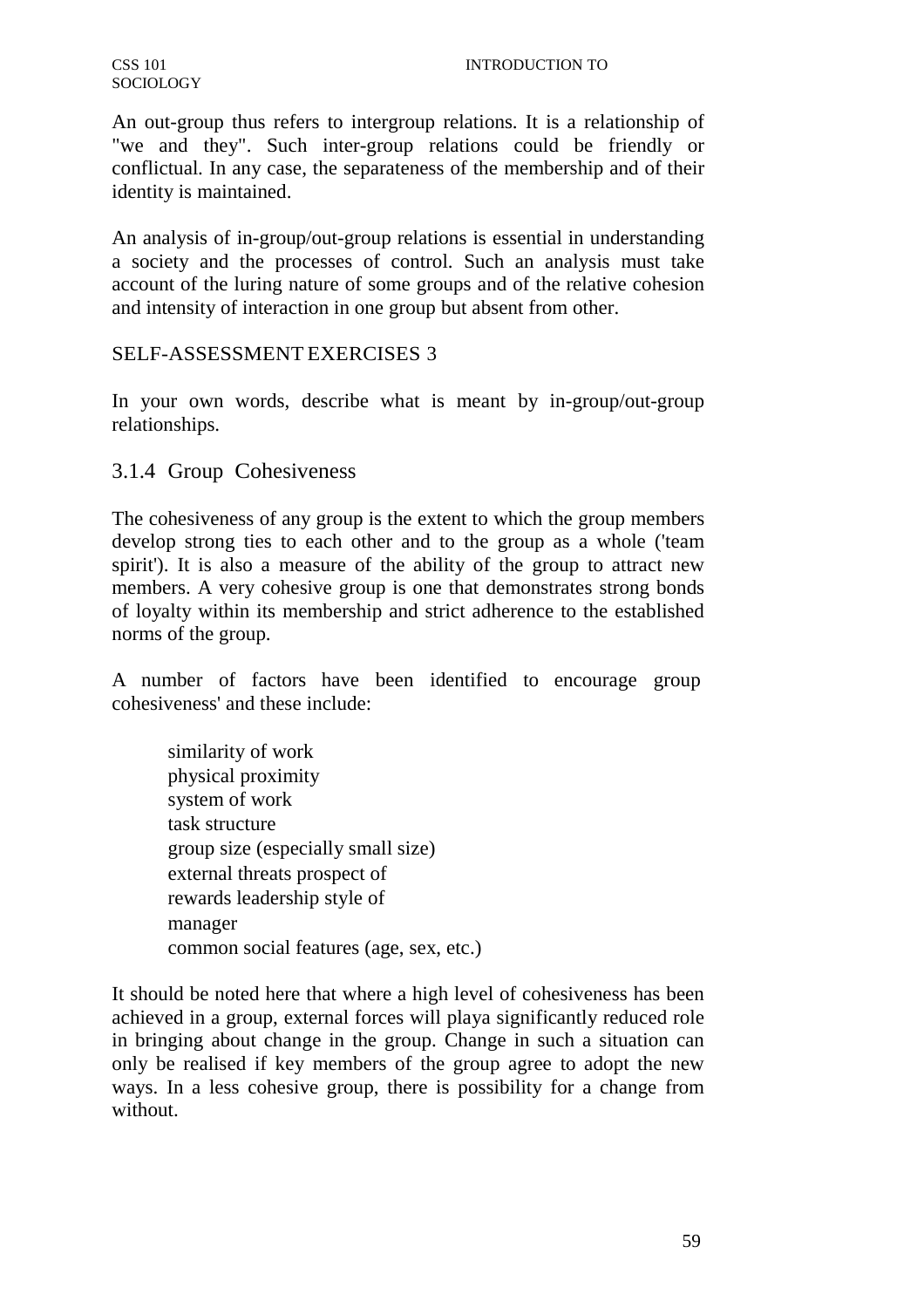An out-group thus refers to intergroup relations. It is a relationship of "we and they". Such inter-group relations could be friendly or conflictual. In any case, the separateness of the membership and of their identity is maintained.

An analysis of in-group/out-group relations is essential in understanding a society and the processes of control. Such an analysis must take account of the luring nature of some groups and of the relative cohesion and intensity of interaction in one group but absent from other.

SELF-ASSESSMENT EXERCISES 3

In your own words, describe what is meant by in-group/out-group relationships.

### 3.1.4 Group Cohesiveness

The cohesiveness of any group is the extent to which the group members develop strong ties to each other and to the group as a whole ('team spirit'). It is also a measure of the ability of the group to attract new members. A very cohesive group is one that demonstrates strong bonds of loyalty within its membership and strict adherence to the established norms of the group.

A number of factors have been identified to encourage group cohesiveness' and these include:

- similarity of work
- physical proximity
- system of work
- task structure
- group size (especially small size)
- external threats prospect of
- rewards leadership style of
- manager
- common social features (age, sex, etc.)

It should be noted here that where a high level of cohesiveness has been achieved in a group, external forces will playa significantly reduced role in bringing about change in the group. Change in such a situation can only be realised if key members of the group agree to adopt the new ways. In a less cohesive group, there is possibility for a change from without.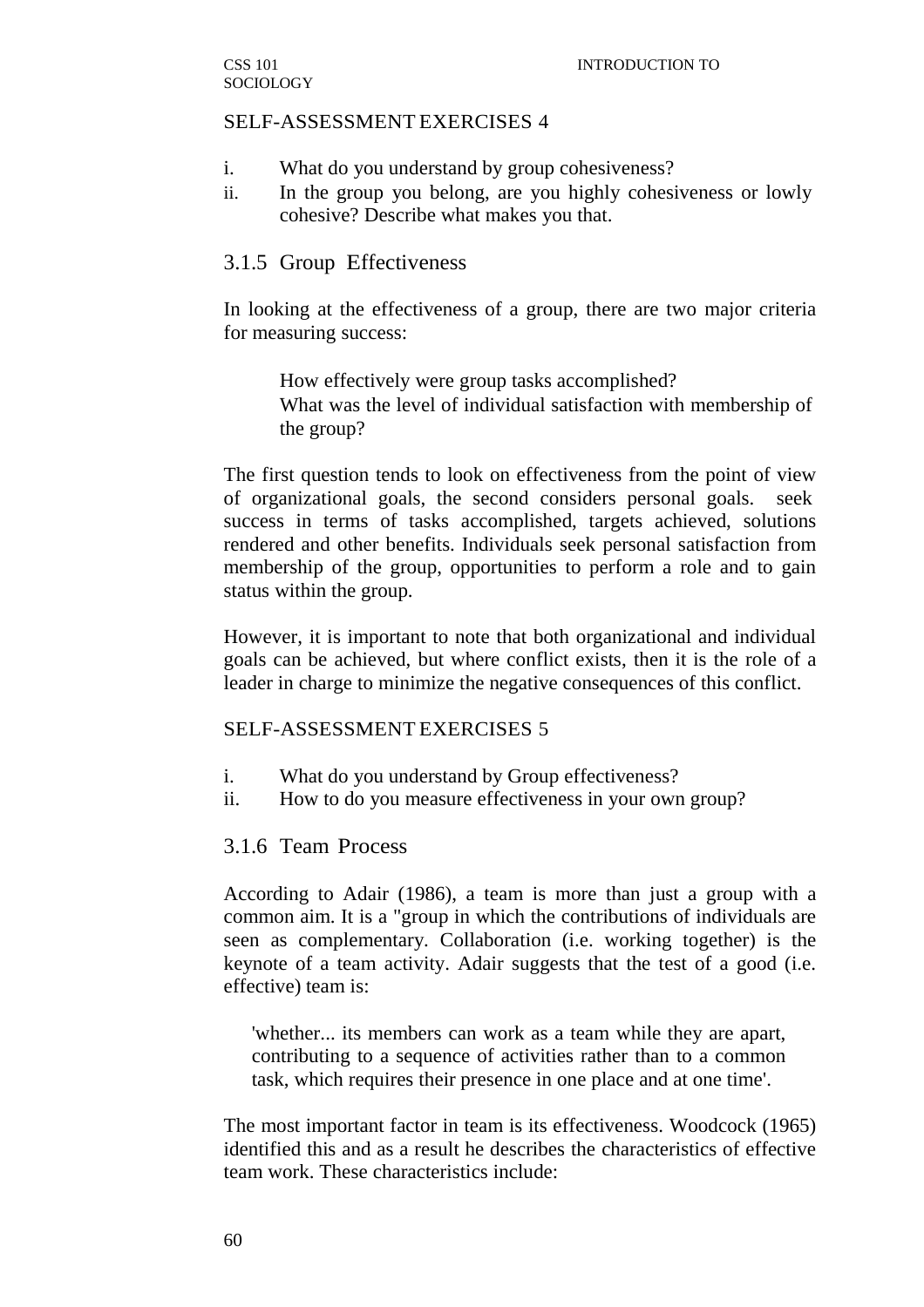SELF-ASSESSMENT EXERCISES 4

i. What do you understand by group cohesiveness?
ii. In the group you belong, are you highly cohesiveness or lowly cohesive? Describe what makes you that.

### 3.1.5 Group Effectiveness

In looking at the effectiveness of a group, there are two major criteria for measuring success:

> How effectively were group tasks accomplished?
> What was the level of individual satisfaction with membership of the group?

The first question tends to look on effectiveness from the point of view of organizational goals, the second considers personal goals. seek success in terms of tasks accomplished, targets achieved, solutions rendered and other benefits. Individuals seek personal satisfaction from membership of the group, opportunities to perform a role and to gain status within the group.

However, it is important to note that both organizational and individual goals can be achieved, but where conflict exists, then it is the role of a leader in charge to minimize the negative consequences of this conflict.

SELF-ASSESSMENT EXERCISES 5

i. What do you understand by Group effectiveness?
ii. How to do you measure effectiveness in your own group?

### 3.1.6 Team Process

According to Adair (1986), a team is more than just a group with a common aim. It is a "group in which the contributions of individuals are seen as complementary. Collaboration (i.e. working together) is the keynote of a team activity. Adair suggests that the test of a good (i.e. effective) team is:

> 'whether... its members can work as a team while they are apart, contributing to a sequence of activities rather than to a common task, which requires their presence in one place and at one time'.

The most important factor in team is its effectiveness. Woodcock (1965) identified this and as a result he describes the characteristics of effective team work. These characteristics include: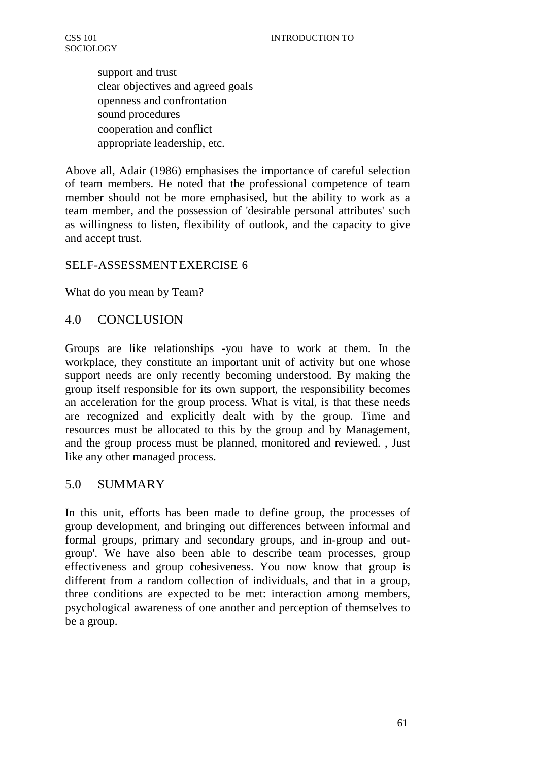- support and trust
- clear objectives and agreed goals
- openness and confrontation
- sound procedures
- cooperation and conflict
- appropriate leadership, etc.

Above all, Adair (1986) emphasises the importance of careful selection of team members. He noted that the professional competence of team member should not be more emphasised, but the ability to work as a team member, and the possession of 'desirable personal attributes' such as willingness to listen, flexibility of outlook, and the capacity to give and accept trust.

SELF-ASSESSMENT EXERCISE 6

What do you mean by Team?

## 4.0 CONCLUSION

Groups are like relationships -you have to work at them. In the workplace, they constitute an important unit of activity but one whose support needs are only recently becoming understood. By making the group itself responsible for its own support, the responsibility becomes an acceleration for the group process. What is vital, is that these needs are recognized and explicitly dealt with by the group. Time and resources must be allocated to this by the group and by Management, and the group process must be planned, monitored and reviewed. , Just like any other managed process.

## 5.0 SUMMARY

In this unit, efforts has been made to define group, the processes of group development, and bringing out differences between informal and formal groups, primary and secondary groups, and in-group and out-group'. We have also been able to describe team processes, group effectiveness and group cohesiveness. You now know that group is different from a random collection of individuals, and that in a group, three conditions are expected to be met: interaction among members, psychological awareness of one another and perception of themselves to be a group.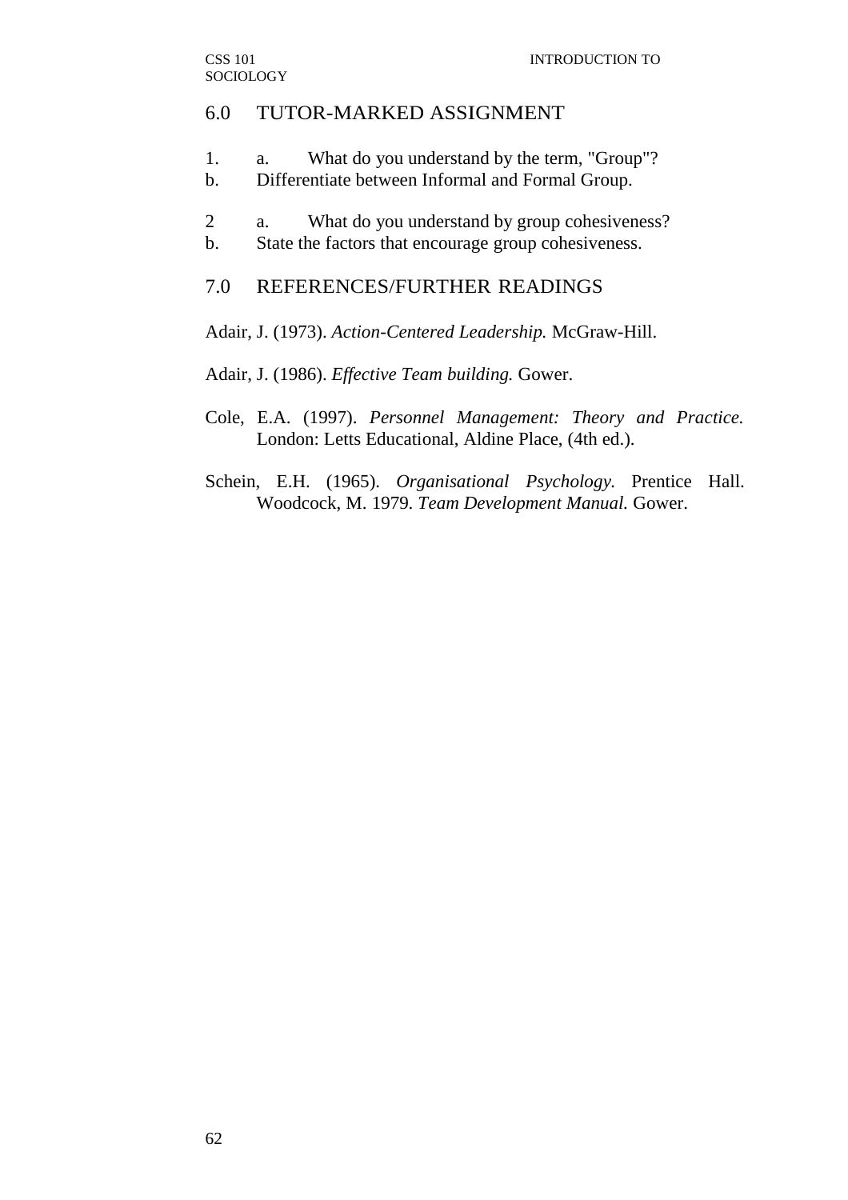## 6.0 TUTOR-MARKED ASSIGNMENT

1. a. What do you understand by the term, "Group"?
   b. Differentiate between Informal and Formal Group.

2. a. What do you understand by group cohesiveness?
   b. State the factors that encourage group cohesiveness.

## 7.0 REFERENCES/FURTHER READINGS

Adair, J. (1973). *Action-Centered Leadership.* McGraw-Hill.

Adair, J. (1986). *Effective Team building.* Gower.

Cole, E.A. (1997). *Personnel Management: Theory and Practice.* London: Letts Educational, Aldine Place, (4th ed.).

Schein, E.H. (1965). *Organisational Psychology.* Prentice Hall. Woodcock, M. 1979. *Team Development Manual.* Gower.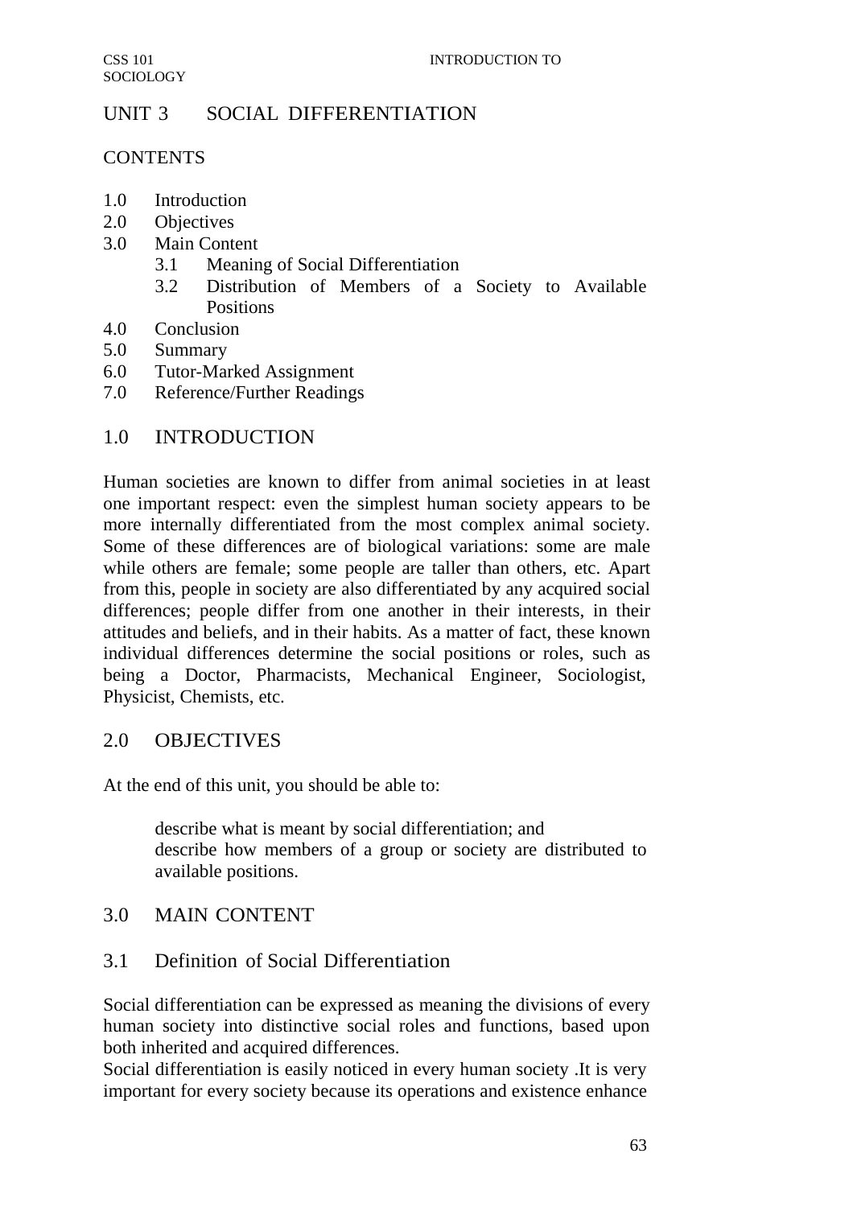# UNIT 3 SOCIAL DIFFERENTIATION

## CONTENTS

- 1.0 Introduction
- 2.0 Objectives
- 3.0 Main Content
  - 3.1 Meaning of Social Differentiation
  - 3.2 Distribution of Members of a Society to Available Positions
- 4.0 Conclusion
- 5.0 Summary
- 6.0 Tutor-Marked Assignment
- 7.0 Reference/Further Readings

## 1.0 INTRODUCTION

Human societies are known to differ from animal societies in at least one important respect: even the simplest human society appears to be more internally differentiated from the most complex animal society. Some of these differences are of biological variations: some are male while others are female; some people are taller than others, etc. Apart from this, people in society are also differentiated by any acquired social differences; people differ from one another in their interests, in their attitudes and beliefs, and in their habits. As a matter of fact, these known individual differences determine the social positions or roles, such as being a Doctor, Pharmacists, Mechanical Engineer, Sociologist, Physicist, Chemists, etc.

## 2.0 OBJECTIVES

At the end of this unit, you should be able to:

- describe what is meant by social differentiation; and
- describe how members of a group or society are distributed to available positions.

## 3.0 MAIN CONTENT

### 3.1 Definition of Social Differentiation

Social differentiation can be expressed as meaning the divisions of every human society into distinctive social roles and functions, based upon both inherited and acquired differences.

Social differentiation is easily noticed in every human society .It is very important for every society because its operations and existence enhance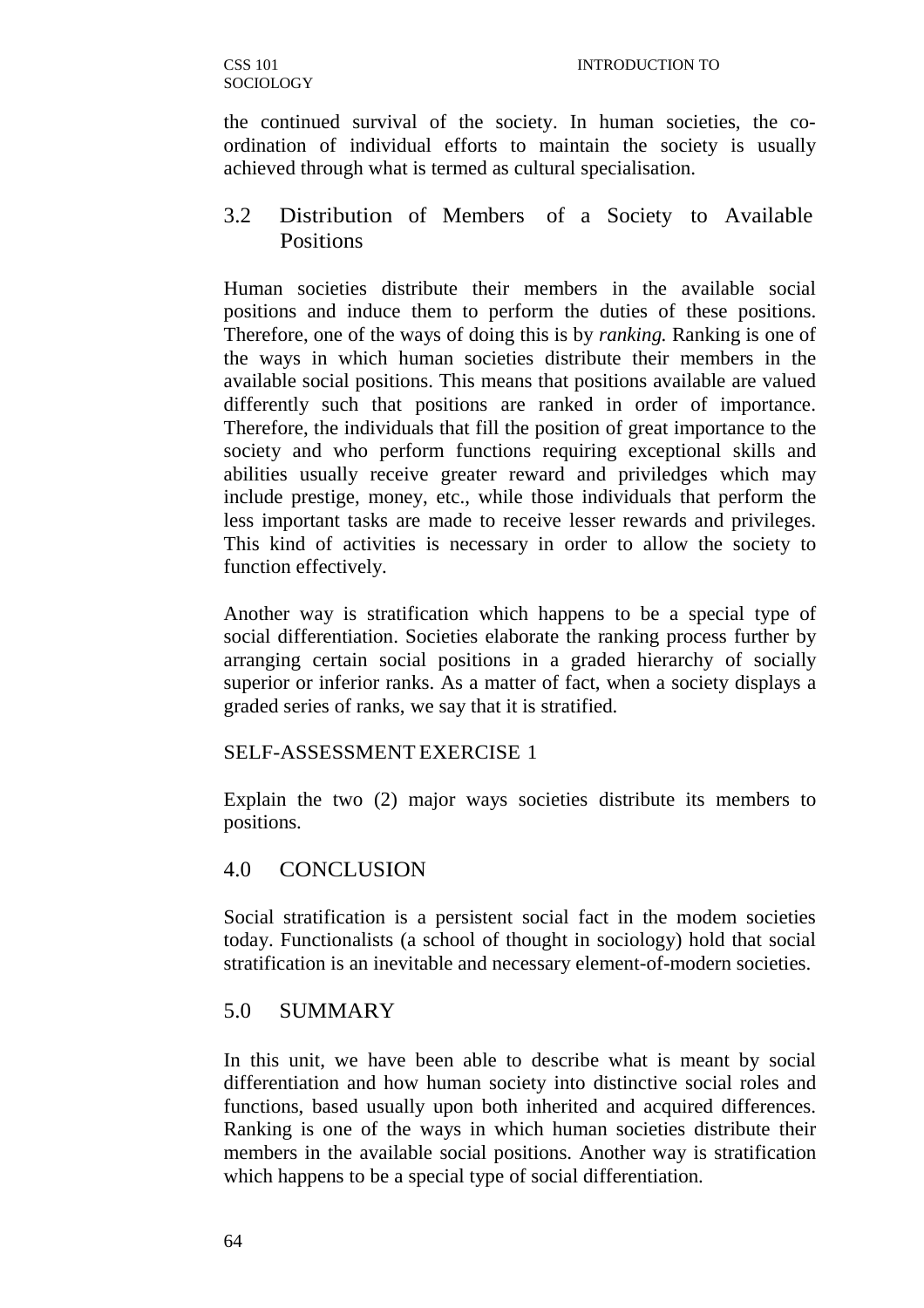the continued survival of the society. In human societies, the co-ordination of individual efforts to maintain the society is usually achieved through what is termed as cultural specialisation.

## 3.2 Distribution of Members of a Society to Available Positions

Human societies distribute their members in the available social positions and induce them to perform the duties of these positions. Therefore, one of the ways of doing this is by *ranking.* Ranking is one of the ways in which human societies distribute their members in the available social positions. This means that positions available are valued differently such that positions are ranked in order of importance. Therefore, the individuals that fill the position of great importance to the society and who perform functions requiring exceptional skills and abilities usually receive greater reward and priviledges which may include prestige, money, etc., while those individuals that perform the less important tasks are made to receive lesser rewards and privileges. This kind of activities is necessary in order to allow the society to function effectively.

Another way is stratification which happens to be a special type of social differentiation. Societies elaborate the ranking process further by arranging certain social positions in a graded hierarchy of socially superior or inferior ranks. As a matter of fact, when a society displays a graded series of ranks, we say that it is stratified.

SELF-ASSESSMENT EXERCISE 1

Explain the two (2) major ways societies distribute its members to positions.

## 4.0 CONCLUSION

Social stratification is a persistent social fact in the modem societies today. Functionalists (a school of thought in sociology) hold that social stratification is an inevitable and necessary element-of-modern societies.

## 5.0 SUMMARY

In this unit, we have been able to describe what is meant by social differentiation and how human society into distinctive social roles and functions, based usually upon both inherited and acquired differences. Ranking is one of the ways in which human societies distribute their members in the available social positions. Another way is stratification which happens to be a special type of social differentiation.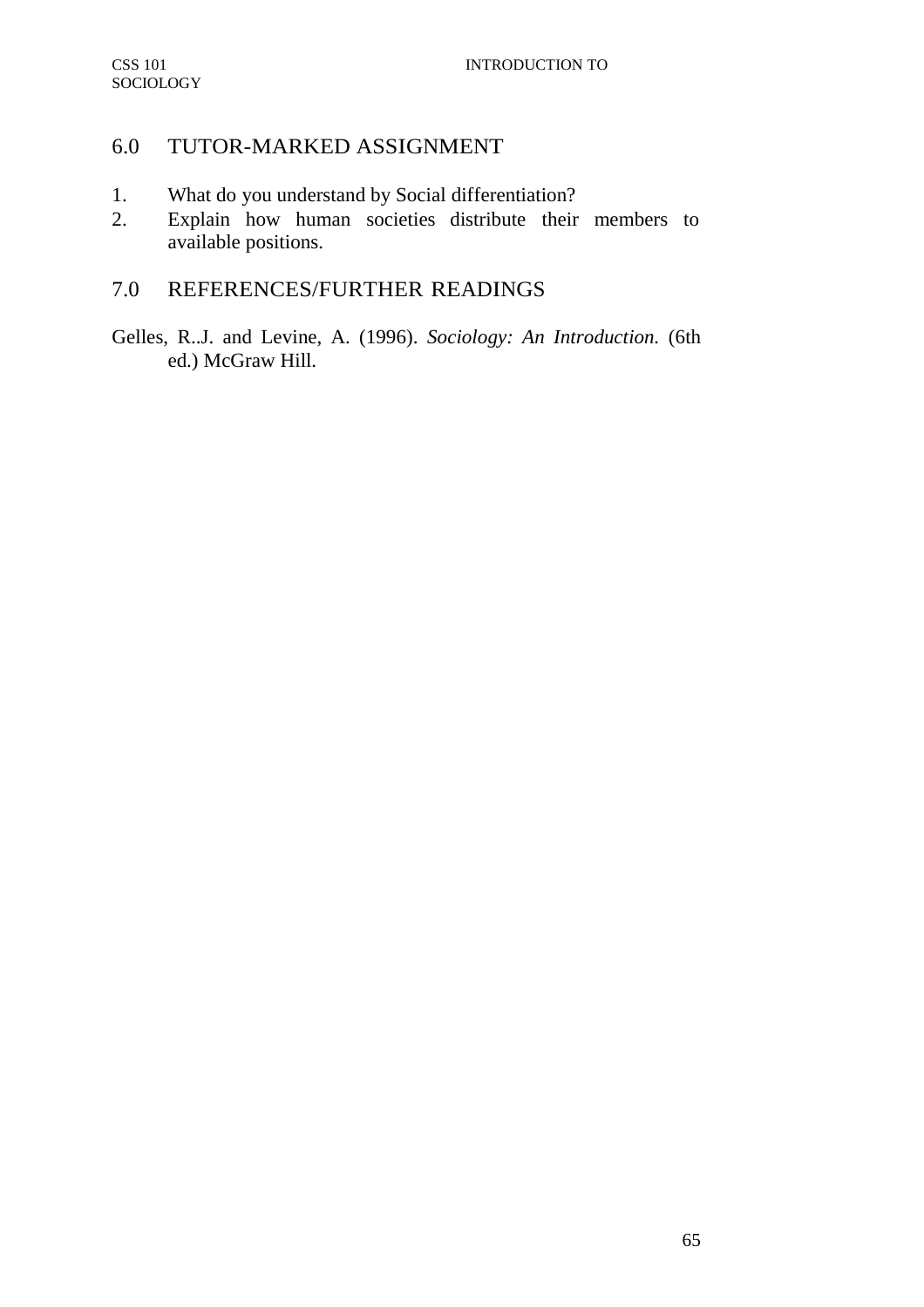## 6.0 TUTOR-MARKED ASSIGNMENT

1. What do you understand by Social differentiation?
2. Explain how human societies distribute their members to available positions.

## 7.0 REFERENCES/FURTHER READINGS

Gelles, R..J. and Levine, A. (1996). *Sociology: An Introduction.* (6th ed.) McGraw Hill.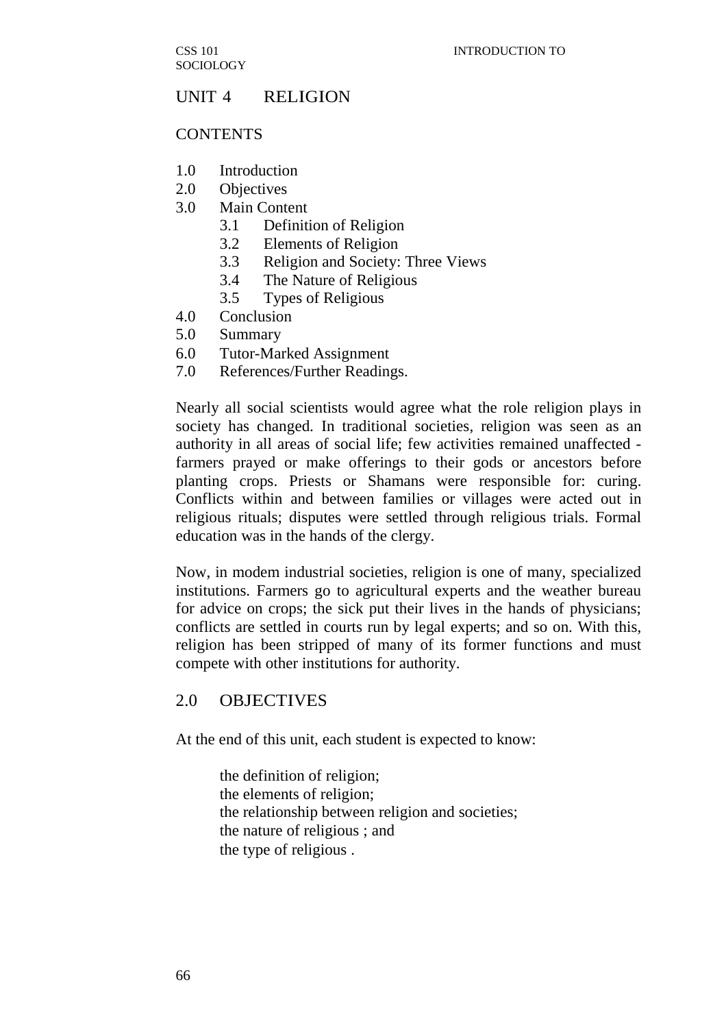# UNIT 4 RELIGION

CONTENTS

1.0 Introduction
2.0 Objectives
3.0 Main Content
    3.1 Definition of Religion
    3.2 Elements of Religion
    3.3 Religion and Society: Three Views
    3.4 The Nature of Religious
    3.5 Types of Religious
4.0 Conclusion
5.0 Summary
6.0 Tutor-Marked Assignment
7.0 References/Further Readings.

Nearly all social scientists would agree what the role religion plays in society has changed. In traditional societies, religion was seen as an authority in all areas of social life; few activities remained unaffected - farmers prayed or make offerings to their gods or ancestors before planting crops. Priests or Shamans were responsible for: curing. Conflicts within and between families or villages were acted out in religious rituals; disputes were settled through religious trials. Formal education was in the hands of the clergy.

Now, in modem industrial societies, religion is one of many, specialized institutions. Farmers go to agricultural experts and the weather bureau for advice on crops; the sick put their lives in the hands of physicians; conflicts are settled in courts run by legal experts; and so on. With this, religion has been stripped of many of its former functions and must compete with other institutions for authority.

## 2.0 OBJECTIVES

At the end of this unit, each student is expected to know:

- the definition of religion;
- the elements of religion;
- the relationship between religion and societies;
- the nature of religious ; and
- the type of religious .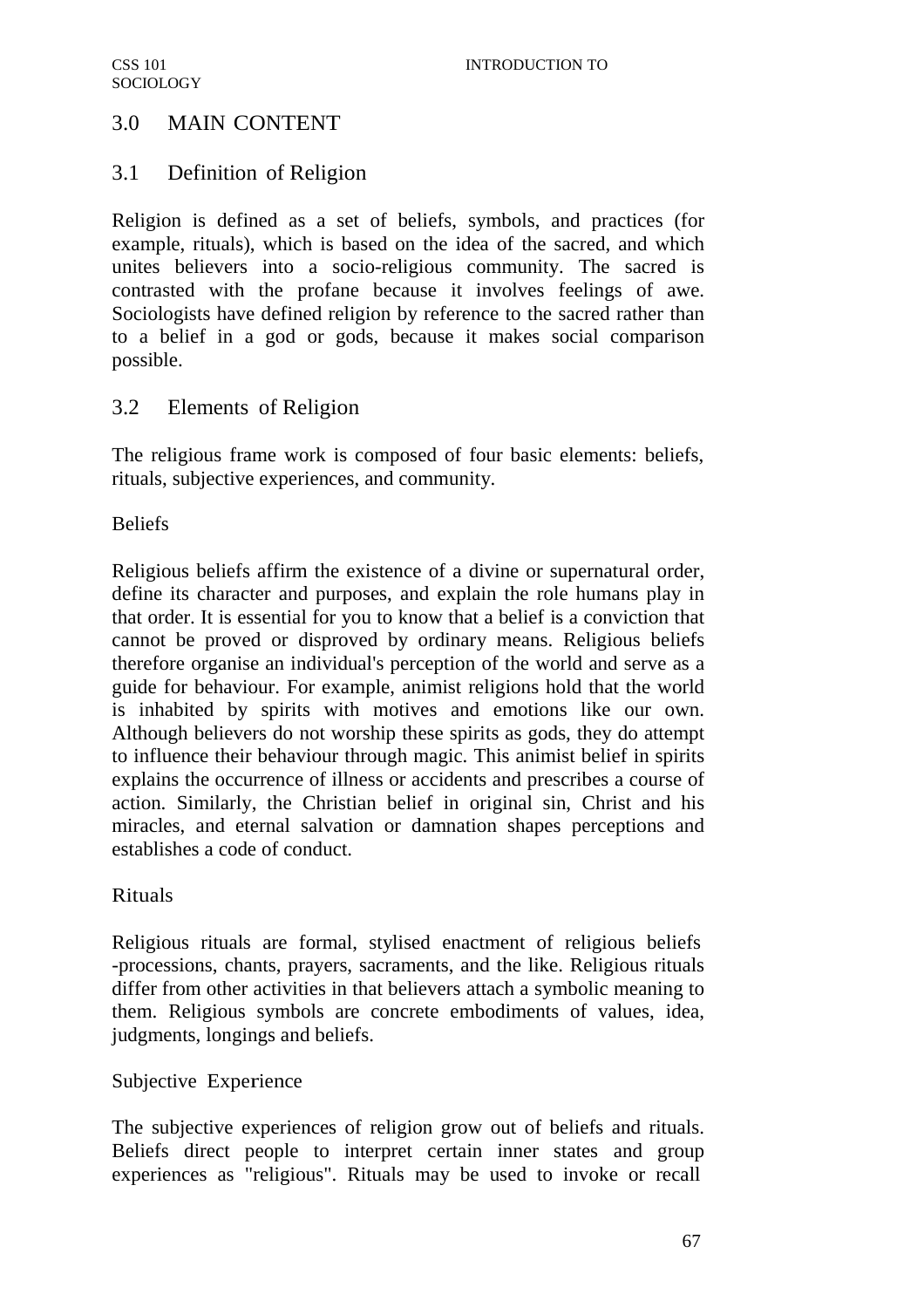## 3.0 MAIN CONTENT

### 3.1 Definition of Religion

Religion is defined as a set of beliefs, symbols, and practices (for example, rituals), which is based on the idea of the sacred, and which unites believers into a socio-religious community. The sacred is contrasted with the profane because it involves feelings of awe. Sociologists have defined religion by reference to the sacred rather than to a belief in a god or gods, because it makes social comparison possible.

### 3.2 Elements of Religion

The religious frame work is composed of four basic elements: beliefs, rituals, subjective experiences, and community.

#### Beliefs

Religious beliefs affirm the existence of a divine or supernatural order, define its character and purposes, and explain the role humans play in that order. It is essential for you to know that a belief is a conviction that cannot be proved or disproved by ordinary means. Religious beliefs therefore organise an individual's perception of the world and serve as a guide for behaviour. For example, animist religions hold that the world is inhabited by spirits with motives and emotions like our own. Although believers do not worship these spirits as gods, they do attempt to influence their behaviour through magic. This animist belief in spirits explains the occurrence of illness or accidents and prescribes a course of action. Similarly, the Christian belief in original sin, Christ and his miracles, and eternal salvation or damnation shapes perceptions and establishes a code of conduct.

#### Rituals

Religious rituals are formal, stylised enactment of religious beliefs -processions, chants, prayers, sacraments, and the like. Religious rituals differ from other activities in that believers attach a symbolic meaning to them. Religious symbols are concrete embodiments of values, idea, judgments, longings and beliefs.

#### Subjective Experience

The subjective experiences of religion grow out of beliefs and rituals. Beliefs direct people to interpret certain inner states and group experiences as "religious". Rituals may be used to invoke or recall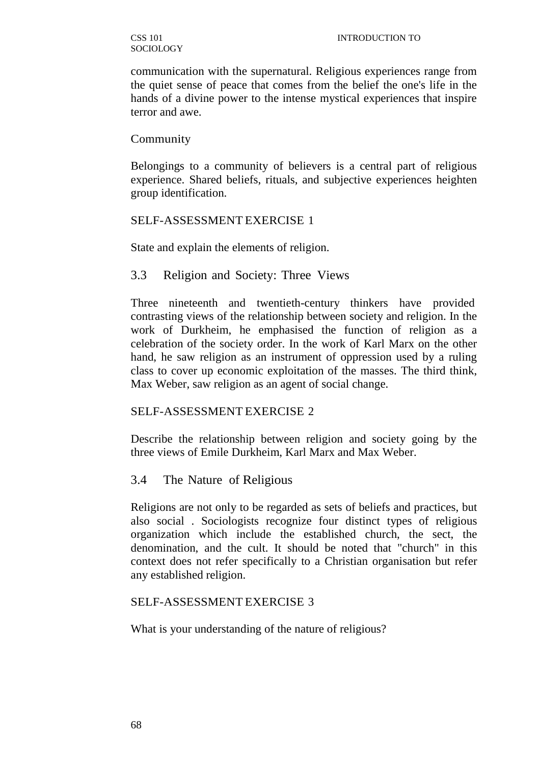communication with the supernatural. Religious experiences range from the quiet sense of peace that comes from the belief the one's life in the hands of a divine power to the intense mystical experiences that inspire terror and awe.

### Community

Belongings to a community of believers is a central part of religious experience. Shared beliefs, rituals, and subjective experiences heighten group identification.

SELF-ASSESSMENT EXERCISE 1

State and explain the elements of religion.

## 3.3 Religion and Society: Three Views

Three nineteenth and twentieth-century thinkers have provided contrasting views of the relationship between society and religion. In the work of Durkheim, he emphasised the function of religion as a celebration of the society order. In the work of Karl Marx on the other hand, he saw religion as an instrument of oppression used by a ruling class to cover up economic exploitation of the masses. The third think, Max Weber, saw religion as an agent of social change.

SELF-ASSESSMENT EXERCISE 2

Describe the relationship between religion and society going by the three views of Emile Durkheim, Karl Marx and Max Weber.

## 3.4 The Nature of Religious

Religions are not only to be regarded as sets of beliefs and practices, but also social . Sociologists recognize four distinct types of religious organization which include the established church, the sect, the denomination, and the cult. It should be noted that "church" in this context does not refer specifically to a Christian organisation but refer any established religion.

SELF-ASSESSMENT EXERCISE 3

What is your understanding of the nature of religious?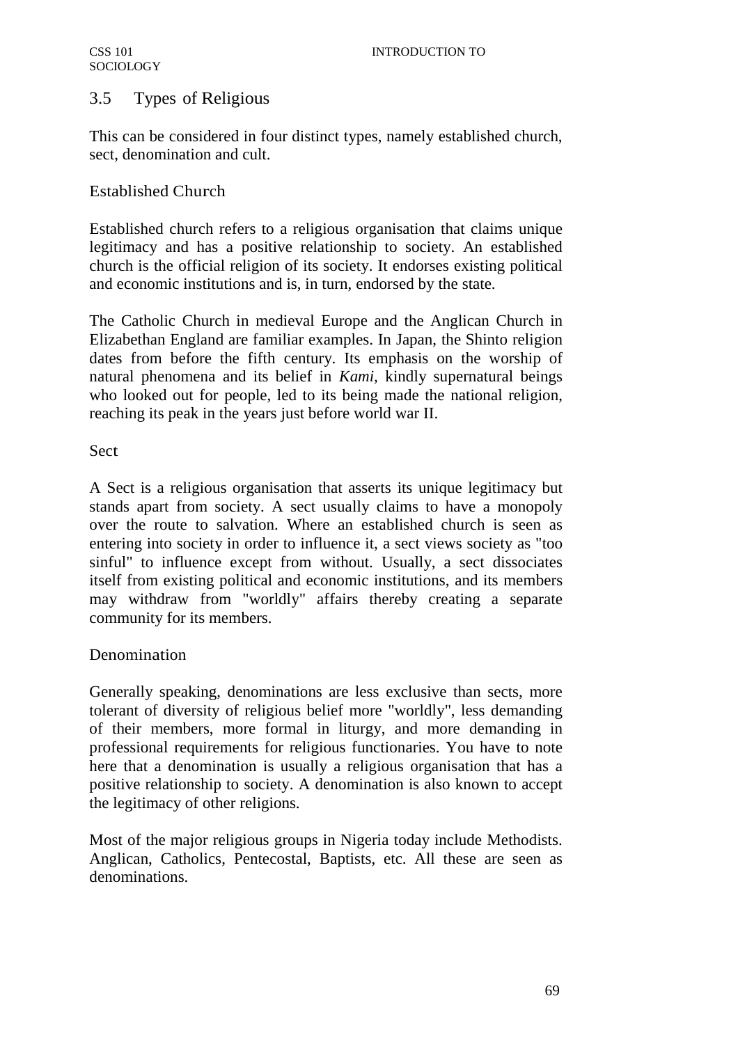## 3.5 Types of Religious

This can be considered in four distinct types, namely established church, sect, denomination and cult.

### Established Church

Established church refers to a religious organisation that claims unique legitimacy and has a positive relationship to society. An established church is the official religion of its society. It endorses existing political and economic institutions and is, in turn, endorsed by the state.

The Catholic Church in medieval Europe and the Anglican Church in Elizabethan England are familiar examples. In Japan, the Shinto religion dates from before the fifth century. Its emphasis on the worship of natural phenomena and its belief in *Kami,* kindly supernatural beings who looked out for people, led to its being made the national religion, reaching its peak in the years just before world war II.

### Sect

A Sect is a religious organisation that asserts its unique legitimacy but stands apart from society. A sect usually claims to have a monopoly over the route to salvation. Where an established church is seen as entering into society in order to influence it, a sect views society as "too sinful" to influence except from without. Usually, a sect dissociates itself from existing political and economic institutions, and its members may withdraw from "worldly" affairs thereby creating a separate community for its members.

### Denomination

Generally speaking, denominations are less exclusive than sects, more tolerant of diversity of religious belief more "worldly", less demanding of their members, more formal in liturgy, and more demanding in professional requirements for religious functionaries. You have to note here that a denomination is usually a religious organisation that has a positive relationship to society. A denomination is also known to accept the legitimacy of other religions.

Most of the major religious groups in Nigeria today include Methodists. Anglican, Catholics, Pentecostal, Baptists, etc. All these are seen as denominations.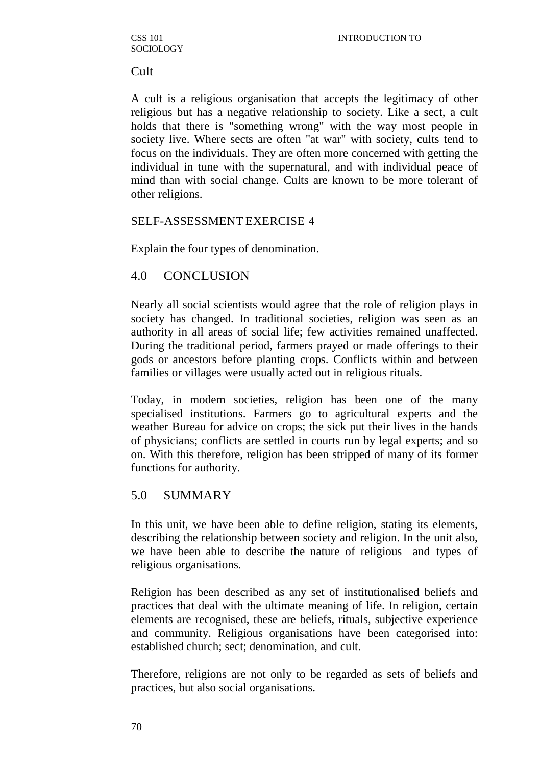Cult

A cult is a religious organisation that accepts the legitimacy of other religious but has a negative relationship to society. Like a sect, a cult holds that there is "something wrong" with the way most people in society live. Where sects are often "at war" with society, cults tend to focus on the individuals. They are often more concerned with getting the individual in tune with the supernatural, and with individual peace of mind than with social change. Cults are known to be more tolerant of other religions.

SELF-ASSESSMENT EXERCISE 4

Explain the four types of denomination.

## 4.0 CONCLUSION

Nearly all social scientists would agree that the role of religion plays in society has changed. In traditional societies, religion was seen as an authority in all areas of social life; few activities remained unaffected. During the traditional period, farmers prayed or made offerings to their gods or ancestors before planting crops. Conflicts within and between families or villages were usually acted out in religious rituals.

Today, in modem societies, religion has been one of the many specialised institutions. Farmers go to agricultural experts and the weather Bureau for advice on crops; the sick put their lives in the hands of physicians; conflicts are settled in courts run by legal experts; and so on. With this therefore, religion has been stripped of many of its former functions for authority.

## 5.0 SUMMARY

In this unit, we have been able to define religion, stating its elements, describing the relationship between society and religion. In the unit also, we have been able to describe the nature of religious and types of religious organisations.

Religion has been described as any set of institutionalised beliefs and practices that deal with the ultimate meaning of life. In religion, certain elements are recognised, these are beliefs, rituals, subjective experience and community. Religious organisations have been categorised into: established church; sect; denomination, and cult.

Therefore, religions are not only to be regarded as sets of beliefs and practices, but also social organisations.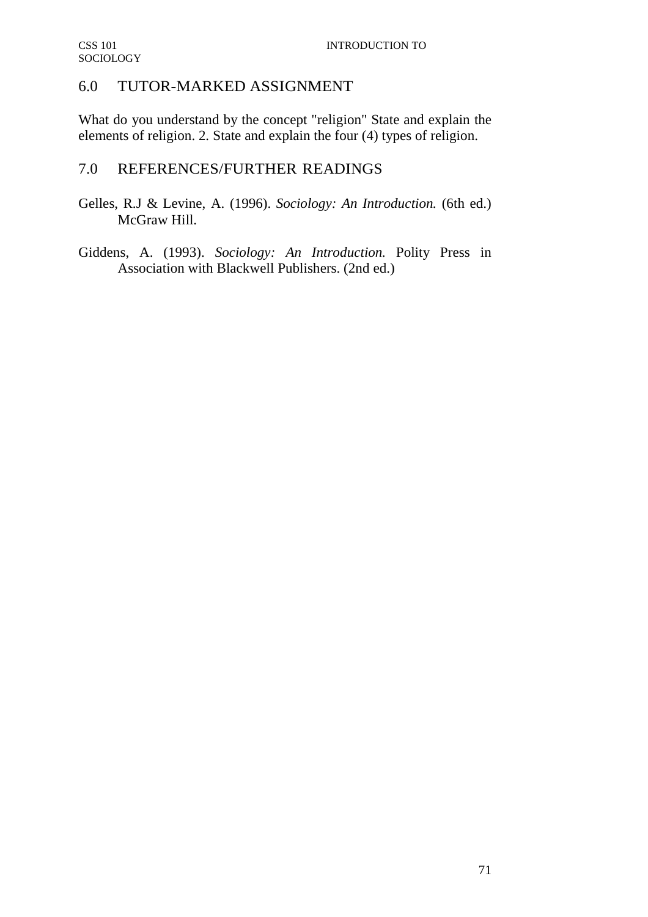## 6.0 TUTOR-MARKED ASSIGNMENT

What do you understand by the concept "religion" State and explain the elements of religion. 2. State and explain the four (4) types of religion.

## 7.0 REFERENCES/FURTHER READINGS

Gelles, R.J & Levine, A. (1996). *Sociology: An Introduction.* (6th ed.) McGraw Hill.

Giddens, A. (1993). *Sociology: An Introduction.* Polity Press in Association with Blackwell Publishers. (2nd ed.)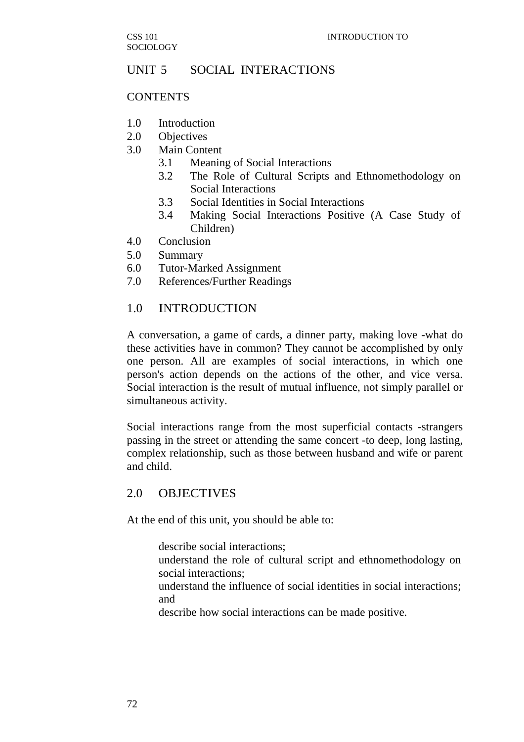# UNIT 5 SOCIAL INTERACTIONS

CONTENTS

1.0 Introduction
2.0 Objectives
3.0 Main Content
    3.1 Meaning of Social Interactions
    3.2 The Role of Cultural Scripts and Ethnomethodology on Social Interactions
    3.3 Social Identities in Social Interactions
    3.4 Making Social Interactions Positive (A Case Study of Children)
4.0 Conclusion
5.0 Summary
6.0 Tutor-Marked Assignment
7.0 References/Further Readings

## 1.0 INTRODUCTION

A conversation, a game of cards, a dinner party, making love -what do these activities have in common? They cannot be accomplished by only one person. All are examples of social interactions, in which one person's action depends on the actions of the other, and vice versa. Social interaction is the result of mutual influence, not simply parallel or simultaneous activity.

Social interactions range from the most superficial contacts -strangers passing in the street or attending the same concert -to deep, long lasting, complex relationship, such as those between husband and wife or parent and child.

## 2.0 OBJECTIVES

At the end of this unit, you should be able to:

- describe social interactions;
- understand the role of cultural script and ethnomethodology on social interactions;
- understand the influence of social identities in social interactions; and
- describe how social interactions can be made positive.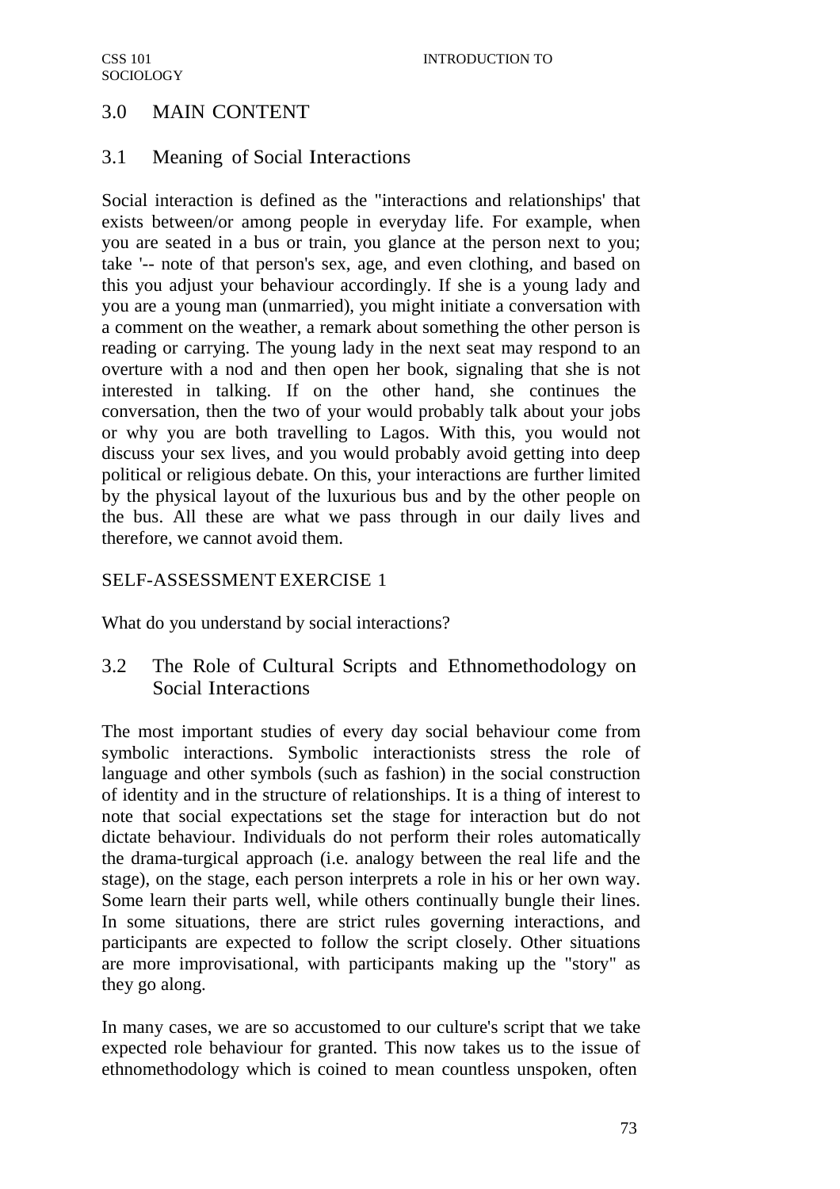## 3.0 MAIN CONTENT

### 3.1 Meaning of Social Interactions

Social interaction is defined as the "interactions and relationships' that exists between/or among people in everyday life. For example, when you are seated in a bus or train, you glance at the person next to you; take '-- note of that person's sex, age, and even clothing, and based on this you adjust your behaviour accordingly. If she is a young lady and you are a young man (unmarried), you might initiate a conversation with a comment on the weather, a remark about something the other person is reading or carrying. The young lady in the next seat may respond to an overture with a nod and then open her book, signaling that she is not interested in talking. If on the other hand, she continues the conversation, then the two of your would probably talk about your jobs or why you are both travelling to Lagos. With this, you would not discuss your sex lives, and you would probably avoid getting into deep political or religious debate. On this, your interactions are further limited by the physical layout of the luxurious bus and by the other people on the bus. All these are what we pass through in our daily lives and therefore, we cannot avoid them.

SELF-ASSESSMENT EXERCISE 1

What do you understand by social interactions?

### 3.2 The Role of Cultural Scripts and Ethnomethodology on Social Interactions

The most important studies of every day social behaviour come from symbolic interactions. Symbolic interactionists stress the role of language and other symbols (such as fashion) in the social construction of identity and in the structure of relationships. It is a thing of interest to note that social expectations set the stage for interaction but do not dictate behaviour. Individuals do not perform their roles automatically the drama-turgical approach (i.e. analogy between the real life and the stage), on the stage, each person interprets a role in his or her own way. Some learn their parts well, while others continually bungle their lines. In some situations, there are strict rules governing interactions, and participants are expected to follow the script closely. Other situations are more improvisational, with participants making up the "story" as they go along.

In many cases, we are so accustomed to our culture's script that we take expected role behaviour for granted. This now takes us to the issue of ethnomethodology which is coined to mean countless unspoken, often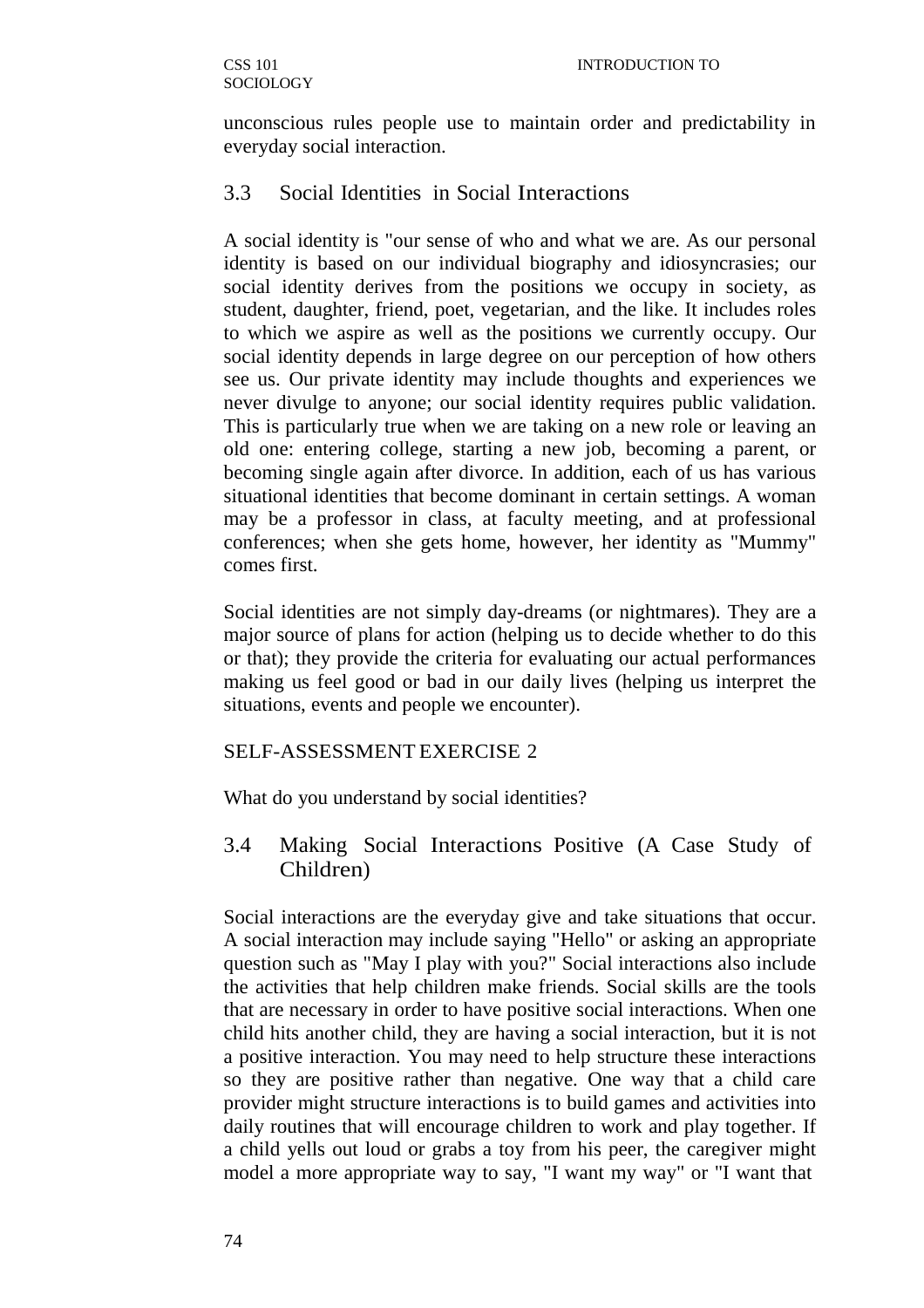unconscious rules people use to maintain order and predictability in everyday social interaction.

## 3.3 Social Identities in Social Interactions

A social identity is "our sense of who and what we are. As our personal identity is based on our individual biography and idiosyncrasies; our social identity derives from the positions we occupy in society, as student, daughter, friend, poet, vegetarian, and the like. It includes roles to which we aspire as well as the positions we currently occupy. Our social identity depends in large degree on our perception of how others see us. Our private identity may include thoughts and experiences we never divulge to anyone; our social identity requires public validation. This is particularly true when we are taking on a new role or leaving an old one: entering college, starting a new job, becoming a parent, or becoming single again after divorce. In addition, each of us has various situational identities that become dominant in certain settings. A woman may be a professor in class, at faculty meeting, and at professional conferences; when she gets home, however, her identity as "Mummy" comes first.

Social identities are not simply day-dreams (or nightmares). They are a major source of plans for action (helping us to decide whether to do this or that); they provide the criteria for evaluating our actual performances making us feel good or bad in our daily lives (helping us interpret the situations, events and people we encounter).

SELF-ASSESSMENT EXERCISE 2

What do you understand by social identities?

## 3.4 Making Social Interactions Positive (A Case Study of Children)

Social interactions are the everyday give and take situations that occur. A social interaction may include saying "Hello" or asking an appropriate question such as "May I play with you?" Social interactions also include the activities that help children make friends. Social skills are the tools that are necessary in order to have positive social interactions. When one child hits another child, they are having a social interaction, but it is not a positive interaction. You may need to help structure these interactions so they are positive rather than negative. One way that a child care provider might structure interactions is to build games and activities into daily routines that will encourage children to work and play together. If a child yells out loud or grabs a toy from his peer, the caregiver might model a more appropriate way to say, "I want my way" or "I want that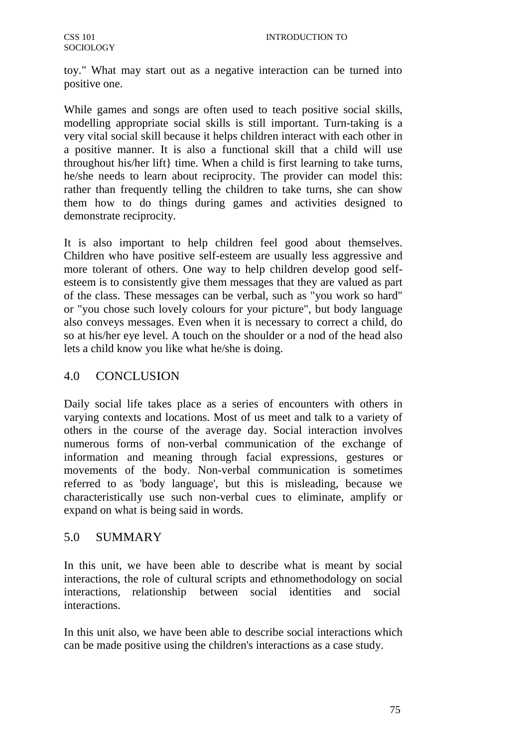toy." What may start out as a negative interaction can be turned into positive one.

While games and songs are often used to teach positive social skills, modelling appropriate social skills is still important. Turn-taking is a very vital social skill because it helps children interact with each other in a positive manner. It is also a functional skill that a child will use throughout his/her lift} time. When a child is first learning to take turns, he/she needs to learn about reciprocity. The provider can model this: rather than frequently telling the children to take turns, she can show them how to do things during games and activities designed to demonstrate reciprocity.

It is also important to help children feel good about themselves. Children who have positive self-esteem are usually less aggressive and more tolerant of others. One way to help children develop good self-esteem is to consistently give them messages that they are valued as part of the class. These messages can be verbal, such as "you work so hard" or "you chose such lovely colours for your picture", but body language also conveys messages. Even when it is necessary to correct a child, do so at his/her eye level. A touch on the shoulder or a nod of the head also lets a child know you like what he/she is doing.

## 4.0 CONCLUSION

Daily social life takes place as a series of encounters with others in varying contexts and locations. Most of us meet and talk to a variety of others in the course of the average day. Social interaction involves numerous forms of non-verbal communication of the exchange of information and meaning through facial expressions, gestures or movements of the body. Non-verbal communication is sometimes referred to as 'body language', but this is misleading, because we characteristically use such non-verbal cues to eliminate, amplify or expand on what is being said in words.

## 5.0 SUMMARY

In this unit, we have been able to describe what is meant by social interactions, the role of cultural scripts and ethnomethodology on social interactions, relationship between social identities and social interactions.

In this unit also, we have been able to describe social interactions which can be made positive using the children's interactions as a case study.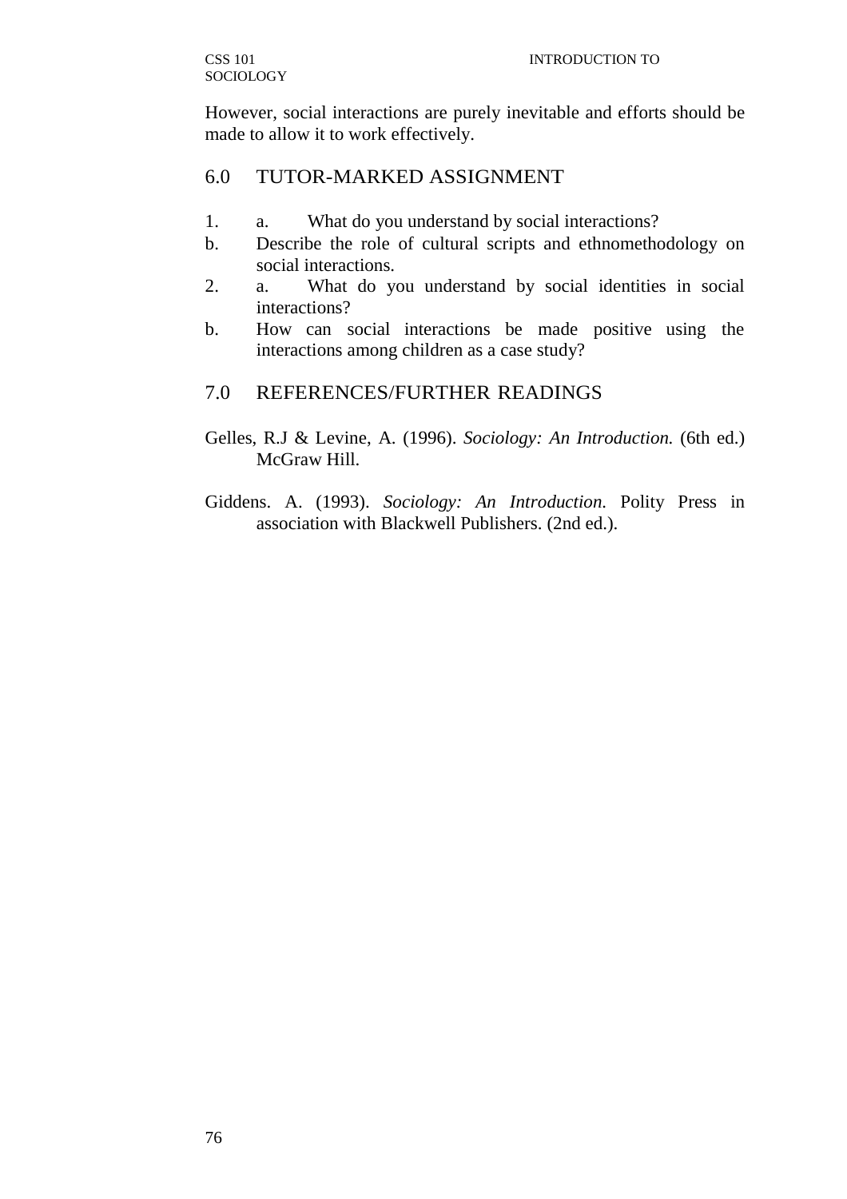However, social interactions are purely inevitable and efforts should be made to allow it to work effectively.

## 6.0 TUTOR-MARKED ASSIGNMENT

1. a. What do you understand by social interactions?
   b. Describe the role of cultural scripts and ethnomethodology on social interactions.
2. a. What do you understand by social identities in social interactions?
   b. How can social interactions be made positive using the interactions among children as a case study?

## 7.0 REFERENCES/FURTHER READINGS

Gelles, R.J & Levine, A. (1996). *Sociology: An Introduction.* (6th ed.) McGraw Hill.

Giddens. A. (1993). *Sociology: An Introduction.* Polity Press in association with Blackwell Publishers. (2nd ed.).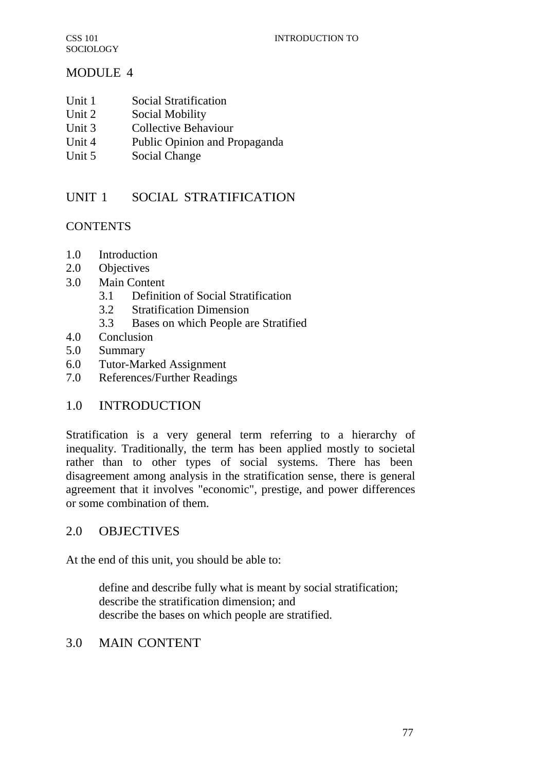# MODULE 4

Unit 1 Social Stratification
Unit 2 Social Mobility
Unit 3 Collective Behaviour
Unit 4 Public Opinion and Propaganda
Unit 5 Social Change

## UNIT 1 SOCIAL STRATIFICATION

### CONTENTS

1.0 Introduction
2.0 Objectives
3.0 Main Content
  3.1 Definition of Social Stratification
  3.2 Stratification Dimension
  3.3 Bases on which People are Stratified
4.0 Conclusion
5.0 Summary
6.0 Tutor-Marked Assignment
7.0 References/Further Readings

## 1.0 INTRODUCTION

Stratification is a very general term referring to a hierarchy of inequality. Traditionally, the term has been applied mostly to societal rather than to other types of social systems. There has been disagreement among analysis in the stratification sense, there is general agreement that it involves "economic", prestige, and power differences or some combination of them.

## 2.0 OBJECTIVES

At the end of this unit, you should be able to:

- define and describe fully what is meant by social stratification;
- describe the stratification dimension; and
- describe the bases on which people are stratified.

## 3.0 MAIN CONTENT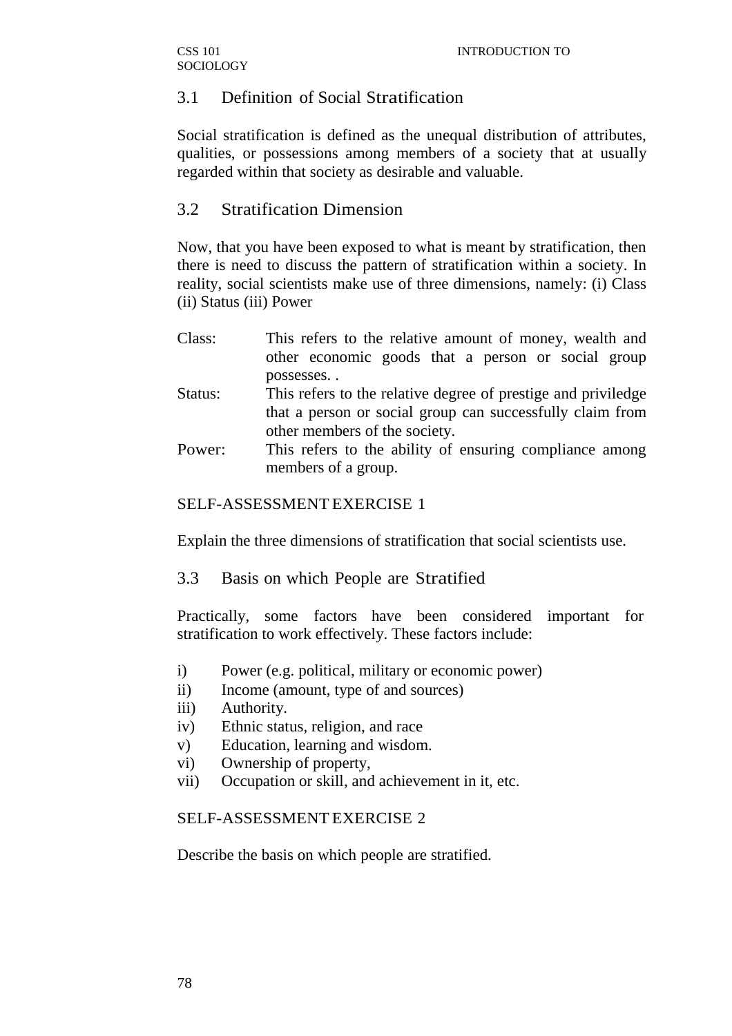## 3.1 Definition of Social Stratification

Social stratification is defined as the unequal distribution of attributes, qualities, or possessions among members of a society that at usually regarded within that society as desirable and valuable.

## 3.2 Stratification Dimension

Now, that you have been exposed to what is meant by stratification, then there is need to discuss the pattern of stratification within a society. In reality, social scientists make use of three dimensions, namely: (i) Class (ii) Status (iii) Power

Class: This refers to the relative amount of money, wealth and other economic goods that a person or social group possesses. .

Status: This refers to the relative degree of prestige and priviledge that a person or social group can successfully claim from other members of the society.

Power: This refers to the ability of ensuring compliance among members of a group.

SELF-ASSESSMENT EXERCISE 1

Explain the three dimensions of stratification that social scientists use.

## 3.3 Basis on which People are Stratified

Practically, some factors have been considered important for stratification to work effectively. These factors include:

i) Power (e.g. political, military or economic power)
ii) Income (amount, type of and sources)
iii) Authority.
iv) Ethnic status, religion, and race
v) Education, learning and wisdom.
vi) Ownership of property,
vii) Occupation or skill, and achievement in it, etc.

SELF-ASSESSMENT EXERCISE 2

Describe the basis on which people are stratified.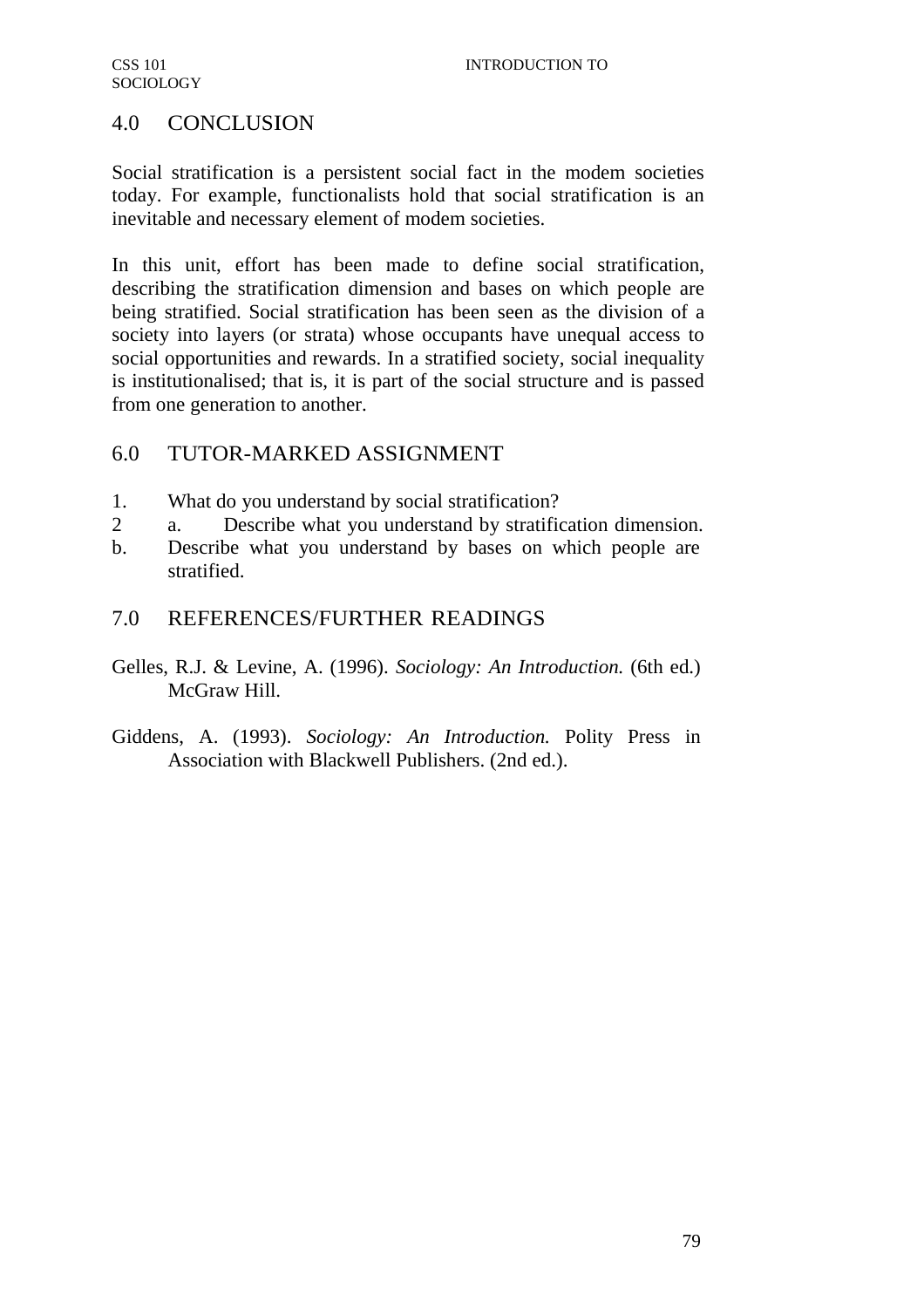## 4.0 CONCLUSION

Social stratification is a persistent social fact in the modem societies today. For example, functionalists hold that social stratification is an inevitable and necessary element of modem societies.

In this unit, effort has been made to define social stratification, describing the stratification dimension and bases on which people are being stratified. Social stratification has been seen as the division of a society into layers (or strata) whose occupants have unequal access to social opportunities and rewards. In a stratified society, social inequality is institutionalised; that is, it is part of the social structure and is passed from one generation to another.

## 6.0 TUTOR-MARKED ASSIGNMENT

1. What do you understand by social stratification?
2. a. Describe what you understand by stratification dimension.
   b. Describe what you understand by bases on which people are stratified.

## 7.0 REFERENCES/FURTHER READINGS

Gelles, R.J. & Levine, A. (1996). *Sociology: An Introduction.* (6th ed.) McGraw Hill.

Giddens, A. (1993). *Sociology: An Introduction.* Polity Press in Association with Blackwell Publishers. (2nd ed.).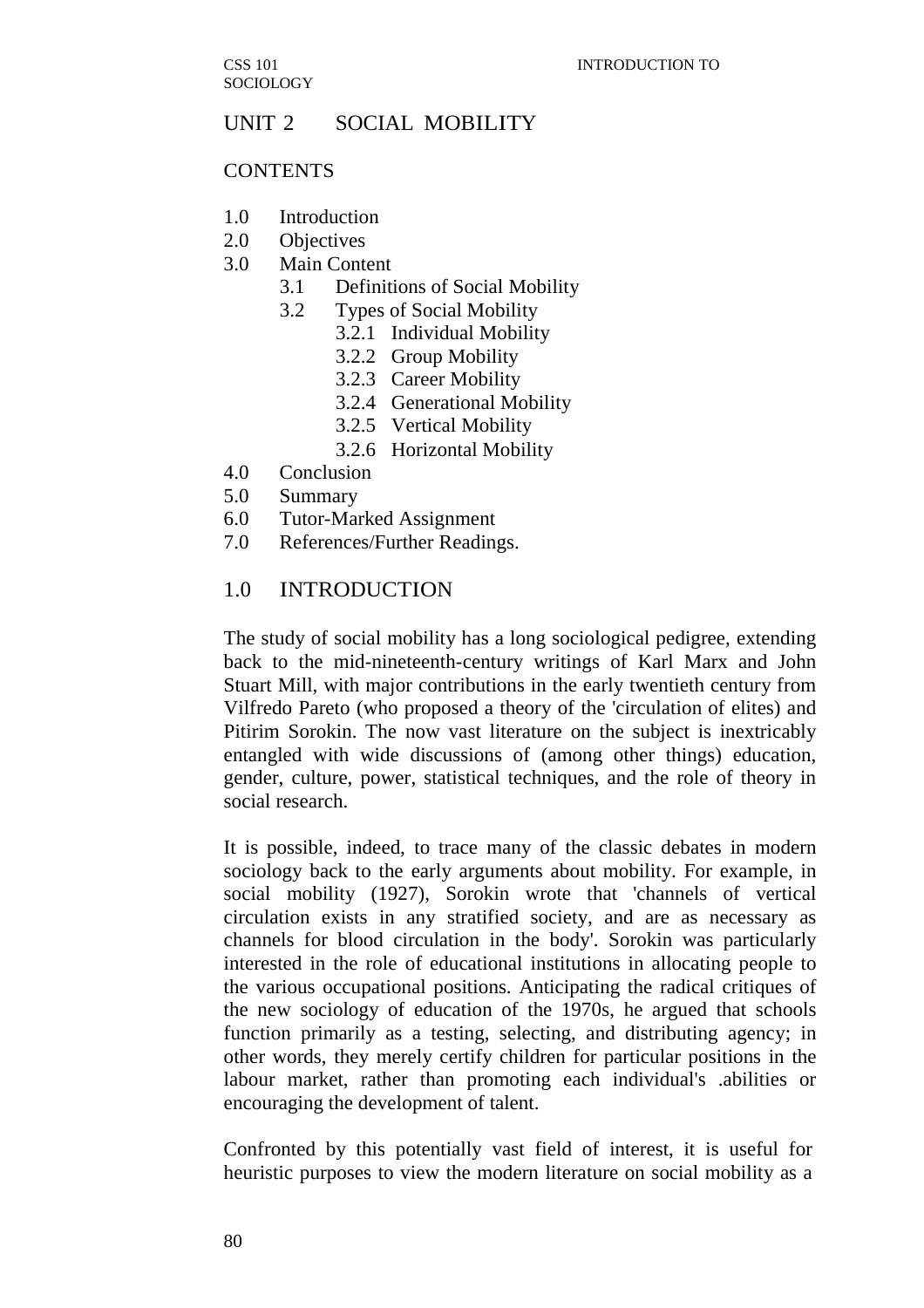# UNIT 2 SOCIAL MOBILITY

## CONTENTS

- 1.0 Introduction
- 2.0 Objectives
- 3.0 Main Content
  - 3.1 Definitions of Social Mobility
  - 3.2 Types of Social Mobility
    - 3.2.1 Individual Mobility
    - 3.2.2 Group Mobility
    - 3.2.3 Career Mobility
    - 3.2.4 Generational Mobility
    - 3.2.5 Vertical Mobility
    - 3.2.6 Horizontal Mobility
- 4.0 Conclusion
- 5.0 Summary
- 6.0 Tutor-Marked Assignment
- 7.0 References/Further Readings.

## 1.0 INTRODUCTION

The study of social mobility has a long sociological pedigree, extending back to the mid-nineteenth-century writings of Karl Marx and John Stuart Mill, with major contributions in the early twentieth century from Vilfredo Pareto (who proposed a theory of the 'circulation of elites) and Pitirim Sorokin. The now vast literature on the subject is inextricably entangled with wide discussions of (among other things) education, gender, culture, power, statistical techniques, and the role of theory in social research.

It is possible, indeed, to trace many of the classic debates in modern sociology back to the early arguments about mobility. For example, in social mobility (1927), Sorokin wrote that 'channels of vertical circulation exists in any stratified society, and are as necessary as channels for blood circulation in the body'. Sorokin was particularly interested in the role of educational institutions in allocating people to the various occupational positions. Anticipating the radical critiques of the new sociology of education of the 1970s, he argued that schools function primarily as a testing, selecting, and distributing agency; in other words, they merely certify children for particular positions in the labour market, rather than promoting each individual's .abilities or encouraging the development of talent.

Confronted by this potentially vast field of interest, it is useful for heuristic purposes to view the modern literature on social mobility as a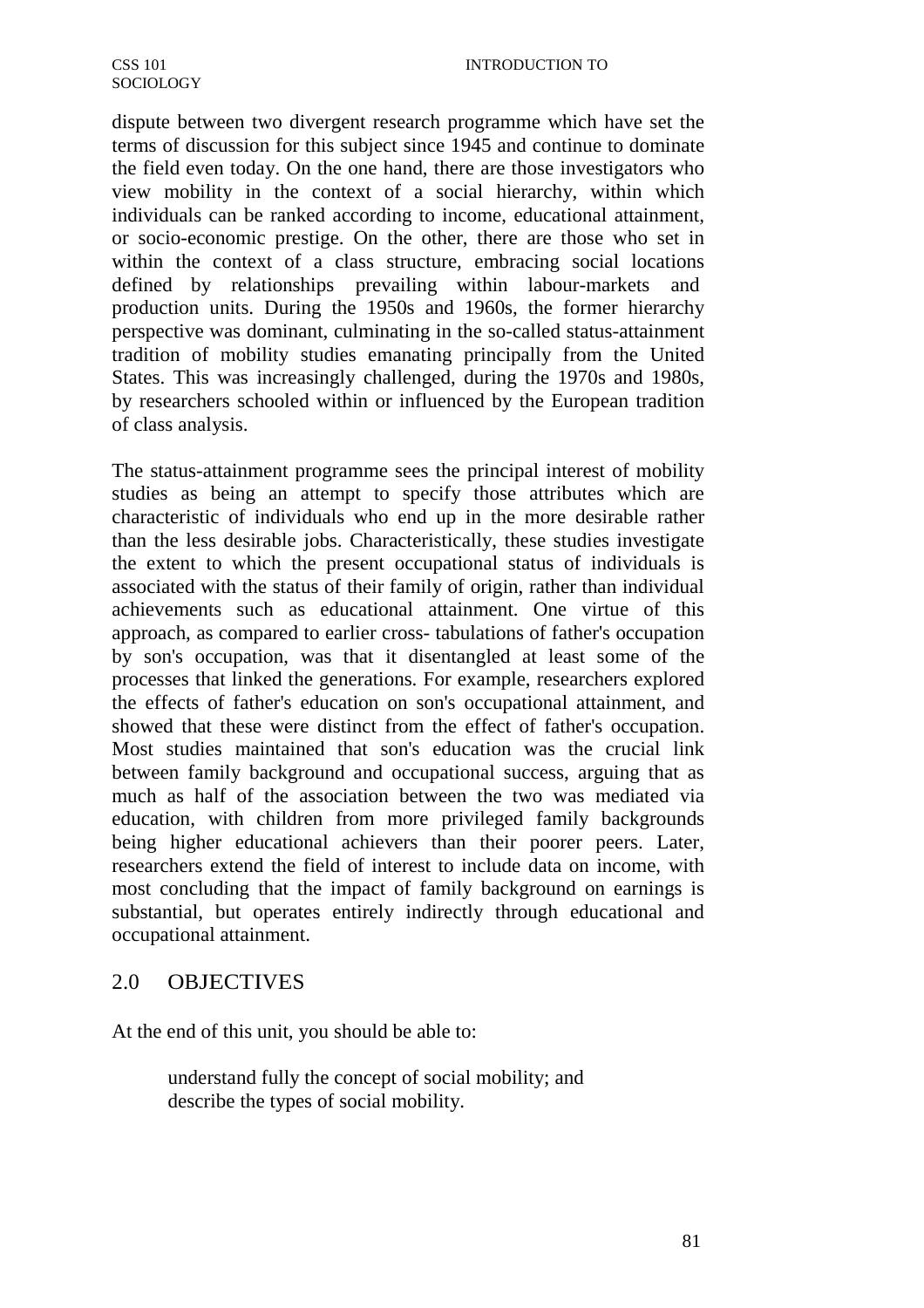dispute between two divergent research programme which have set the terms of discussion for this subject since 1945 and continue to dominate the field even today. On the one hand, there are those investigators who view mobility in the context of a social hierarchy, within which individuals can be ranked according to income, educational attainment, or socio-economic prestige. On the other, there are those who set in within the context of a class structure, embracing social locations defined by relationships prevailing within labour-markets and production units. During the 1950s and 1960s, the former hierarchy perspective was dominant, culminating in the so-called status-attainment tradition of mobility studies emanating principally from the United States. This was increasingly challenged, during the 1970s and 1980s, by researchers schooled within or influenced by the European tradition of class analysis.

The status-attainment programme sees the principal interest of mobility studies as being an attempt to specify those attributes which are characteristic of individuals who end up in the more desirable rather than the less desirable jobs. Characteristically, these studies investigate the extent to which the present occupational status of individuals is associated with the status of their family of origin, rather than individual achievements such as educational attainment. One virtue of this approach, as compared to earlier cross- tabulations of father's occupation by son's occupation, was that it disentangled at least some of the processes that linked the generations. For example, researchers explored the effects of father's education on son's occupational attainment, and showed that these were distinct from the effect of father's occupation. Most studies maintained that son's education was the crucial link between family background and occupational success, arguing that as much as half of the association between the two was mediated via education, with children from more privileged family backgrounds being higher educational achievers than their poorer peers. Later, researchers extend the field of interest to include data on income, with most concluding that the impact of family background on earnings is substantial, but operates entirely indirectly through educational and occupational attainment.

## 2.0 OBJECTIVES

At the end of this unit, you should be able to:

- understand fully the concept of social mobility; and
- describe the types of social mobility.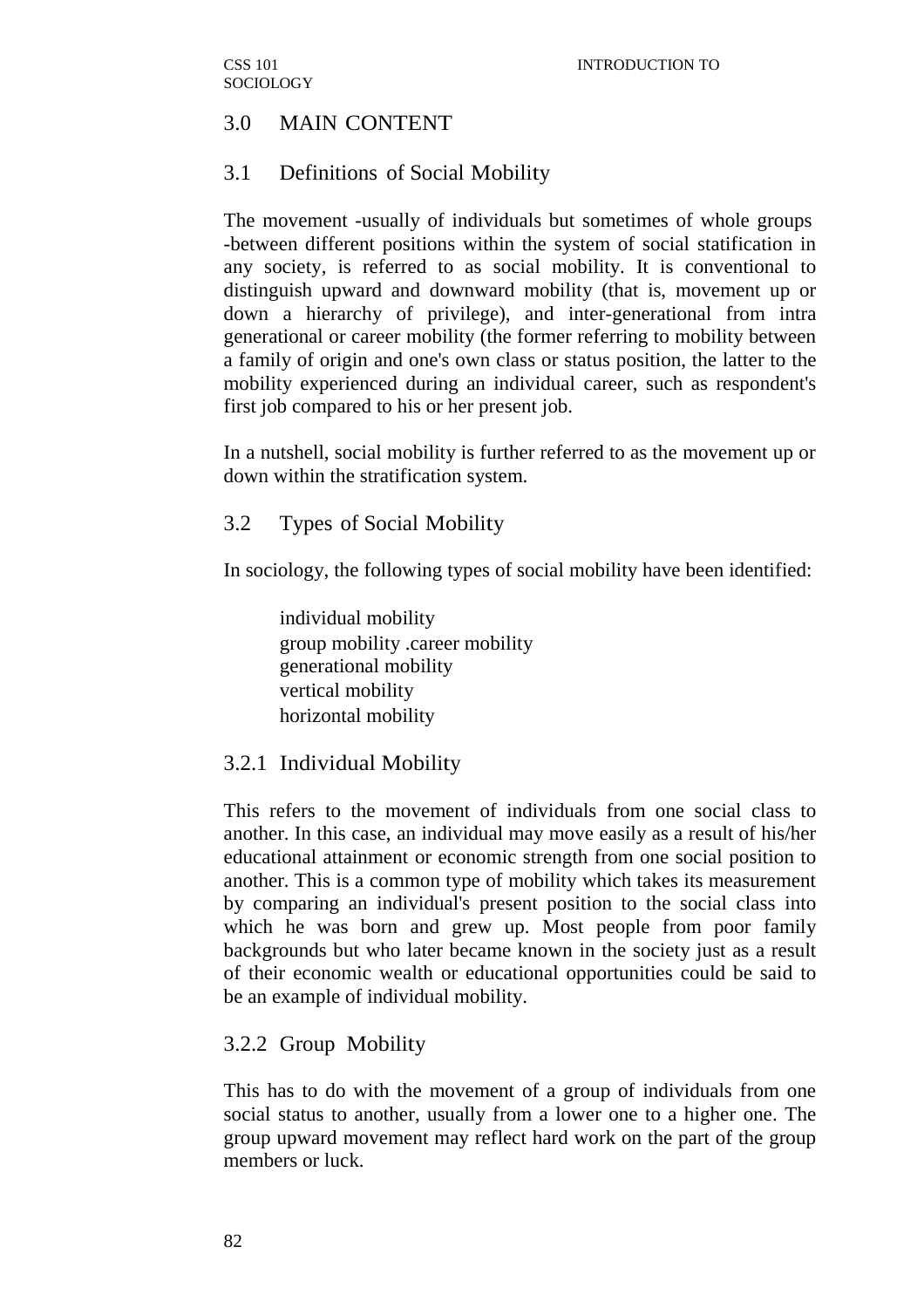## 3.0 MAIN CONTENT

### 3.1 Definitions of Social Mobility

The movement -usually of individuals but sometimes of whole groups -between different positions within the system of social statification in any society, is referred to as social mobility. It is conventional to distinguish upward and downward mobility (that is, movement up or down a hierarchy of privilege), and inter-generational from intra generational or career mobility (the former referring to mobility between a family of origin and one's own class or status position, the latter to the mobility experienced during an individual career, such as respondent's first job compared to his or her present job.

In a nutshell, social mobility is further referred to as the movement up or down within the stratification system.

### 3.2 Types of Social Mobility

In sociology, the following types of social mobility have been identified:

individual mobility
group mobility .career mobility
generational mobility
vertical mobility
horizontal mobility

#### 3.2.1 Individual Mobility

This refers to the movement of individuals from one social class to another. In this case, an individual may move easily as a result of his/her educational attainment or economic strength from one social position to another. This is a common type of mobility which takes its measurement by comparing an individual's present position to the social class into which he was born and grew up. Most people from poor family backgrounds but who later became known in the society just as a result of their economic wealth or educational opportunities could be said to be an example of individual mobility.

#### 3.2.2 Group Mobility

This has to do with the movement of a group of individuals from one social status to another, usually from a lower one to a higher one. The group upward movement may reflect hard work on the part of the group members or luck.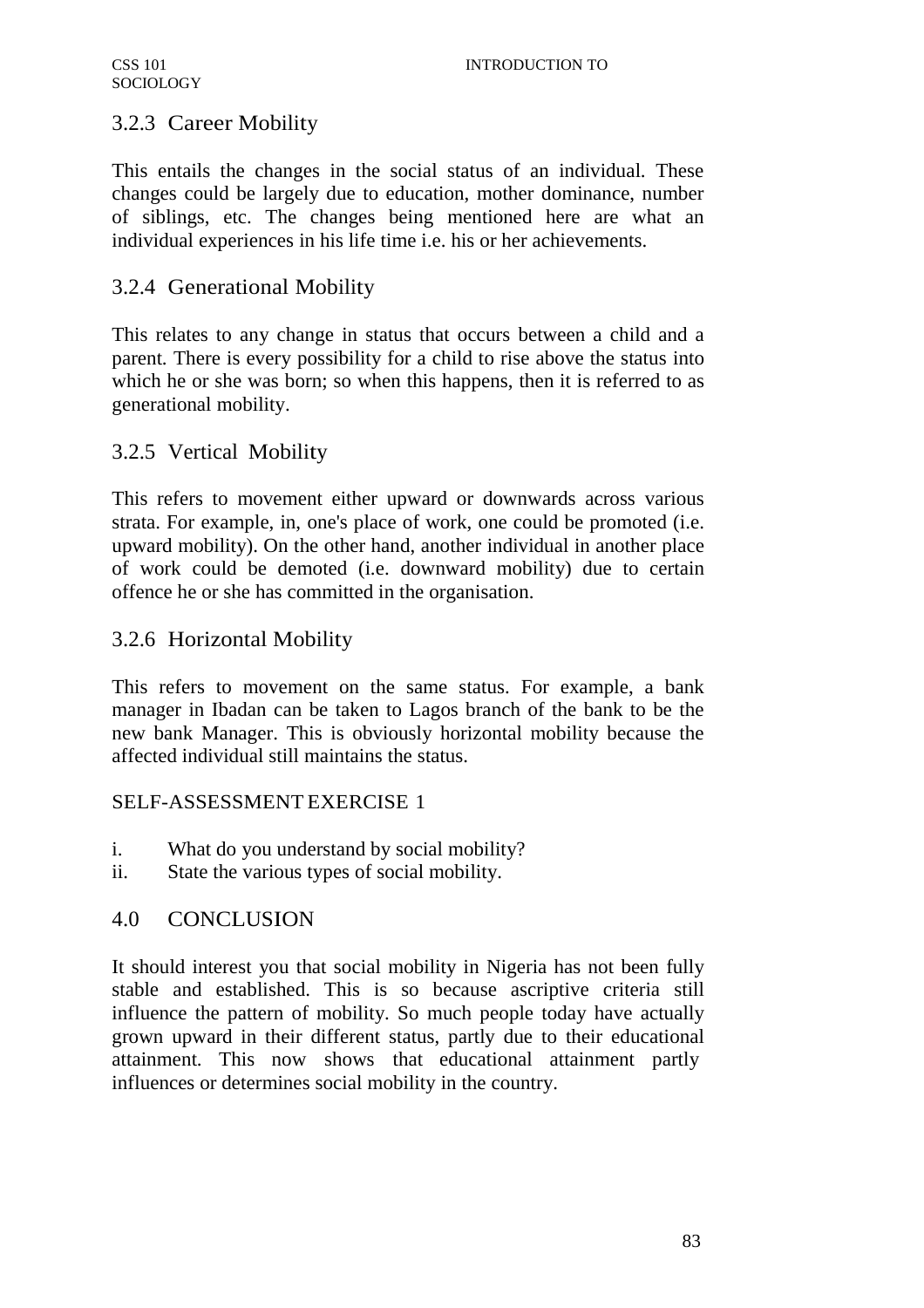### 3.2.3 Career Mobility

This entails the changes in the social status of an individual. These changes could be largely due to education, mother dominance, number of siblings, etc. The changes being mentioned here are what an individual experiences in his life time i.e. his or her achievements.

### 3.2.4 Generational Mobility

This relates to any change in status that occurs between a child and a parent. There is every possibility for a child to rise above the status into which he or she was born; so when this happens, then it is referred to as generational mobility.

### 3.2.5 Vertical Mobility

This refers to movement either upward or downwards across various strata. For example, in, one's place of work, one could be promoted (i.e. upward mobility). On the other hand, another individual in another place of work could be demoted (i.e. downward mobility) due to certain offence he or she has committed in the organisation.

### 3.2.6 Horizontal Mobility

This refers to movement on the same status. For example, a bank manager in Ibadan can be taken to Lagos branch of the bank to be the new bank Manager. This is obviously horizontal mobility because the affected individual still maintains the status.

SELF-ASSESSMENT EXERCISE 1

i. What do you understand by social mobility?
ii. State the various types of social mobility.

## 4.0 CONCLUSION

It should interest you that social mobility in Nigeria has not been fully stable and established. This is so because ascriptive criteria still influence the pattern of mobility. So much people today have actually grown upward in their different status, partly due to their educational attainment. This now shows that educational attainment partly influences or determines social mobility in the country.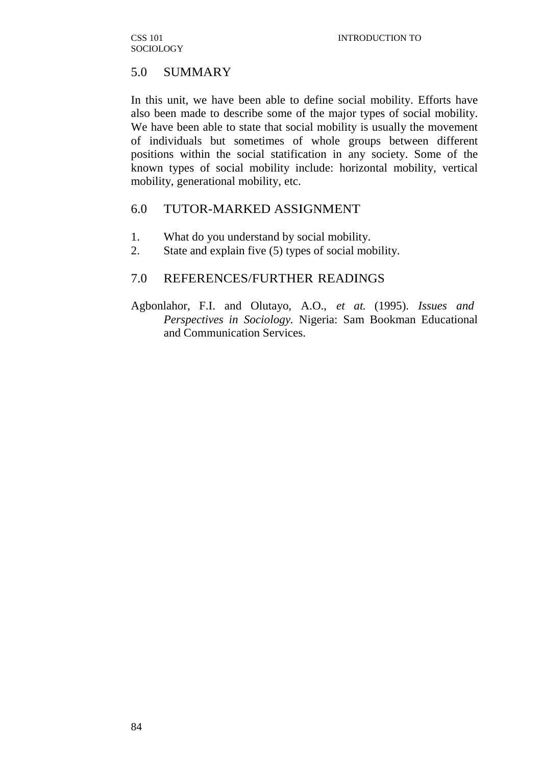## 5.0 SUMMARY

In this unit, we have been able to define social mobility. Efforts have also been made to describe some of the major types of social mobility. We have been able to state that social mobility is usually the movement of individuals but sometimes of whole groups between different positions within the social statification in any society. Some of the known types of social mobility include: horizontal mobility, vertical mobility, generational mobility, etc.

## 6.0 TUTOR-MARKED ASSIGNMENT

1. What do you understand by social mobility.
2. State and explain five (5) types of social mobility.

## 7.0 REFERENCES/FURTHER READINGS

Agbonlahor, F.I. and Olutayo, A.O., *et at.* (1995). *Issues and Perspectives in Sociology.* Nigeria: Sam Bookman Educational and Communication Services.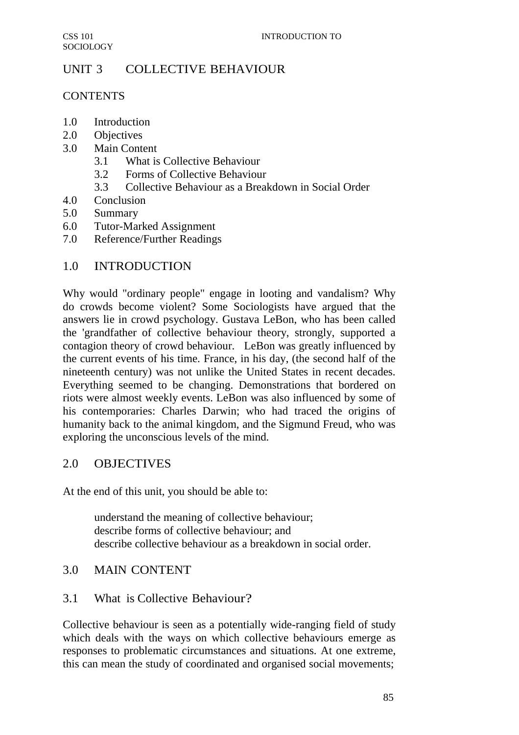# UNIT 3 COLLECTIVE BEHAVIOUR

## CONTENTS

1.0 Introduction
2.0 Objectives
3.0 Main Content
   3.1 What is Collective Behaviour
   3.2 Forms of Collective Behaviour
   3.3 Collective Behaviour as a Breakdown in Social Order
4.0 Conclusion
5.0 Summary
6.0 Tutor-Marked Assignment
7.0 Reference/Further Readings

## 1.0 INTRODUCTION

Why would "ordinary people" engage in looting and vandalism? Why do crowds become violent? Some Sociologists have argued that the answers lie in crowd psychology. Gustava LeBon, who has been called the 'grandfather of collective behaviour theory, strongly, supported a contagion theory of crowd behaviour. LeBon was greatly influenced by the current events of his time. France, in his day, (the second half of the nineteenth century) was not unlike the United States in recent decades. Everything seemed to be changing. Demonstrations that bordered on riots were almost weekly events. LeBon was also influenced by some of his contemporaries: Charles Darwin; who had traced the origins of humanity back to the animal kingdom, and the Sigmund Freud, who was exploring the unconscious levels of the mind.

## 2.0 OBJECTIVES

At the end of this unit, you should be able to:

- understand the meaning of collective behaviour;
- describe forms of collective behaviour; and
- describe collective behaviour as a breakdown in social order.

## 3.0 MAIN CONTENT

### 3.1 What is Collective Behaviour?

Collective behaviour is seen as a potentially wide-ranging field of study which deals with the ways on which collective behaviours emerge as responses to problematic circumstances and situations. At one extreme, this can mean the study of coordinated and organised social movements;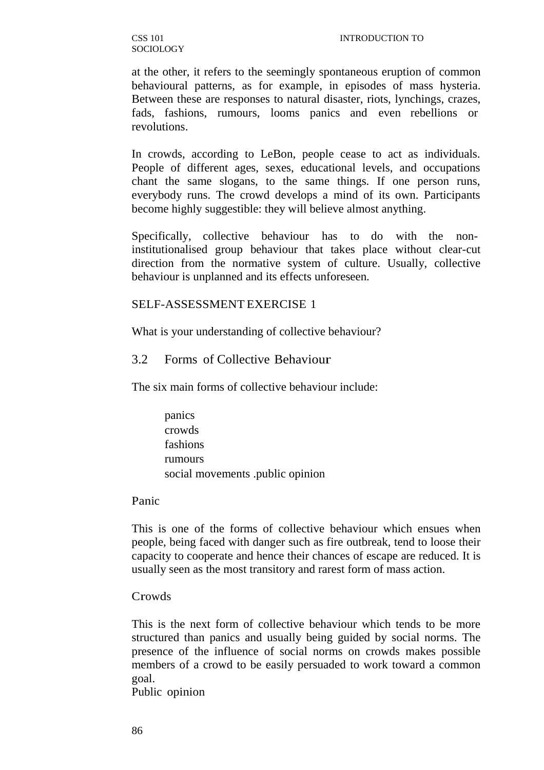at the other, it refers to the seemingly spontaneous eruption of common behavioural patterns, as for example, in episodes of mass hysteria. Between these are responses to natural disaster, riots, lynchings, crazes, fads, fashions, rumours, looms panics and even rebellions or revolutions.

In crowds, according to LeBon, people cease to act as individuals. People of different ages, sexes, educational levels, and occupations chant the same slogans, to the same things. If one person runs, everybody runs. The crowd develops a mind of its own. Participants become highly suggestible: they will believe almost anything.

Specifically, collective behaviour has to do with the non-institutionalised group behaviour that takes place without clear-cut direction from the normative system of culture. Usually, collective behaviour is unplanned and its effects unforeseen.

SELF-ASSESSMENT EXERCISE 1

What is your understanding of collective behaviour?

## 3.2 Forms of Collective Behaviour

The six main forms of collective behaviour include:

- panics
- crowds
- fashions
- rumours
- social movements .public opinion

### Panic

This is one of the forms of collective behaviour which ensues when people, being faced with danger such as fire outbreak, tend to loose their capacity to cooperate and hence their chances of escape are reduced. It is usually seen as the most transitory and rarest form of mass action.

### Crowds

This is the next form of collective behaviour which tends to be more structured than panics and usually being guided by social norms. The presence of the influence of social norms on crowds makes possible members of a crowd to be easily persuaded to work toward a common goal.

### Public opinion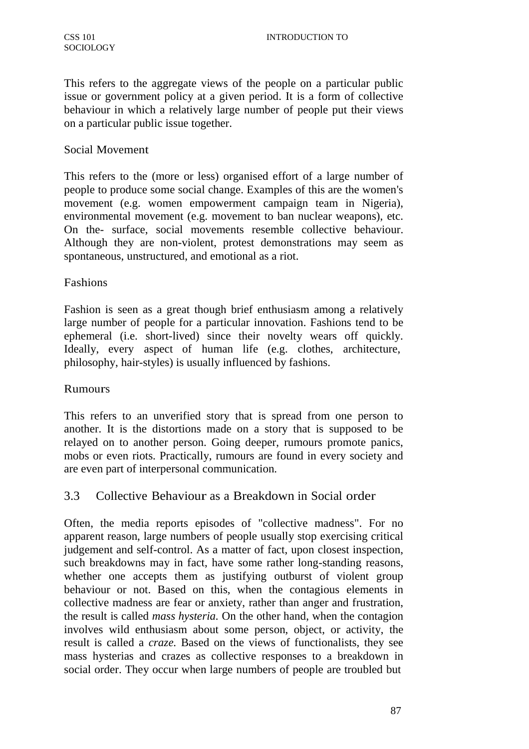This refers to the aggregate views of the people on a particular public issue or government policy at a given period. It is a form of collective behaviour in which a relatively large number of people put their views on a particular public issue together.

### Social Movement

This refers to the (more or less) organised effort of a large number of people to produce some social change. Examples of this are the women's movement (e.g. women empowerment campaign team in Nigeria), environmental movement (e.g. movement to ban nuclear weapons), etc. On the- surface, social movements resemble collective behaviour. Although they are non-violent, protest demonstrations may seem as spontaneous, unstructured, and emotional as a riot.

### Fashions

Fashion is seen as a great though brief enthusiasm among a relatively large number of people for a particular innovation. Fashions tend to be ephemeral (i.e. short-lived) since their novelty wears off quickly. Ideally, every aspect of human life (e.g. clothes, architecture, philosophy, hair-styles) is usually influenced by fashions.

### Rumours

This refers to an unverified story that is spread from one person to another. It is the distortions made on a story that is supposed to be relayed on to another person. Going deeper, rumours promote panics, mobs or even riots. Practically, rumours are found in every society and are even part of interpersonal communication.

## 3.3 Collective Behaviour as a Breakdown in Social order

Often, the media reports episodes of "collective madness". For no apparent reason, large numbers of people usually stop exercising critical judgement and self-control. As a matter of fact, upon closest inspection, such breakdowns may in fact, have some rather long-standing reasons, whether one accepts them as justifying outburst of violent group behaviour or not. Based on this, when the contagious elements in collective madness are fear or anxiety, rather than anger and frustration, the result is called *mass hysteria.* On the other hand, when the contagion involves wild enthusiasm about some person, object, or activity, the result is called a *craze.* Based on the views of functionalists, they see mass hysterias and crazes as collective responses to a breakdown in social order. They occur when large numbers of people are troubled but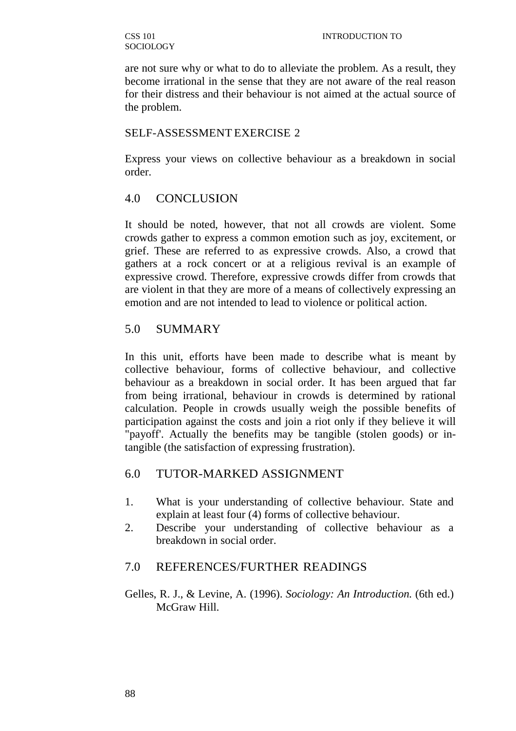are not sure why or what to do to alleviate the problem. As a result, they become irrational in the sense that they are not aware of the real reason for their distress and their behaviour is not aimed at the actual source of the problem.

SELF-ASSESSMENT EXERCISE 2

Express your views on collective behaviour as a breakdown in social order.

## 4.0 CONCLUSION

It should be noted, however, that not all crowds are violent. Some crowds gather to express a common emotion such as joy, excitement, or grief. These are referred to as expressive crowds. Also, a crowd that gathers at a rock concert or at a religious revival is an example of expressive crowd. Therefore, expressive crowds differ from crowds that are violent in that they are more of a means of collectively expressing an emotion and are not intended to lead to violence or political action.

## 5.0 SUMMARY

In this unit, efforts have been made to describe what is meant by collective behaviour, forms of collective behaviour, and collective behaviour as a breakdown in social order. It has been argued that far from being irrational, behaviour in crowds is determined by rational calculation. People in crowds usually weigh the possible benefits of participation against the costs and join a riot only if they believe it will "payoff'. Actually the benefits may be tangible (stolen goods) or in-tangible (the satisfaction of expressing frustration).

## 6.0 TUTOR-MARKED ASSIGNMENT

1. What is your understanding of collective behaviour. State and explain at least four (4) forms of collective behaviour.
2. Describe your understanding of collective behaviour as a breakdown in social order.

## 7.0 REFERENCES/FURTHER READINGS

Gelles, R. J., & Levine, A. (1996). *Sociology: An Introduction.* (6th ed.) McGraw Hill.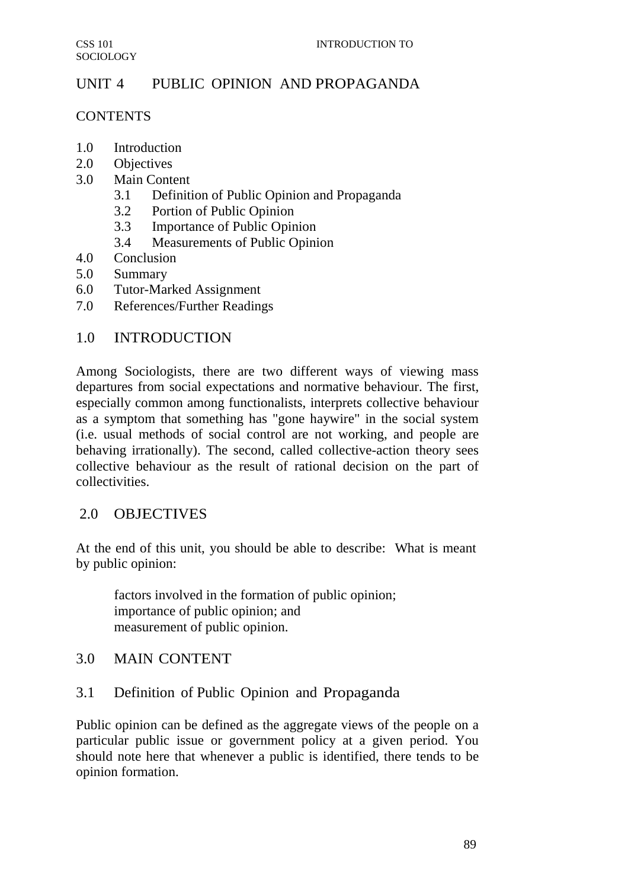# UNIT 4 PUBLIC OPINION AND PROPAGANDA

## CONTENTS

- 1.0 Introduction
- 2.0 Objectives
- 3.0 Main Content
  - 3.1 Definition of Public Opinion and Propaganda
  - 3.2 Portion of Public Opinion
  - 3.3 Importance of Public Opinion
  - 3.4 Measurements of Public Opinion
- 4.0 Conclusion
- 5.0 Summary
- 6.0 Tutor-Marked Assignment
- 7.0 References/Further Readings

## 1.0 INTRODUCTION

Among Sociologists, there are two different ways of viewing mass departures from social expectations and normative behaviour. The first, especially common among functionalists, interprets collective behaviour as a symptom that something has "gone haywire" in the social system (i.e. usual methods of social control are not working, and people are behaving irrationally). The second, called collective-action theory sees collective behaviour as the result of rational decision on the part of collectivities.

## 2.0 OBJECTIVES

At the end of this unit, you should be able to describe: What is meant by public opinion:

- factors involved in the formation of public opinion;
- importance of public opinion; and
- measurement of public opinion.

## 3.0 MAIN CONTENT

### 3.1 Definition of Public Opinion and Propaganda

Public opinion can be defined as the aggregate views of the people on a particular public issue or government policy at a given period. You should note here that whenever a public is identified, there tends to be opinion formation.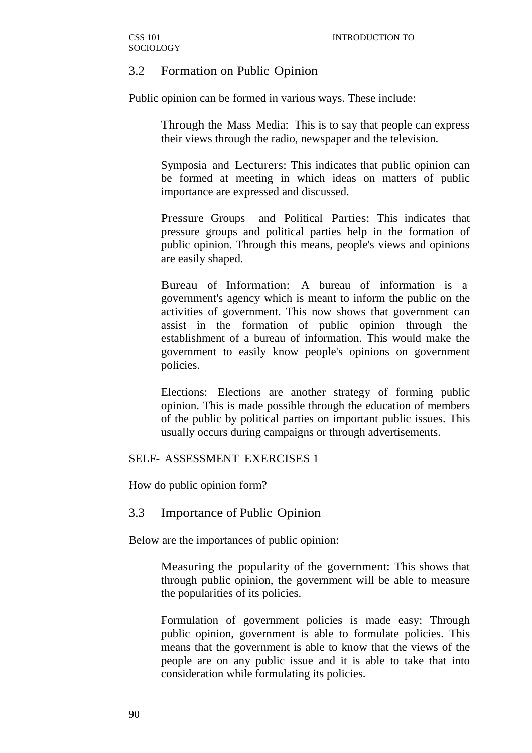## 3.2 Formation on Public Opinion

Public opinion can be formed in various ways. These include:

Through the Mass Media: This is to say that people can express their views through the radio, newspaper and the television.

Symposia and Lecturers: This indicates that public opinion can be formed at meeting in which ideas on matters of public importance are expressed and discussed.

Pressure Groups and Political Parties: This indicates that pressure groups and political parties help in the formation of public opinion. Through this means, people's views and opinions are easily shaped.

Bureau of Information: A bureau of information is a government's agency which is meant to inform the public on the activities of government. This now shows that government can assist in the formation of public opinion through the establishment of a bureau of information. This would make the government to easily know people's opinions on government policies.

Elections: Elections are another strategy of forming public opinion. This is made possible through the education of members of the public by political parties on important public issues. This usually occurs during campaigns or through advertisements.

SELF- ASSESSMENT EXERCISES 1

How do public opinion form?

## 3.3 Importance of Public Opinion

Below are the importances of public opinion:

Measuring the popularity of the government: This shows that through public opinion, the government will be able to measure the popularities of its policies.

Formulation of government policies is made easy: Through public opinion, government is able to formulate policies. This means that the government is able to know that the views of the people are on any public issue and it is able to take that into consideration while formulating its policies.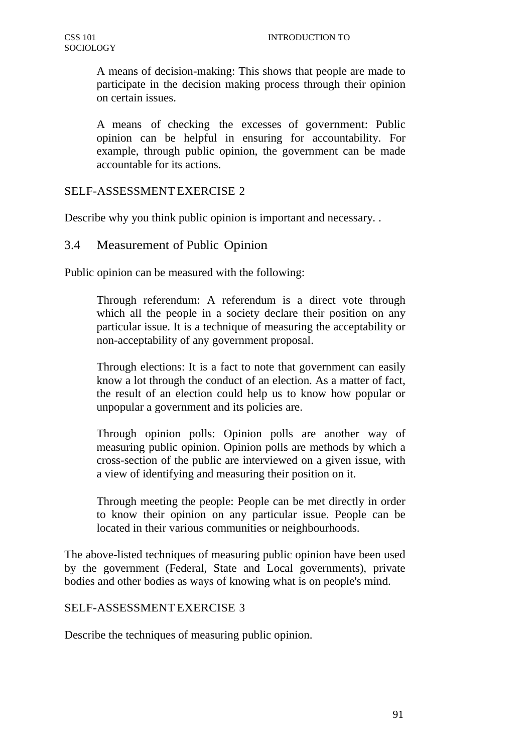A means of decision-making: This shows that people are made to participate in the decision making process through their opinion on certain issues.

A means of checking the excesses of government: Public opinion can be helpful in ensuring for accountability. For example, through public opinion, the government can be made accountable for its actions.

SELF-ASSESSMENT EXERCISE 2

Describe why you think public opinion is important and necessary. .

## 3.4 Measurement of Public Opinion

Public opinion can be measured with the following:

Through referendum: A referendum is a direct vote through which all the people in a society declare their position on any particular issue. It is a technique of measuring the acceptability or non-acceptability of any government proposal.

Through elections: It is a fact to note that government can easily know a lot through the conduct of an election. As a matter of fact, the result of an election could help us to know how popular or unpopular a government and its policies are.

Through opinion polls: Opinion polls are another way of measuring public opinion. Opinion polls are methods by which a cross-section of the public are interviewed on a given issue, with a view of identifying and measuring their position on it.

Through meeting the people: People can be met directly in order to know their opinion on any particular issue. People can be located in their various communities or neighbourhoods.

The above-listed techniques of measuring public opinion have been used by the government (Federal, State and Local governments), private bodies and other bodies as ways of knowing what is on people's mind.

SELF-ASSESSMENT EXERCISE 3

Describe the techniques of measuring public opinion.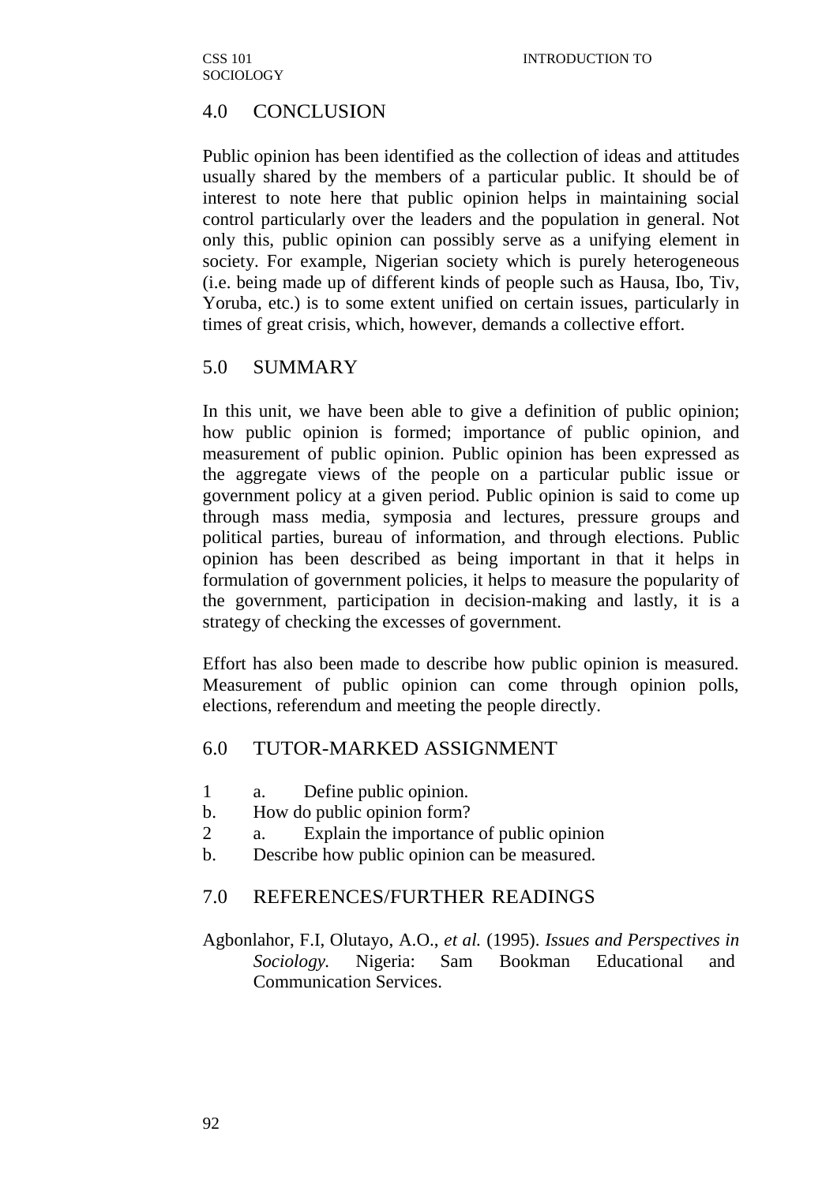## 4.0 CONCLUSION

Public opinion has been identified as the collection of ideas and attitudes usually shared by the members of a particular public. It should be of interest to note here that public opinion helps in maintaining social control particularly over the leaders and the population in general. Not only this, public opinion can possibly serve as a unifying element in society. For example, Nigerian society which is purely heterogeneous (i.e. being made up of different kinds of people such as Hausa, Ibo, Tiv, Yoruba, etc.) is to some extent unified on certain issues, particularly in times of great crisis, which, however, demands a collective effort.

## 5.0 SUMMARY

In this unit, we have been able to give a definition of public opinion; how public opinion is formed; importance of public opinion, and measurement of public opinion. Public opinion has been expressed as the aggregate views of the people on a particular public issue or government policy at a given period. Public opinion is said to come up through mass media, symposia and lectures, pressure groups and political parties, bureau of information, and through elections. Public opinion has been described as being important in that it helps in formulation of government policies, it helps to measure the popularity of the government, participation in decision-making and lastly, it is a strategy of checking the excesses of government.

Effort has also been made to describe how public opinion is measured. Measurement of public opinion can come through opinion polls, elections, referendum and meeting the people directly.

## 6.0 TUTOR-MARKED ASSIGNMENT

1 a. Define public opinion.
b. How do public opinion form?
2 a. Explain the importance of public opinion
b. Describe how public opinion can be measured.

## 7.0 REFERENCES/FURTHER READINGS

Agbonlahor, F.I, Olutayo, A.O., *et al.* (1995). *Issues and Perspectives in Sociology.* Nigeria: Sam Bookman Educational and Communication Services.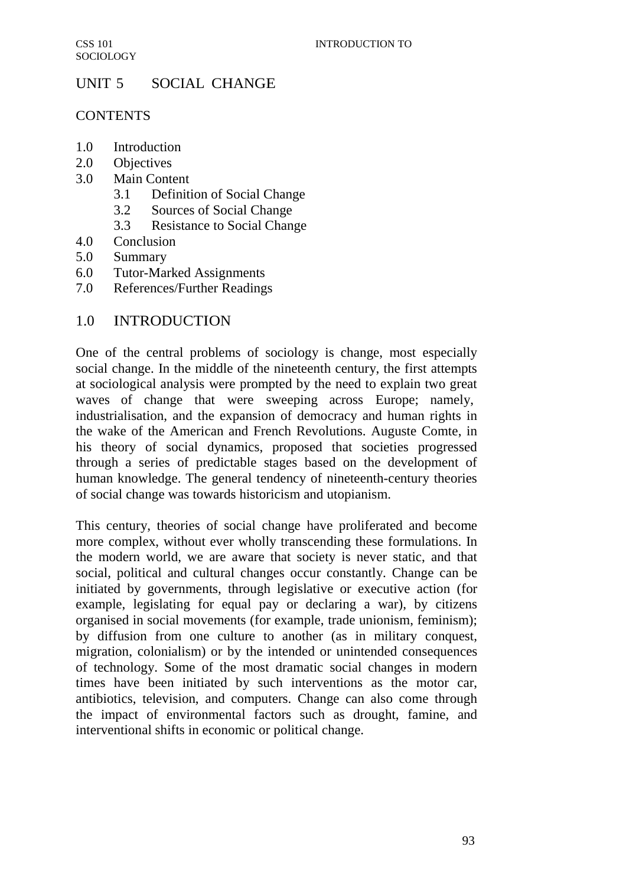# UNIT 5 SOCIAL CHANGE

## CONTENTS

1.0 Introduction
2.0 Objectives
3.0 Main Content
    3.1 Definition of Social Change
    3.2 Sources of Social Change
    3.3 Resistance to Social Change
4.0 Conclusion
5.0 Summary
6.0 Tutor-Marked Assignments
7.0 References/Further Readings

## 1.0 INTRODUCTION

One of the central problems of sociology is change, most especially social change. In the middle of the nineteenth century, the first attempts at sociological analysis were prompted by the need to explain two great waves of change that were sweeping across Europe; namely, industrialisation, and the expansion of democracy and human rights in the wake of the American and French Revolutions. Auguste Comte, in his theory of social dynamics, proposed that societies progressed through a series of predictable stages based on the development of human knowledge. The general tendency of nineteenth-century theories of social change was towards historicism and utopianism.

This century, theories of social change have proliferated and become more complex, without ever wholly transcending these formulations. In the modern world, we are aware that society is never static, and that social, political and cultural changes occur constantly. Change can be initiated by governments, through legislative or executive action (for example, legislating for equal pay or declaring a war), by citizens organised in social movements (for example, trade unionism, feminism); by diffusion from one culture to another (as in military conquest, migration, colonialism) or by the intended or unintended consequences of technology. Some of the most dramatic social changes in modern times have been initiated by such interventions as the motor car, antibiotics, television, and computers. Change can also come through the impact of environmental factors such as drought, famine, and interventional shifts in economic or political change.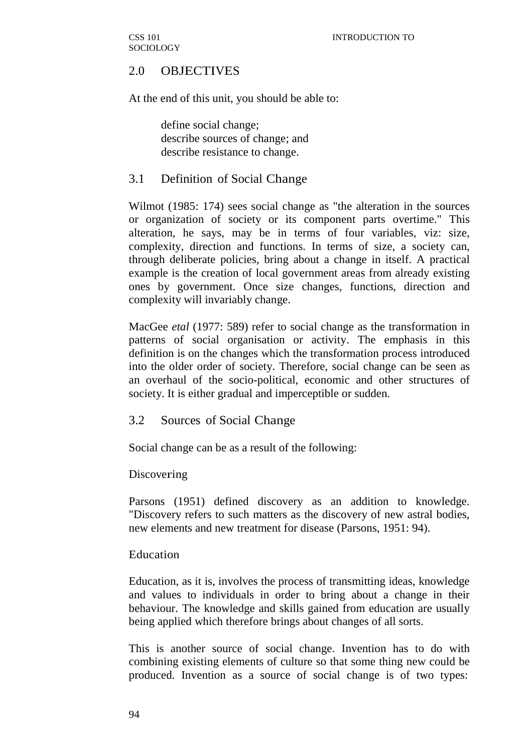## 2.0 OBJECTIVES

At the end of this unit, you should be able to:

- define social change;
- describe sources of change; and
- describe resistance to change.

## 3.1 Definition of Social Change

Wilmot (1985: 174) sees social change as "the alteration in the sources or organization of society or its component parts overtime." This alteration, he says, may be in terms of four variables, viz: size, complexity, direction and functions. In terms of size, a society can, through deliberate policies, bring about a change in itself. A practical example is the creation of local government areas from already existing ones by government. Once size changes, functions, direction and complexity will invariably change.

MacGee *etal* (1977: 589) refer to social change as the transformation in patterns of social organisation or activity. The emphasis in this definition is on the changes which the transformation process introduced into the older order of society. Therefore, social change can be seen as an overhaul of the socio-political, economic and other structures of society. It is either gradual and imperceptible or sudden.

## 3.2 Sources of Social Change

Social change can be as a result of the following:

### Discovering

Parsons (1951) defined discovery as an addition to knowledge. "Discovery refers to such matters as the discovery of new astral bodies, new elements and new treatment for disease (Parsons, 1951: 94).

### Education

Education, as it is, involves the process of transmitting ideas, knowledge and values to individuals in order to bring about a change in their behaviour. The knowledge and skills gained from education are usually being applied which therefore brings about changes of all sorts.

This is another source of social change. Invention has to do with combining existing elements of culture so that some thing new could be produced. Invention as a source of social change is of two types: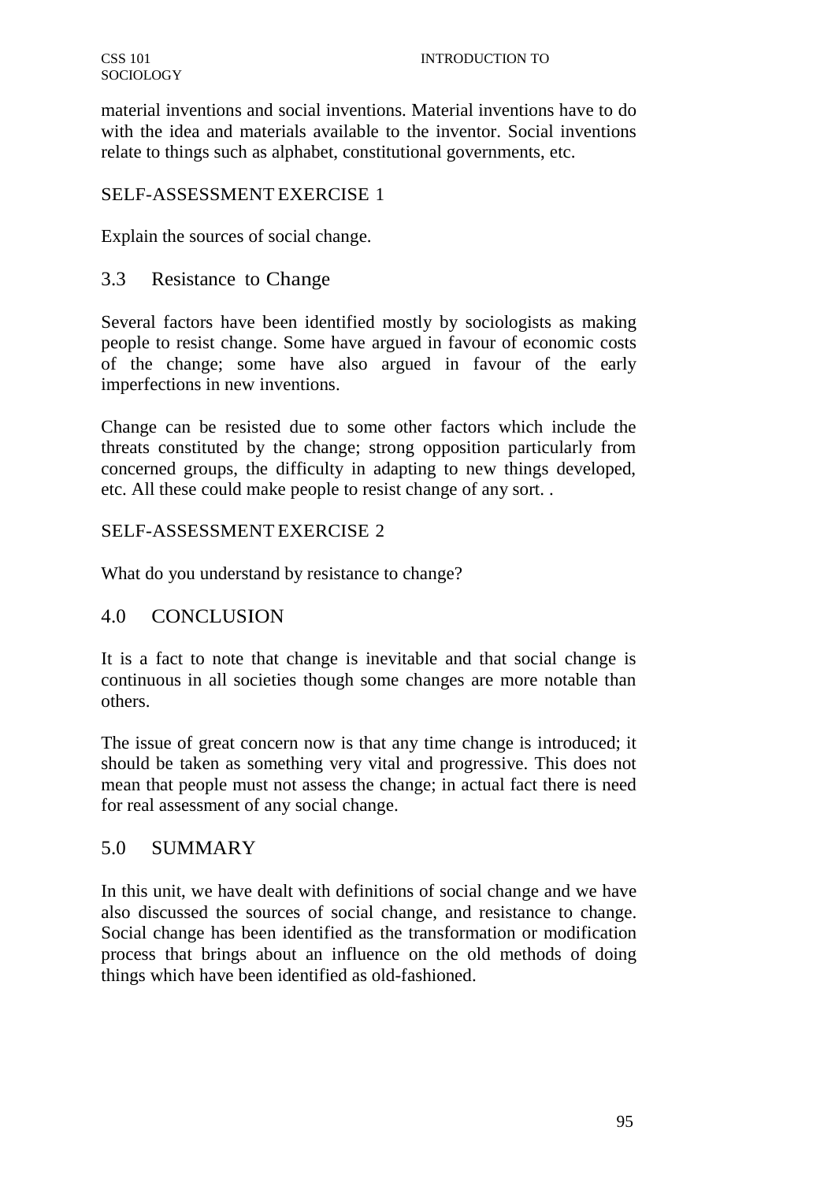material inventions and social inventions. Material inventions have to do with the idea and materials available to the inventor. Social inventions relate to things such as alphabet, constitutional governments, etc.

SELF-ASSESSMENT EXERCISE 1

Explain the sources of social change.

## 3.3 Resistance to Change

Several factors have been identified mostly by sociologists as making people to resist change. Some have argued in favour of economic costs of the change; some have also argued in favour of the early imperfections in new inventions.

Change can be resisted due to some other factors which include the threats constituted by the change; strong opposition particularly from concerned groups, the difficulty in adapting to new things developed, etc. All these could make people to resist change of any sort. .

SELF-ASSESSMENT EXERCISE 2

What do you understand by resistance to change?

## 4.0 CONCLUSION

It is a fact to note that change is inevitable and that social change is continuous in all societies though some changes are more notable than others.

The issue of great concern now is that any time change is introduced; it should be taken as something very vital and progressive. This does not mean that people must not assess the change; in actual fact there is need for real assessment of any social change.

## 5.0 SUMMARY

In this unit, we have dealt with definitions of social change and we have also discussed the sources of social change, and resistance to change. Social change has been identified as the transformation or modification process that brings about an influence on the old methods of doing things which have been identified as old-fashioned.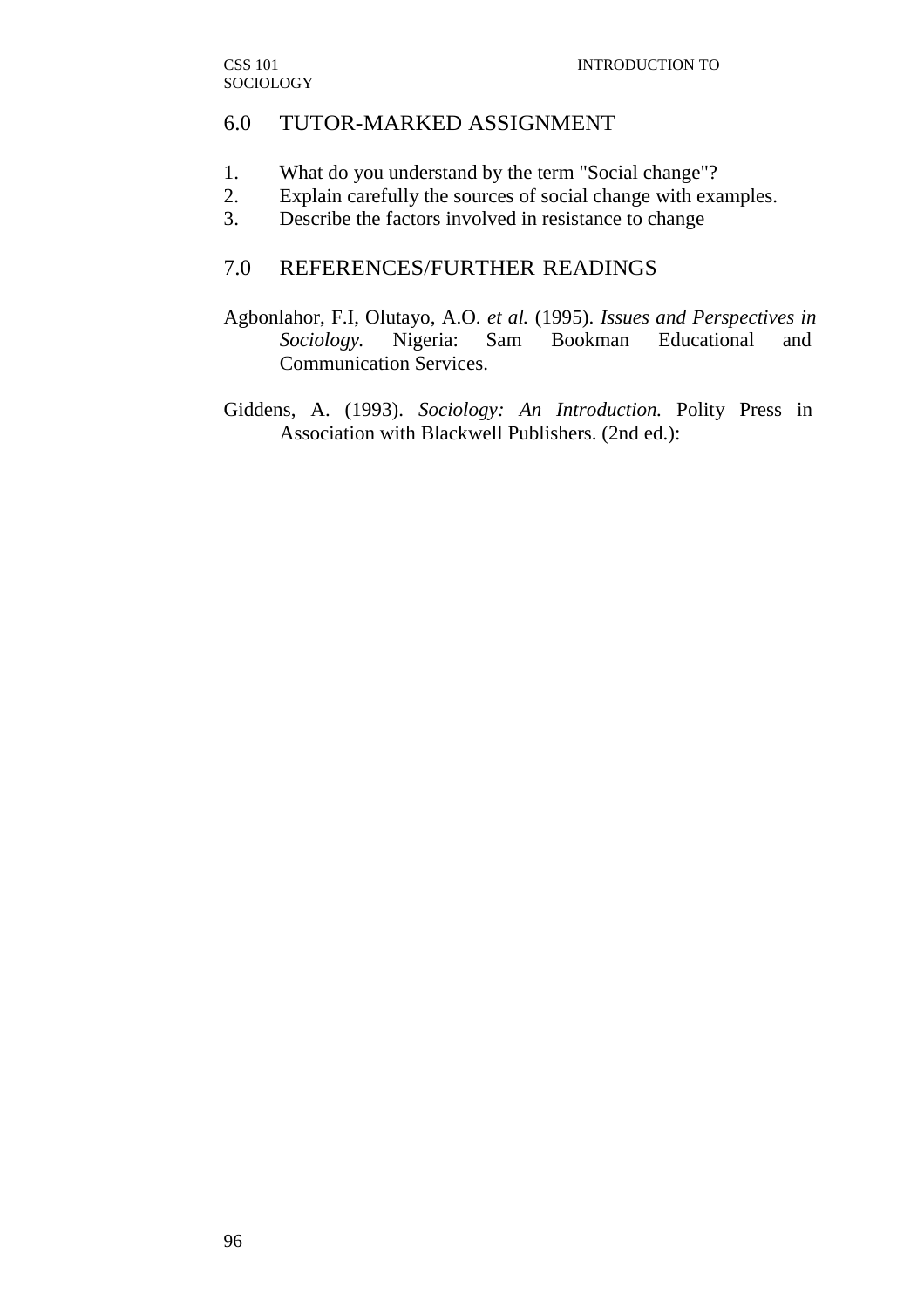## 6.0 TUTOR-MARKED ASSIGNMENT

1. What do you understand by the term "Social change"?
2. Explain carefully the sources of social change with examples.
3. Describe the factors involved in resistance to change

## 7.0 REFERENCES/FURTHER READINGS

Agbonlahor, F.I, Olutayo, A.O. *et al.* (1995). *Issues and Perspectives in Sociology.* Nigeria: Sam Bookman Educational and Communication Services.

Giddens, A. (1993). *Sociology: An Introduction.* Polity Press in Association with Blackwell Publishers. (2nd ed.):